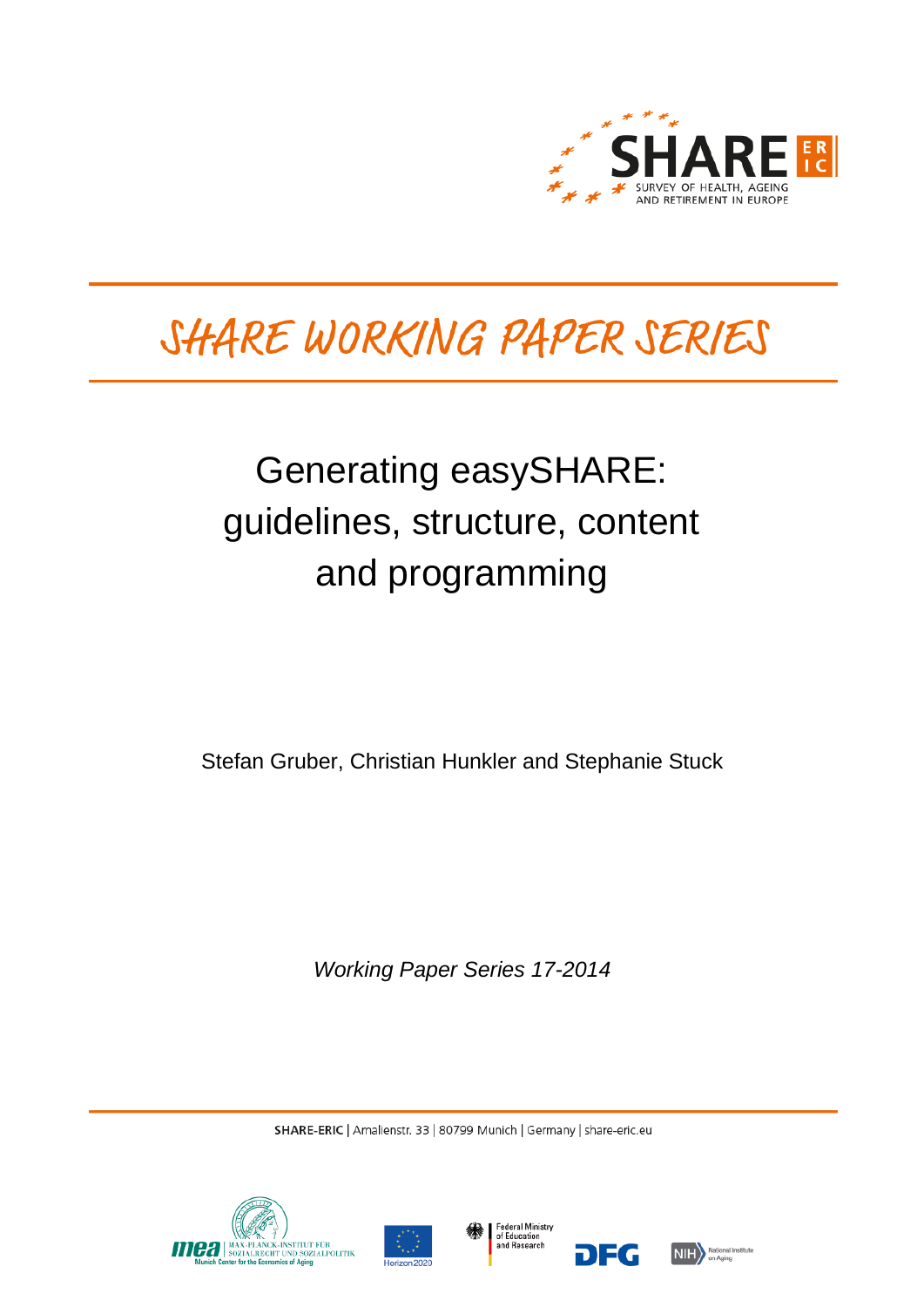SHARE ERIC

SURVEY OF HEALTH, AGEING AND RETIREMENT IN EUROPE

# SHARE WORKING PAPER SERIES

# Generating easySHARE: guidelines, structure, content and programming

Stefan Gruber, Christian Hunkler and Stephanie Stuck

*Working Paper Series 17-2014*

**SHARE-ERIC** | Amalienstr. 33 | 80799 Munich | Germany | share-eric.eu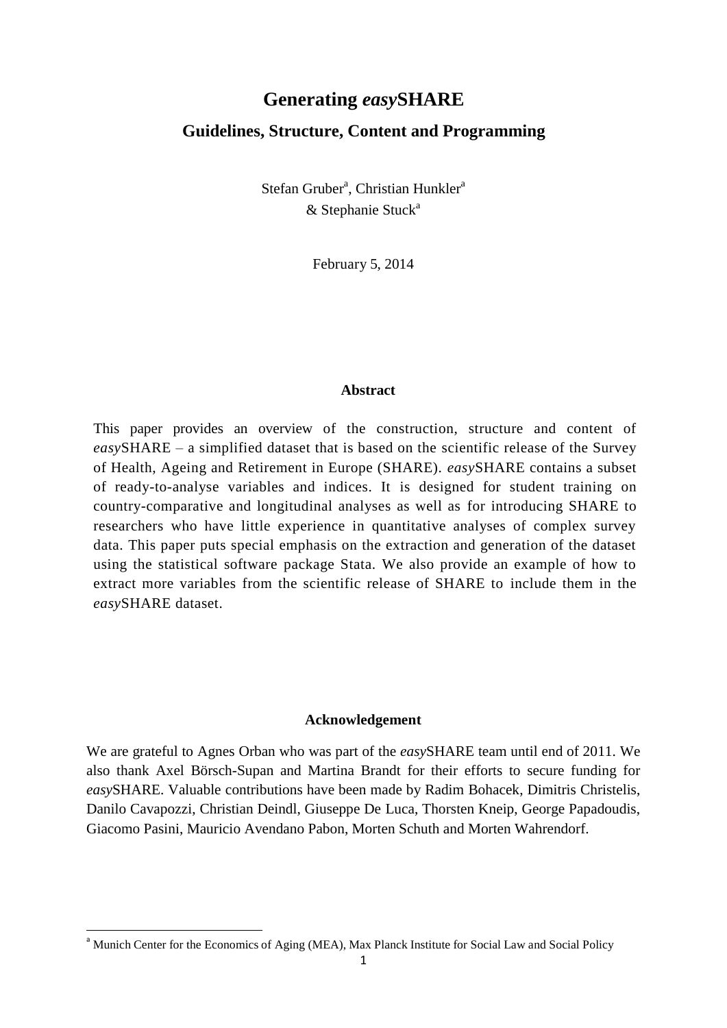# Generating *easy*SHARE

## Guidelines, Structure, Content and Programming

Stefan Gruber[a], Christian Hunkler[a] & Stephanie Stuck[a]

February 5, 2014

### Abstract

This paper provides an overview of the construction, structure and content of *easy*SHARE – a simplified dataset that is based on the scientific release of the Survey of Health, Ageing and Retirement in Europe (SHARE). *easy*SHARE contains a subset of ready-to-analyse variables and indices. It is designed for student training on country-comparative and longitudinal analyses as well as for introducing SHARE to researchers who have little experience in quantitative analyses of complex survey data. This paper puts special emphasis on the extraction and generation of the dataset using the statistical software package Stata. We also provide an example of how to extract more variables from the scientific release of SHARE to include them in the *easy*SHARE dataset.

### Acknowledgement

We are grateful to Agnes Orban who was part of the *easy*SHARE team until end of 2011. We also thank Axel Börsch-Supan and Martina Brandt for their efforts to secure funding for *easy*SHARE. Valuable contributions have been made by Radim Bohacek, Dimitris Christelis, Danilo Cavapozzi, Christian Deindl, Giuseppe De Luca, Thorsten Kneip, George Papadoudis, Giacomo Pasini, Mauricio Avendano Pabon, Morten Schuth and Morten Wahrendorf.

[a] Munich Center for the Economics of Aging (MEA), Max Planck Institute for Social Law and Social Policy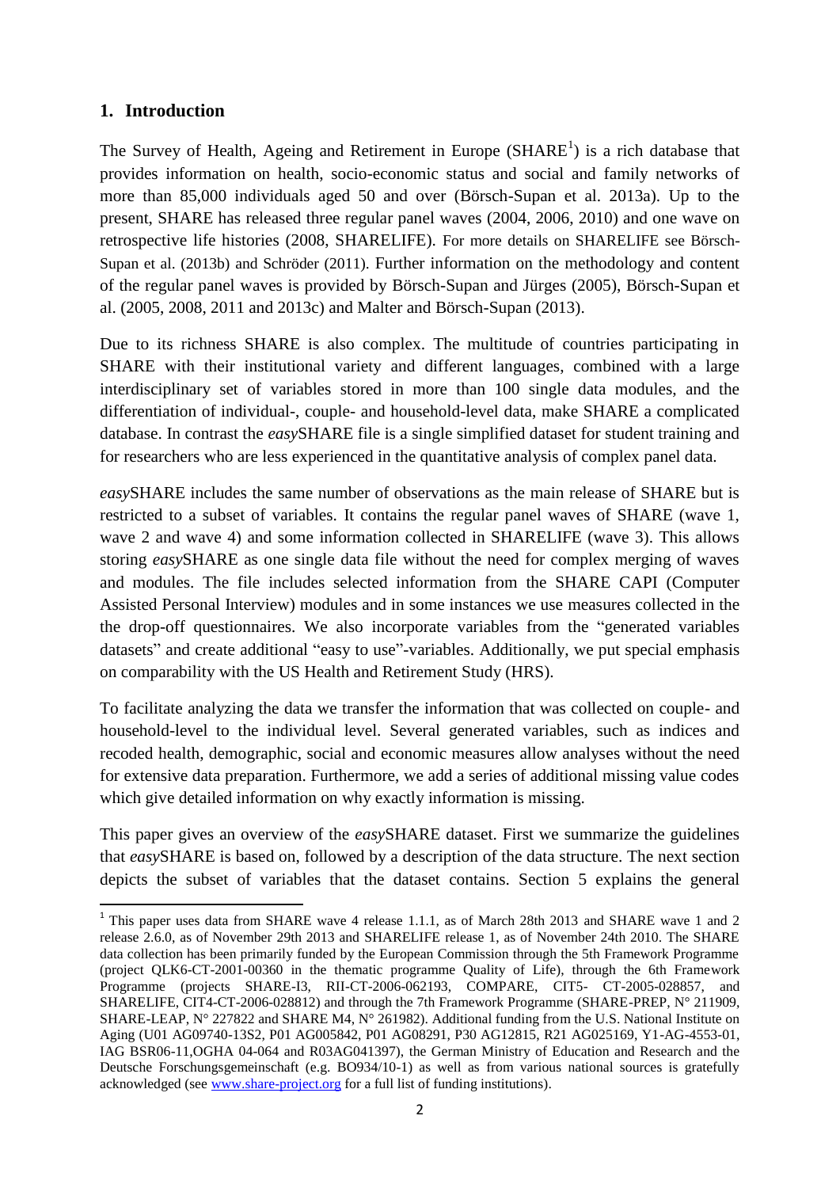## 1. Introduction

The Survey of Health, Ageing and Retirement in Europe (SHARE[1]) is a rich database that provides information on health, socio-economic status and social and family networks of more than 85,000 individuals aged 50 and over (Börsch-Supan et al. 2013a). Up to the present, SHARE has released three regular panel waves (2004, 2006, 2010) and one wave on retrospective life histories (2008, SHARELIFE). For more details on SHARELIFE see Börsch-Supan et al. (2013b) and Schröder (2011). Further information on the methodology and content of the regular panel waves is provided by Börsch-Supan and Jürges (2005), Börsch-Supan et al. (2005, 2008, 2011 and 2013c) and Malter and Börsch-Supan (2013).

Due to its richness SHARE is also complex. The multitude of countries participating in SHARE with their institutional variety and different languages, combined with a large interdisciplinary set of variables stored in more than 100 single data modules, and the differentiation of individual-, couple- and household-level data, make SHARE a complicated database. In contrast the *easy*SHARE file is a single simplified dataset for student training and for researchers who are less experienced in the quantitative analysis of complex panel data.

*easy*SHARE includes the same number of observations as the main release of SHARE but is restricted to a subset of variables. It contains the regular panel waves of SHARE (wave 1, wave 2 and wave 4) and some information collected in SHARELIFE (wave 3). This allows storing *easy*SHARE as one single data file without the need for complex merging of waves and modules. The file includes selected information from the SHARE CAPI (Computer Assisted Personal Interview) modules and in some instances we use measures collected in the the drop-off questionnaires. We also incorporate variables from the "generated variables datasets" and create additional "easy to use"-variables. Additionally, we put special emphasis on comparability with the US Health and Retirement Study (HRS).

To facilitate analyzing the data we transfer the information that was collected on couple- and household-level to the individual level. Several generated variables, such as indices and recoded health, demographic, social and economic measures allow analyses without the need for extensive data preparation. Furthermore, we add a series of additional missing value codes which give detailed information on why exactly information is missing.

This paper gives an overview of the *easy*SHARE dataset. First we summarize the guidelines that *easy*SHARE is based on, followed by a description of the data structure. The next section depicts the subset of variables that the dataset contains. Section 5 explains the general

---

[1] This paper uses data from SHARE wave 4 release 1.1.1, as of March 28th 2013 and SHARE wave 1 and 2 release 2.6.0, as of November 29th 2013 and SHARELIFE release 1, as of November 24th 2010. The SHARE data collection has been primarily funded by the European Commission through the 5th Framework Programme (project QLK6-CT-2001-00360 in the thematic programme Quality of Life), through the 6th Framework Programme (projects SHARE-I3, RII-CT-2006-062193, COMPARE, CIT5- CT-2005-028857, and SHARELIFE, CIT4-CT-2006-028812) and through the 7th Framework Programme (SHARE-PREP, N° 211909, SHARE-LEAP, N° 227822 and SHARE M4, N° 261982). Additional funding from the U.S. National Institute on Aging (U01 AG09740-13S2, P01 AG005842, P01 AG08291, P30 AG12815, R21 AG025169, Y1-AG-4553-01, IAG BSR06-11,OGHA 04-064 and R03AG041397), the German Ministry of Education and Research and the Deutsche Forschungsgemeinschaft (e.g. BO934/10-1) as well as from various national sources is gratefully acknowledged (see www.share-project.org for a full list of funding institutions).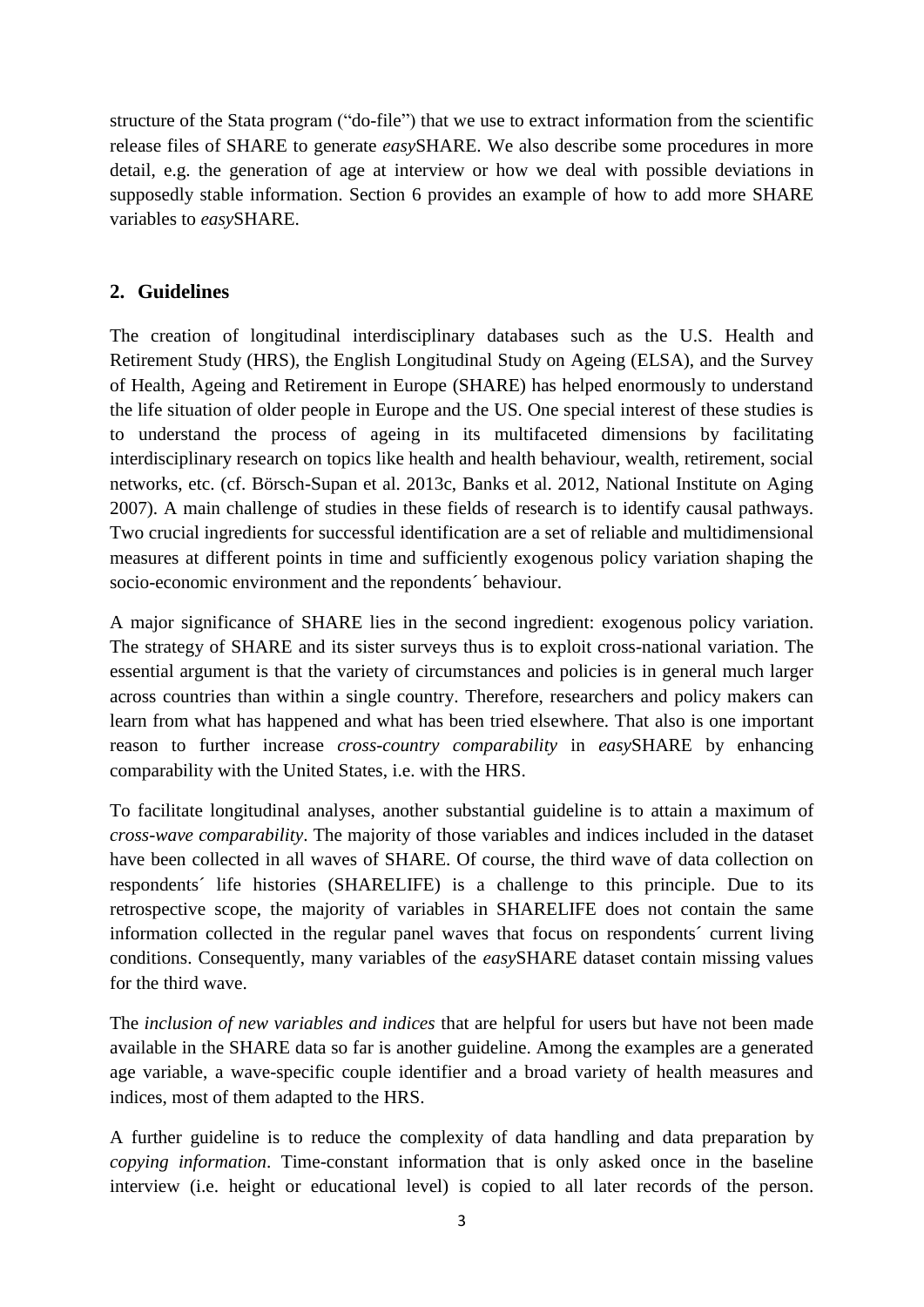structure of the Stata program ("do-file") that we use to extract information from the scientific release files of SHARE to generate *easy*SHARE. We also describe some procedures in more detail, e.g. the generation of age at interview or how we deal with possible deviations in supposedly stable information. Section 6 provides an example of how to add more SHARE variables to *easy*SHARE.

## 2. Guidelines

The creation of longitudinal interdisciplinary databases such as the U.S. Health and Retirement Study (HRS), the English Longitudinal Study on Ageing (ELSA), and the Survey of Health, Ageing and Retirement in Europe (SHARE) has helped enormously to understand the life situation of older people in Europe and the US. One special interest of these studies is to understand the process of ageing in its multifaceted dimensions by facilitating interdisciplinary research on topics like health and health behaviour, wealth, retirement, social networks, etc. (cf. Börsch-Supan et al. 2013c, Banks et al. 2012, National Institute on Aging 2007). A main challenge of studies in these fields of research is to identify causal pathways. Two crucial ingredients for successful identification are a set of reliable and multidimensional measures at different points in time and sufficiently exogenous policy variation shaping the socio-economic environment and the repondents´ behaviour.

A major significance of SHARE lies in the second ingredient: exogenous policy variation. The strategy of SHARE and its sister surveys thus is to exploit cross-national variation. The essential argument is that the variety of circumstances and policies is in general much larger across countries than within a single country. Therefore, researchers and policy makers can learn from what has happened and what has been tried elsewhere. That also is one important reason to further increase *cross-country comparability* in *easy*SHARE by enhancing comparability with the United States, i.e. with the HRS.

To facilitate longitudinal analyses, another substantial guideline is to attain a maximum of *cross-wave comparability*. The majority of those variables and indices included in the dataset have been collected in all waves of SHARE. Of course, the third wave of data collection on respondents´ life histories (SHARELIFE) is a challenge to this principle. Due to its retrospective scope, the majority of variables in SHARELIFE does not contain the same information collected in the regular panel waves that focus on respondents´ current living conditions. Consequently, many variables of the *easy*SHARE dataset contain missing values for the third wave.

The *inclusion of new variables and indices* that are helpful for users but have not been made available in the SHARE data so far is another guideline. Among the examples are a generated age variable, a wave-specific couple identifier and a broad variety of health measures and indices, most of them adapted to the HRS.

A further guideline is to reduce the complexity of data handling and data preparation by *copying information*. Time-constant information that is only asked once in the baseline interview (i.e. height or educational level) is copied to all later records of the person.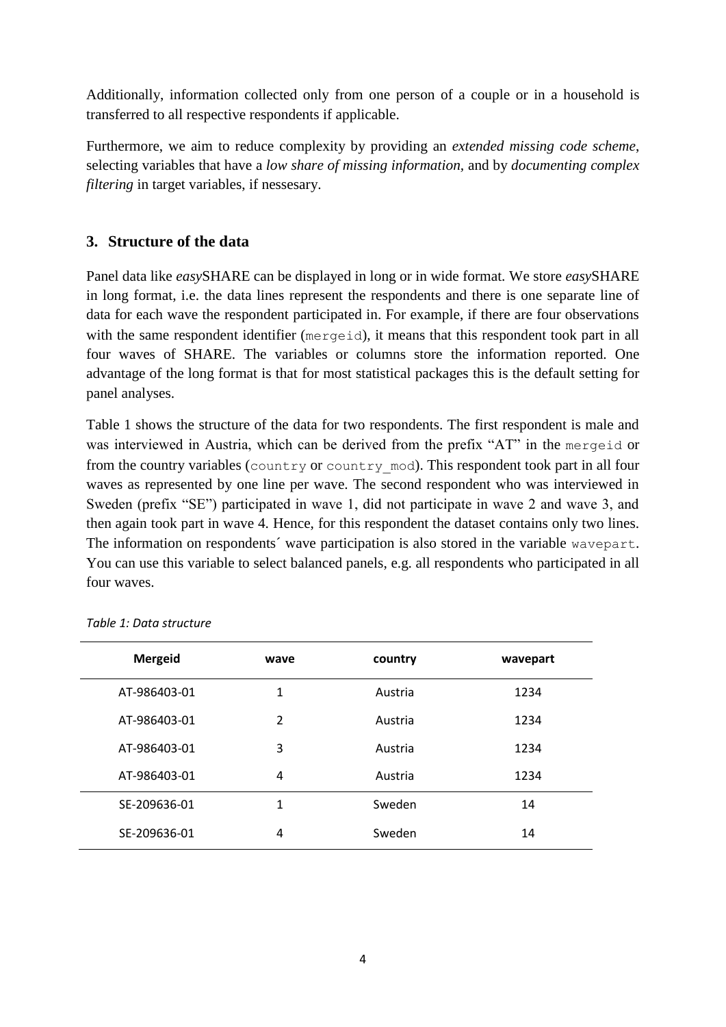Additionally, information collected only from one person of a couple or in a household is transferred to all respective respondents if applicable.

Furthermore, we aim to reduce complexity by providing an *extended missing code scheme*, selecting variables that have a *low share of missing information*, and by *documenting complex filtering* in target variables, if nessesary.

## 3. Structure of the data

Panel data like *easy*SHARE can be displayed in long or in wide format. We store *easy*SHARE in long format, i.e. the data lines represent the respondents and there is one separate line of data for each wave the respondent participated in. For example, if there are four observations with the same respondent identifier (`mergeid`), it means that this respondent took part in all four waves of SHARE. The variables or columns store the information reported. One advantage of the long format is that for most statistical packages this is the default setting for panel analyses.

Table 1 shows the structure of the data for two respondents. The first respondent is male and was interviewed in Austria, which can be derived from the prefix "AT" in the `mergeid` or from the country variables (`country` or `country_mod`). This respondent took part in all four waves as represented by one line per wave. The second respondent who was interviewed in Sweden (prefix "SE") participated in wave 1, did not participate in wave 2 and wave 3, and then again took part in wave 4. Hence, for this respondent the dataset contains only two lines. The information on respondents´ wave participation is also stored in the variable `wavepart`. You can use this variable to select balanced panels, e.g. all respondents who participated in all four waves.

*Table 1: Data structure*

| Mergeid | wave | country | wavepart |
|---|---|---|---|
| AT-986403-01 | 1 | Austria | 1234 |
| AT-986403-01 | 2 | Austria | 1234 |
| AT-986403-01 | 3 | Austria | 1234 |
| AT-986403-01 | 4 | Austria | 1234 |
| SE-209636-01 | 1 | Sweden | 14 |
| SE-209636-01 | 4 | Sweden | 14 |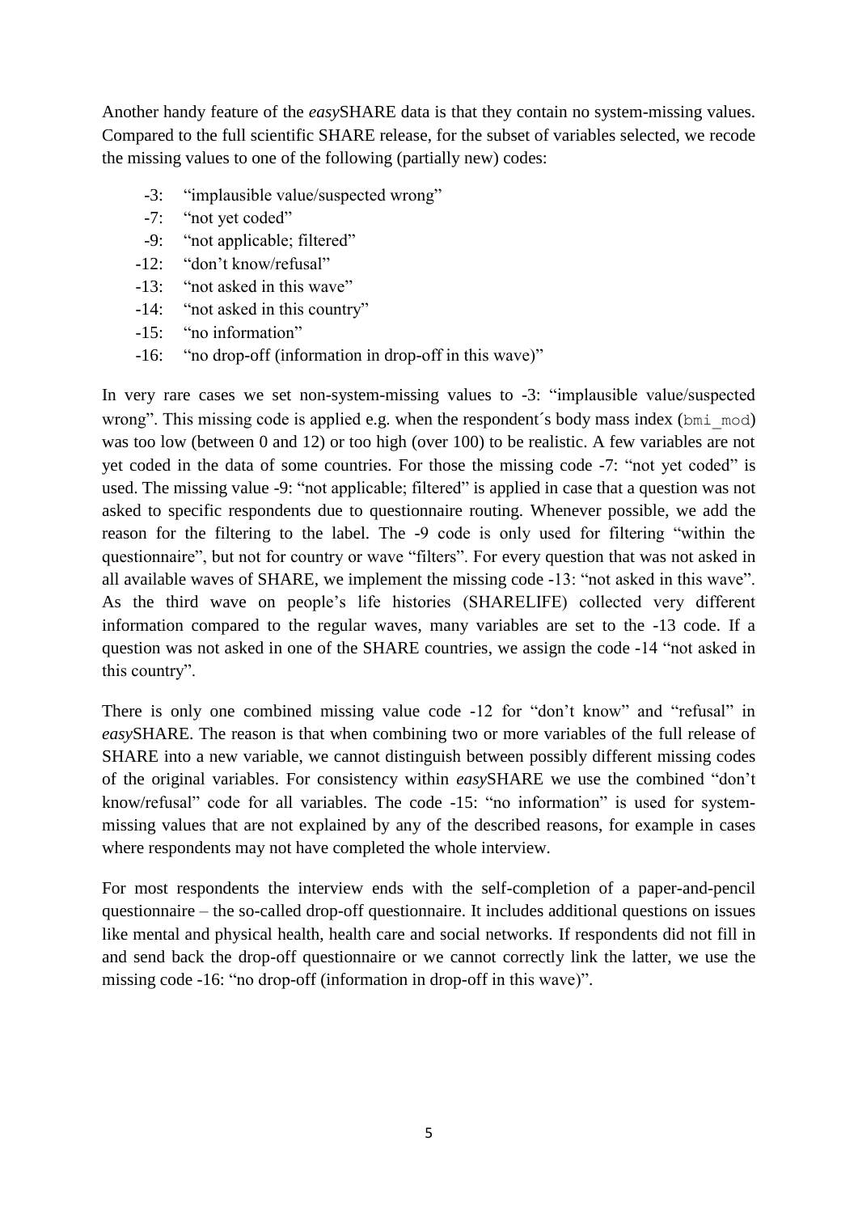Another handy feature of the *easy*SHARE data is that they contain no system-missing values. Compared to the full scientific SHARE release, for the subset of variables selected, we recode the missing values to one of the following (partially new) codes:

- -3: "implausible value/suspected wrong"
- -7: "not yet coded"
- -9: "not applicable; filtered"
- -12: "don't know/refusal"
- -13: "not asked in this wave"
- -14: "not asked in this country"
- -15: "no information"
- -16: "no drop-off (information in drop-off in this wave)"

In very rare cases we set non-system-missing values to -3: "implausible value/suspected wrong". This missing code is applied e.g. when the respondent´s body mass index (`bmi_mod`) was too low (between 0 and 12) or too high (over 100) to be realistic. A few variables are not yet coded in the data of some countries. For those the missing code -7: "not yet coded" is used. The missing value -9: "not applicable; filtered" is applied in case that a question was not asked to specific respondents due to questionnaire routing. Whenever possible, we add the reason for the filtering to the label. The -9 code is only used for filtering "within the questionnaire", but not for country or wave "filters". For every question that was not asked in all available waves of SHARE, we implement the missing code -13: "not asked in this wave". As the third wave on people's life histories (SHARELIFE) collected very different information compared to the regular waves, many variables are set to the -13 code. If a question was not asked in one of the SHARE countries, we assign the code -14 "not asked in this country".

There is only one combined missing value code -12 for "don't know" and "refusal" in *easy*SHARE. The reason is that when combining two or more variables of the full release of SHARE into a new variable, we cannot distinguish between possibly different missing codes of the original variables. For consistency within *easy*SHARE we use the combined "don't know/refusal" code for all variables. The code -15: "no information" is used for system-missing values that are not explained by any of the described reasons, for example in cases where respondents may not have completed the whole interview.

For most respondents the interview ends with the self-completion of a paper-and-pencil questionnaire – the so-called drop-off questionnaire. It includes additional questions on issues like mental and physical health, health care and social networks. If respondents did not fill in and send back the drop-off questionnaire or we cannot correctly link the latter, we use the missing code -16: "no drop-off (information in drop-off in this wave)".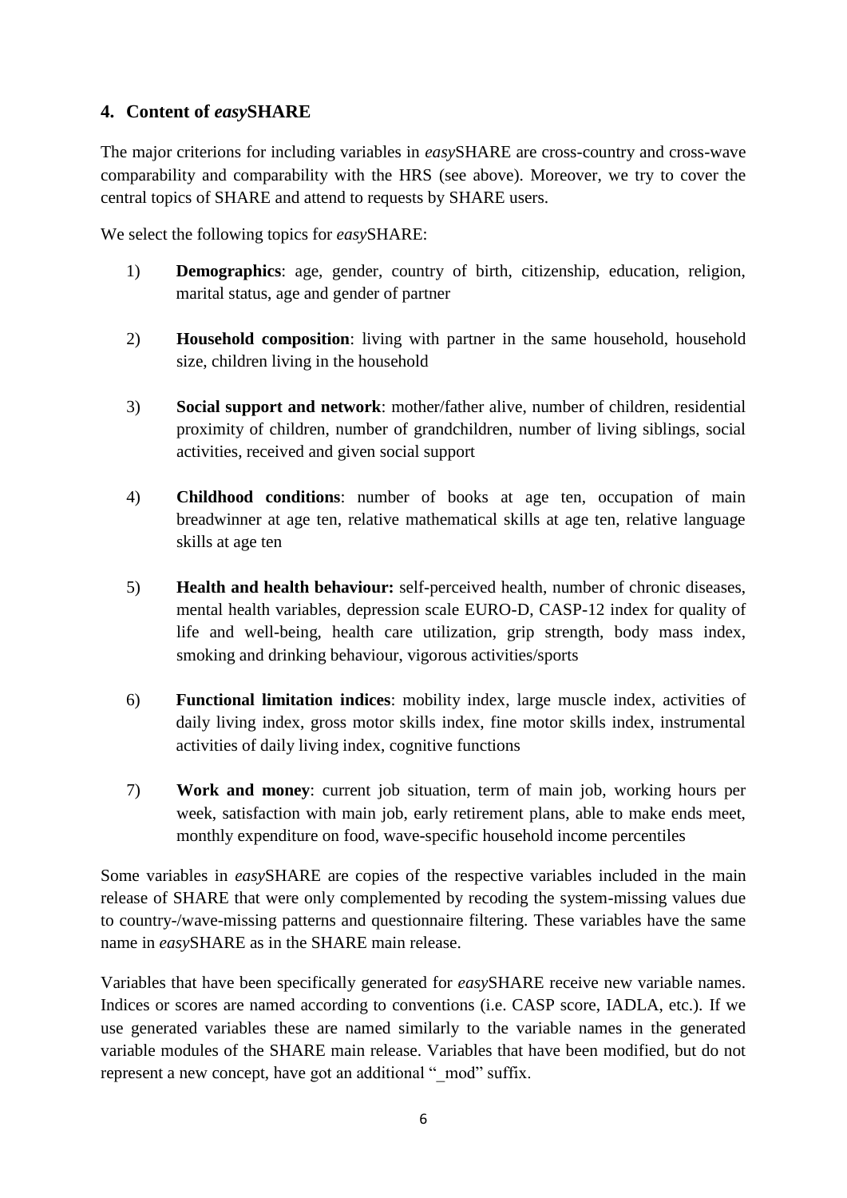## 4. Content of *easy*SHARE

The major criterions for including variables in *easy*SHARE are cross-country and cross-wave comparability and comparability with the HRS (see above). Moreover, we try to cover the central topics of SHARE and attend to requests by SHARE users.

We select the following topics for *easy*SHARE:

1) **Demographics**: age, gender, country of birth, citizenship, education, religion, marital status, age and gender of partner

2) **Household composition**: living with partner in the same household, household size, children living in the household

3) **Social support and network**: mother/father alive, number of children, residential proximity of children, number of grandchildren, number of living siblings, social activities, received and given social support

4) **Childhood conditions**: number of books at age ten, occupation of main breadwinner at age ten, relative mathematical skills at age ten, relative language skills at age ten

5) **Health and health behaviour:** self-perceived health, number of chronic diseases, mental health variables, depression scale EURO-D, CASP-12 index for quality of life and well-being, health care utilization, grip strength, body mass index, smoking and drinking behaviour, vigorous activities/sports

6) **Functional limitation indices**: mobility index, large muscle index, activities of daily living index, gross motor skills index, fine motor skills index, instrumental activities of daily living index, cognitive functions

7) **Work and money**: current job situation, term of main job, working hours per week, satisfaction with main job, early retirement plans, able to make ends meet, monthly expenditure on food, wave-specific household income percentiles

Some variables in *easy*SHARE are copies of the respective variables included in the main release of SHARE that were only complemented by recoding the system-missing values due to country-/wave-missing patterns and questionnaire filtering. These variables have the same name in *easy*SHARE as in the SHARE main release.

Variables that have been specifically generated for *easy*SHARE receive new variable names. Indices or scores are named according to conventions (i.e. CASP score, IADLA, etc.). If we use generated variables these are named similarly to the variable names in the generated variable modules of the SHARE main release. Variables that have been modified, but do not represent a new concept, have got an additional "_mod" suffix.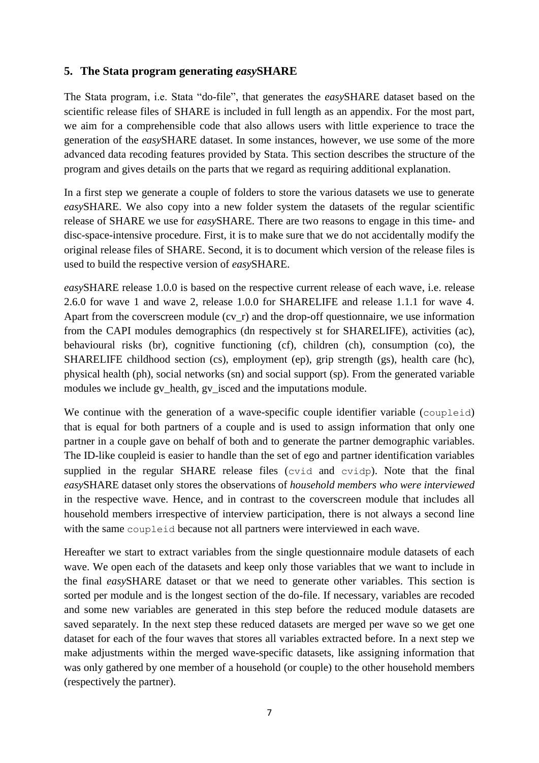## 5. The Stata program generating *easy*SHARE

The Stata program, i.e. Stata "do-file", that generates the *easy*SHARE dataset based on the scientific release files of SHARE is included in full length as an appendix. For the most part, we aim for a comprehensible code that also allows users with little experience to trace the generation of the *easy*SHARE dataset. In some instances, however, we use some of the more advanced data recoding features provided by Stata. This section describes the structure of the program and gives details on the parts that we regard as requiring additional explanation.

In a first step we generate a couple of folders to store the various datasets we use to generate *easy*SHARE. We also copy into a new folder system the datasets of the regular scientific release of SHARE we use for *easy*SHARE. There are two reasons to engage in this time- and disc-space-intensive procedure. First, it is to make sure that we do not accidentally modify the original release files of SHARE. Second, it is to document which version of the release files is used to build the respective version of *easy*SHARE.

*easy*SHARE release 1.0.0 is based on the respective current release of each wave, i.e. release 2.6.0 for wave 1 and wave 2, release 1.0.0 for SHARELIFE and release 1.1.1 for wave 4. Apart from the coverscreen module (cv_r) and the drop-off questionnaire, we use information from the CAPI modules demographics (dn respectively st for SHARELIFE), activities (ac), behavioural risks (br), cognitive functioning (cf), children (ch), consumption (co), the SHARELIFE childhood section (cs), employment (ep), grip strength (gs), health care (hc), physical health (ph), social networks (sn) and social support (sp). From the generated variable modules we include gv_health, gv_isced and the imputations module.

We continue with the generation of a wave-specific couple identifier variable (`coupleid`) that is equal for both partners of a couple and is used to assign information that only one partner in a couple gave on behalf of both and to generate the partner demographic variables. The ID-like coupleid is easier to handle than the set of ego and partner identification variables supplied in the regular SHARE release files (`cvid` and `cvidp`). Note that the final *easy*SHARE dataset only stores the observations of *household members who were interviewed* in the respective wave. Hence, and in contrast to the coverscreen module that includes all household members irrespective of interview participation, there is not always a second line with the same `coupleid` because not all partners were interviewed in each wave.

Hereafter we start to extract variables from the single questionnaire module datasets of each wave. We open each of the datasets and keep only those variables that we want to include in the final *easy*SHARE dataset or that we need to generate other variables. This section is sorted per module and is the longest section of the do-file. If necessary, variables are recoded and some new variables are generated in this step before the reduced module datasets are saved separately. In the next step these reduced datasets are merged per wave so we get one dataset for each of the four waves that stores all variables extracted before. In a next step we make adjustments within the merged wave-specific datasets, like assigning information that was only gathered by one member of a household (or couple) to the other household members (respectively the partner).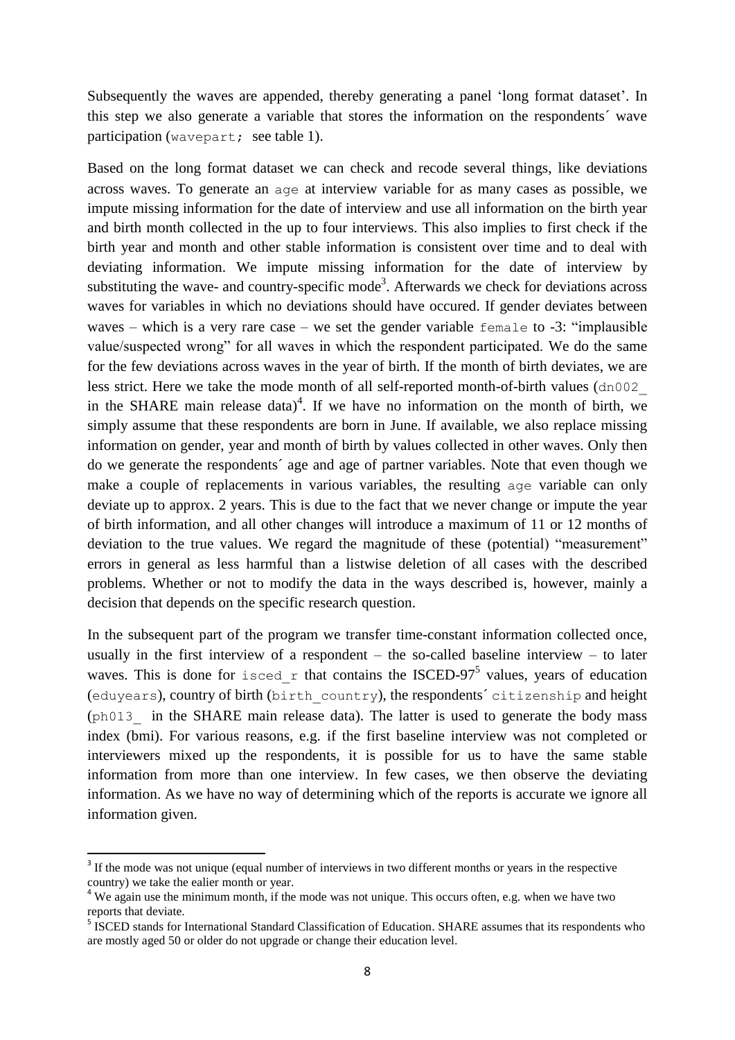Subsequently the waves are appended, thereby generating a panel 'long format dataset'. In this step we also generate a variable that stores the information on the respondents´ wave participation (`wavepart`; see table 1).

Based on the long format dataset we can check and recode several things, like deviations across waves. To generate an `age` at interview variable for as many cases as possible, we impute missing information for the date of interview and use all information on the birth year and birth month collected in the up to four interviews. This also implies to first check if the birth year and month and other stable information is consistent over time and to deal with deviating information. We impute missing information for the date of interview by substituting the wave- and country-specific mode[3]. Afterwards we check for deviations across waves for variables in which no deviations should have occured. If gender deviates between waves – which is a very rare case – we set the gender variable `female` to -3: "implausible value/suspected wrong" for all waves in which the respondent participated. We do the same for the few deviations across waves in the year of birth. If the month of birth deviates, we are less strict. Here we take the mode month of all self-reported month-of-birth values (`dn002_` in the SHARE main release data)[4]. If we have no information on the month of birth, we simply assume that these respondents are born in June. If available, we also replace missing information on gender, year and month of birth by values collected in other waves. Only then do we generate the respondents´ age and age of partner variables. Note that even though we make a couple of replacements in various variables, the resulting `age` variable can only deviate up to approx. 2 years. This is due to the fact that we never change or impute the year of birth information, and all other changes will introduce a maximum of 11 or 12 months of deviation to the true values. We regard the magnitude of these (potential) "measurement" errors in general as less harmful than a listwise deletion of all cases with the described problems. Whether or not to modify the data in the ways described is, however, mainly a decision that depends on the specific research question.

In the subsequent part of the program we transfer time-constant information collected once, usually in the first interview of a respondent – the so-called baseline interview – to later waves. This is done for `isced_r` that contains the ISCED-97[5] values, years of education (`eduyears`), country of birth (`birth_country`), the respondents´ `citizenship` and height (`ph013_` in the SHARE main release data). The latter is used to generate the body mass index (bmi). For various reasons, e.g. if the first baseline interview was not completed or interviewers mixed up the respondents, it is possible for us to have the same stable information from more than one interview. In few cases, we then observe the deviating information. As we have no way of determining which of the reports is accurate we ignore all information given.

---

[3] If the mode was not unique (equal number of interviews in two different months or years in the respective country) we take the ealier month or year.

[4] We again use the minimum month, if the mode was not unique. This occurs often, e.g. when we have two reports that deviate.

[5] ISCED stands for International Standard Classification of Education. SHARE assumes that its respondents who are mostly aged 50 or older do not upgrade or change their education level.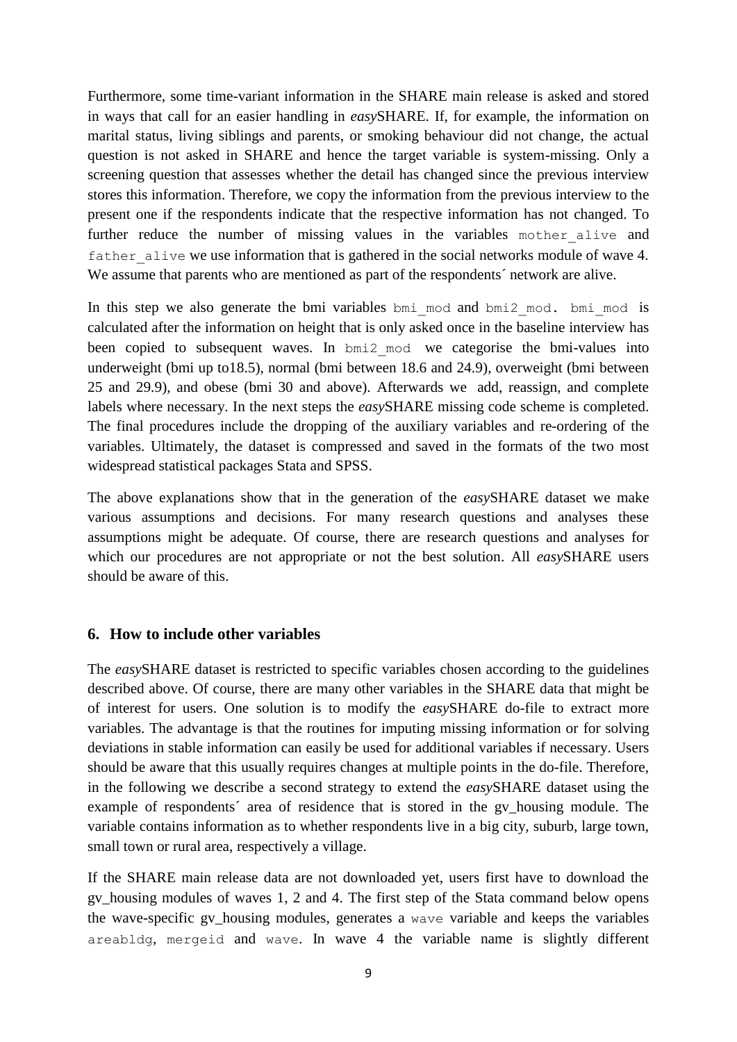Furthermore, some time-variant information in the SHARE main release is asked and stored in ways that call for an easier handling in *easy*SHARE. If, for example, the information on marital status, living siblings and parents, or smoking behaviour did not change, the actual question is not asked in SHARE and hence the target variable is system-missing. Only a screening question that assesses whether the detail has changed since the previous interview stores this information. Therefore, we copy the information from the previous interview to the present one if the respondents indicate that the respective information has not changed. To further reduce the number of missing values in the variables `mother_alive` and `father_alive` we use information that is gathered in the social networks module of wave 4. We assume that parents who are mentioned as part of the respondents´ network are alive.

In this step we also generate the bmi variables `bmi_mod` and `bmi2_mod`. `bmi_mod` is calculated after the information on height that is only asked once in the baseline interview has been copied to subsequent waves. In `bmi2_mod` we categorise the bmi-values into underweight (bmi up to18.5), normal (bmi between 18.6 and 24.9), overweight (bmi between 25 and 29.9), and obese (bmi 30 and above). Afterwards we add, reassign, and complete labels where necessary. In the next steps the *easy*SHARE missing code scheme is completed. The final procedures include the dropping of the auxiliary variables and re-ordering of the variables. Ultimately, the dataset is compressed and saved in the formats of the two most widespread statistical packages Stata and SPSS.

The above explanations show that in the generation of the *easy*SHARE dataset we make various assumptions and decisions. For many research questions and analyses these assumptions might be adequate. Of course, there are research questions and analyses for which our procedures are not appropriate or not the best solution. All *easy*SHARE users should be aware of this.

## 6. How to include other variables

The *easy*SHARE dataset is restricted to specific variables chosen according to the guidelines described above. Of course, there are many other variables in the SHARE data that might be of interest for users. One solution is to modify the *easy*SHARE do-file to extract more variables. The advantage is that the routines for imputing missing information or for solving deviations in stable information can easily be used for additional variables if necessary. Users should be aware that this usually requires changes at multiple points in the do-file. Therefore, in the following we describe a second strategy to extend the *easy*SHARE dataset using the example of respondents´ area of residence that is stored in the gv_housing module. The variable contains information as to whether respondents live in a big city, suburb, large town, small town or rural area, respectively a village.

If the SHARE main release data are not downloaded yet, users first have to download the gv_housing modules of waves 1, 2 and 4. The first step of the Stata command below opens the wave-specific gv_housing modules, generates a `wave` variable and keeps the variables `areabldg`, `mergeid` and `wave`. In wave 4 the variable name is slightly different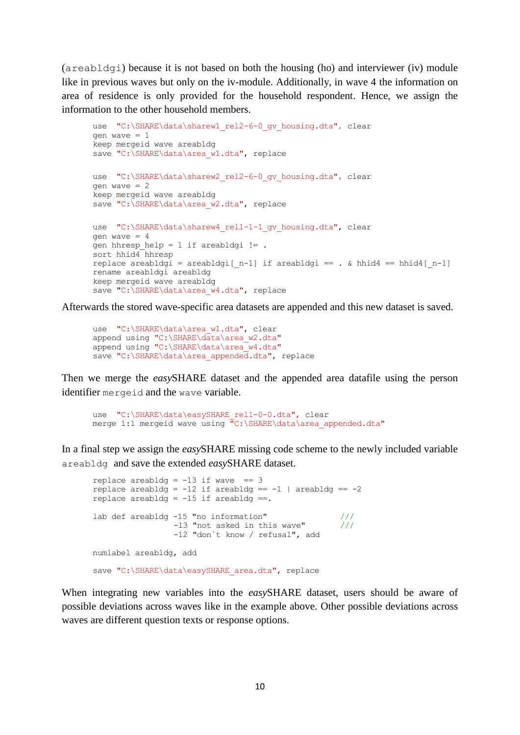(areabldgi) because it is not based on both the housing (ho) and interviewer (iv) module like in previous waves but only on the iv-module. Additionally, in wave 4 the information on area of residence is only provided for the household respondent. Hence, we assign the information to the other household members.

```
use  "C:\SHARE\data\sharew1_rel2-6-0_gv_housing.dta", clear
gen wave = 1
keep mergeid wave areabldg
save "C:\SHARE\data\area_w1.dta", replace

use  "C:\SHARE\data\sharew2_rel2-6-0_gv_housing.dta", clear
gen wave = 2
keep mergeid wave areabldg
save "C:\SHARE\data\area_w2.dta", replace

use  "C:\SHARE\data\sharew4_rel1-1-1_gv_housing.dta", clear
gen wave = 4
gen hhresp_help = 1 if areabldgi != .
sort hhid4 hhresp
replace areabldgi = areabldgi[_n-1] if areabldgi == . & hhid4 == hhid4[_n-1]
rename areabldgi areabldg
keep mergeid wave areabldg
save "C:\SHARE\data\area_w4.dta", replace
```

Afterwards the stored wave-specific area datasets are appended and this new dataset is saved.

```
use  "C:\SHARE\data\area_w1.dta", clear
append using "C:\SHARE\data\area_w2.dta"
append using "C:\SHARE\data\area_w4.dta"
save "C:\SHARE\data\area_appended.dta", replace
```

Then we merge the *easy*SHARE dataset and the appended area datafile using the person identifier mergeid and the wave variable.

```
use  "C:\SHARE\data\easySHARE_rel1-0-0.dta", clear
merge 1:1 mergeid wave using "C:\SHARE\data\area_appended.dta"
```

In a final step we assign the *easy*SHARE missing code scheme to the newly included variable areabldg and save the extended *easy*SHARE dataset.

```
replace areabldg = -13 if wave  == 3
replace areabldg = -12 if areabldg == -1 | areabldg == -2
replace areabldg = -15 if areabldg ==.

lab def areabldg -15 "no information"              ///
                 -13 "not asked in this wave"      ///
                 -12 "don´t know / refusal", add

numlabel areabldg, add

save "C:\SHARE\data\easySHARE_area.dta", replace
```

When integrating new variables into the *easy*SHARE dataset, users should be aware of possible deviations across waves like in the example above. Other possible deviations across waves are different question texts or response options.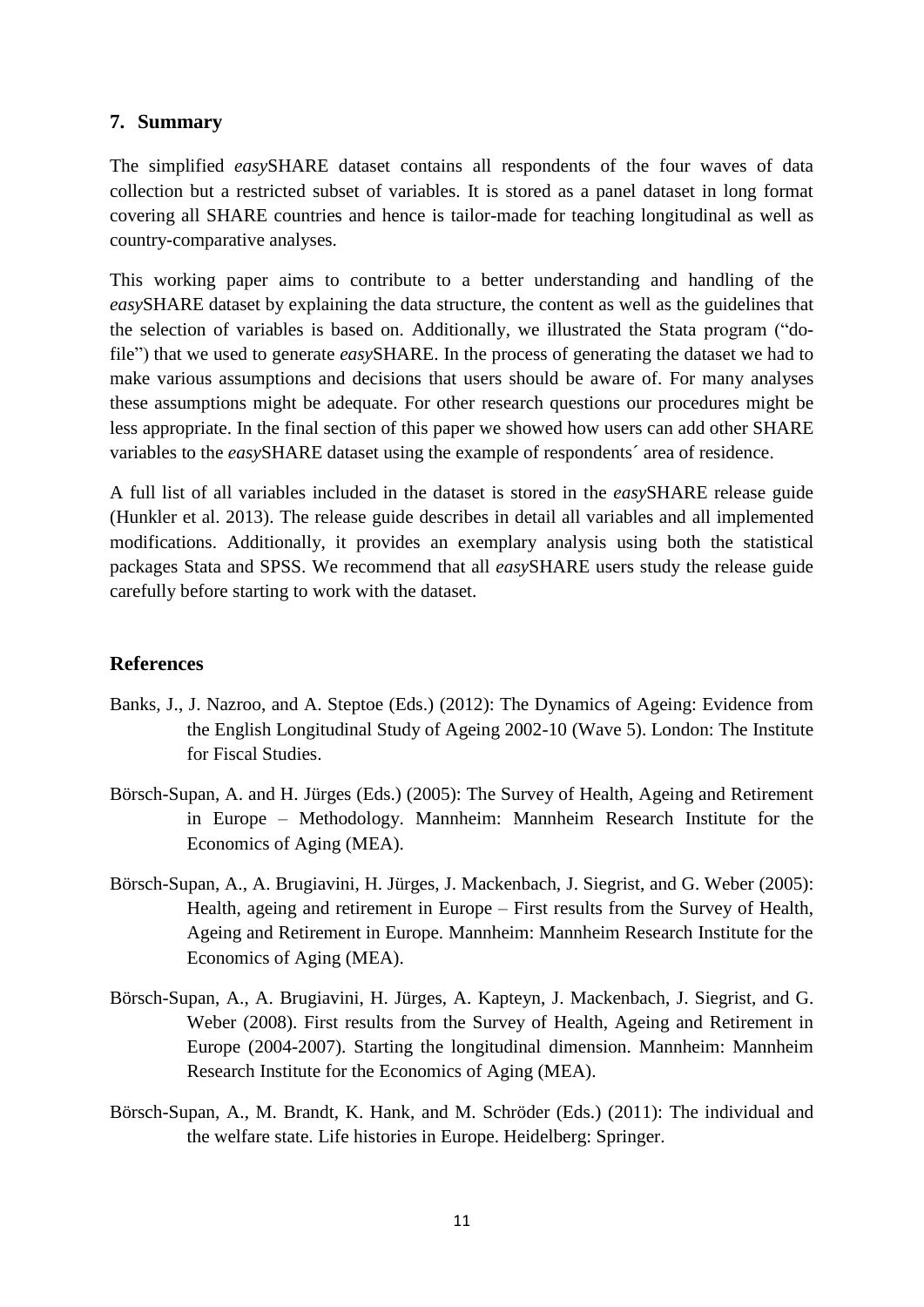## 7. Summary

The simplified *easy*SHARE dataset contains all respondents of the four waves of data collection but a restricted subset of variables. It is stored as a panel dataset in long format covering all SHARE countries and hence is tailor-made for teaching longitudinal as well as country-comparative analyses.

This working paper aims to contribute to a better understanding and handling of the *easy*SHARE dataset by explaining the data structure, the content as well as the guidelines that the selection of variables is based on. Additionally, we illustrated the Stata program ("do-file") that we used to generate *easy*SHARE. In the process of generating the dataset we had to make various assumptions and decisions that users should be aware of. For many analyses these assumptions might be adequate. For other research questions our procedures might be less appropriate. In the final section of this paper we showed how users can add other SHARE variables to the *easy*SHARE dataset using the example of respondents´ area of residence.

A full list of all variables included in the dataset is stored in the *easy*SHARE release guide (Hunkler et al. 2013). The release guide describes in detail all variables and all implemented modifications. Additionally, it provides an exemplary analysis using both the statistical packages Stata and SPSS. We recommend that all *easy*SHARE users study the release guide carefully before starting to work with the dataset.

## References

Banks, J., J. Nazroo, and A. Steptoe (Eds.) (2012): The Dynamics of Ageing: Evidence from the English Longitudinal Study of Ageing 2002-10 (Wave 5). London: The Institute for Fiscal Studies.

Börsch-Supan, A. and H. Jürges (Eds.) (2005): The Survey of Health, Ageing and Retirement in Europe – Methodology. Mannheim: Mannheim Research Institute for the Economics of Aging (MEA).

Börsch-Supan, A., A. Brugiavini, H. Jürges, J. Mackenbach, J. Siegrist, and G. Weber (2005): Health, ageing and retirement in Europe – First results from the Survey of Health, Ageing and Retirement in Europe. Mannheim: Mannheim Research Institute for the Economics of Aging (MEA).

Börsch-Supan, A., A. Brugiavini, H. Jürges, A. Kapteyn, J. Mackenbach, J. Siegrist, and G. Weber (2008). First results from the Survey of Health, Ageing and Retirement in Europe (2004-2007). Starting the longitudinal dimension. Mannheim: Mannheim Research Institute for the Economics of Aging (MEA).

Börsch-Supan, A., M. Brandt, K. Hank, and M. Schröder (Eds.) (2011): The individual and the welfare state. Life histories in Europe. Heidelberg: Springer.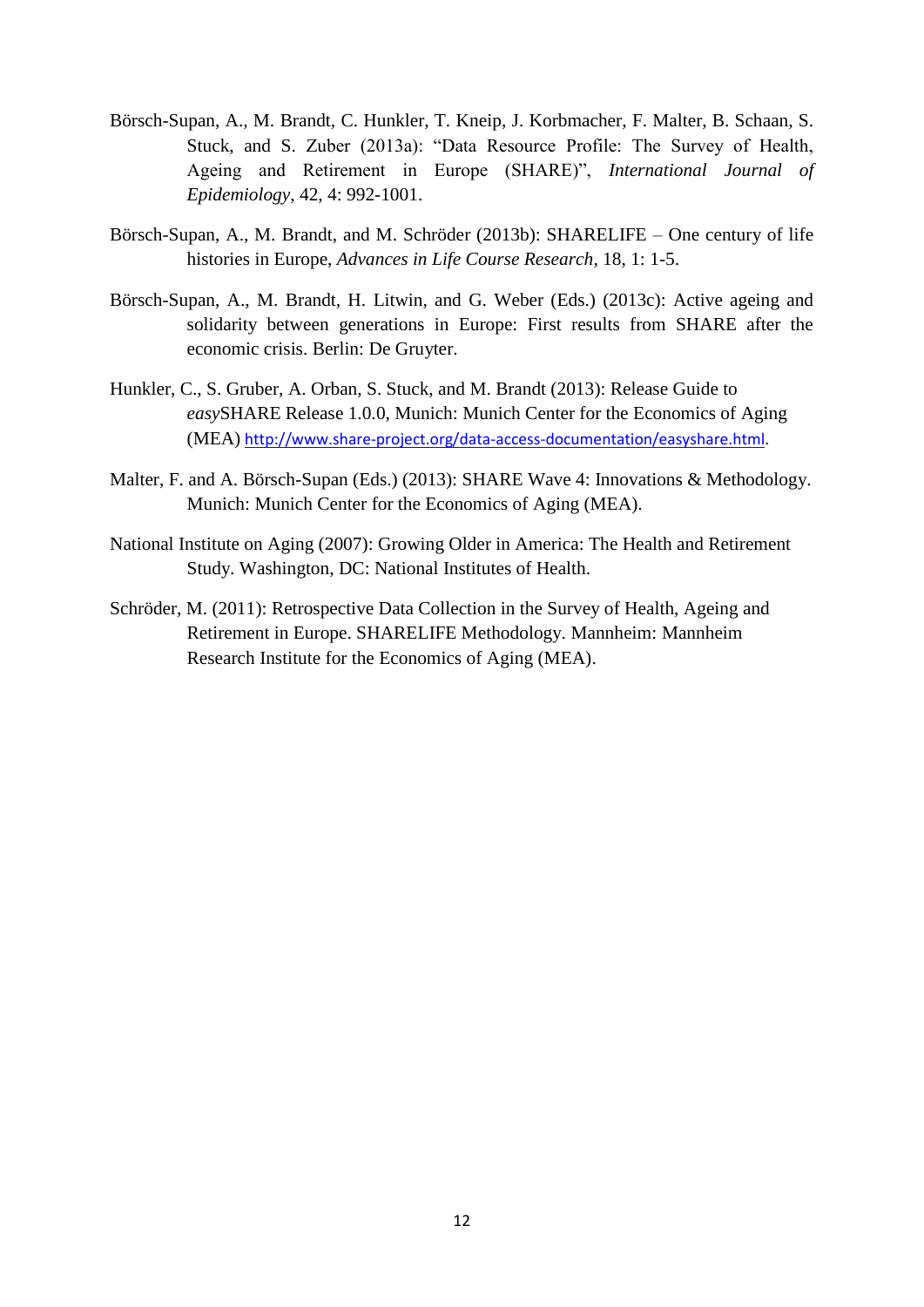Börsch-Supan, A., M. Brandt, C. Hunkler, T. Kneip, J. Korbmacher, F. Malter, B. Schaan, S. Stuck, and S. Zuber (2013a): "Data Resource Profile: The Survey of Health, Ageing and Retirement in Europe (SHARE)", *International Journal of Epidemiology*, 42, 4: 992-1001.

Börsch-Supan, A., M. Brandt, and M. Schröder (2013b): SHARELIFE – One century of life histories in Europe, *Advances in Life Course Research*, 18, 1: 1-5.

Börsch-Supan, A., M. Brandt, H. Litwin, and G. Weber (Eds.) (2013c): Active ageing and solidarity between generations in Europe: First results from SHARE after the economic crisis. Berlin: De Gruyter.

Hunkler, C., S. Gruber, A. Orban, S. Stuck, and M. Brandt (2013): Release Guide to *easy*SHARE Release 1.0.0, Munich: Munich Center for the Economics of Aging (MEA) http://www.share-project.org/data-access-documentation/easyshare.html.

Malter, F. and A. Börsch-Supan (Eds.) (2013): SHARE Wave 4: Innovations & Methodology. Munich: Munich Center for the Economics of Aging (MEA).

National Institute on Aging (2007): Growing Older in America: The Health and Retirement Study. Washington, DC: National Institutes of Health.

Schröder, M. (2011): Retrospective Data Collection in the Survey of Health, Ageing and Retirement in Europe. SHARELIFE Methodology. Mannheim: Mannheim Research Institute for the Economics of Aging (MEA).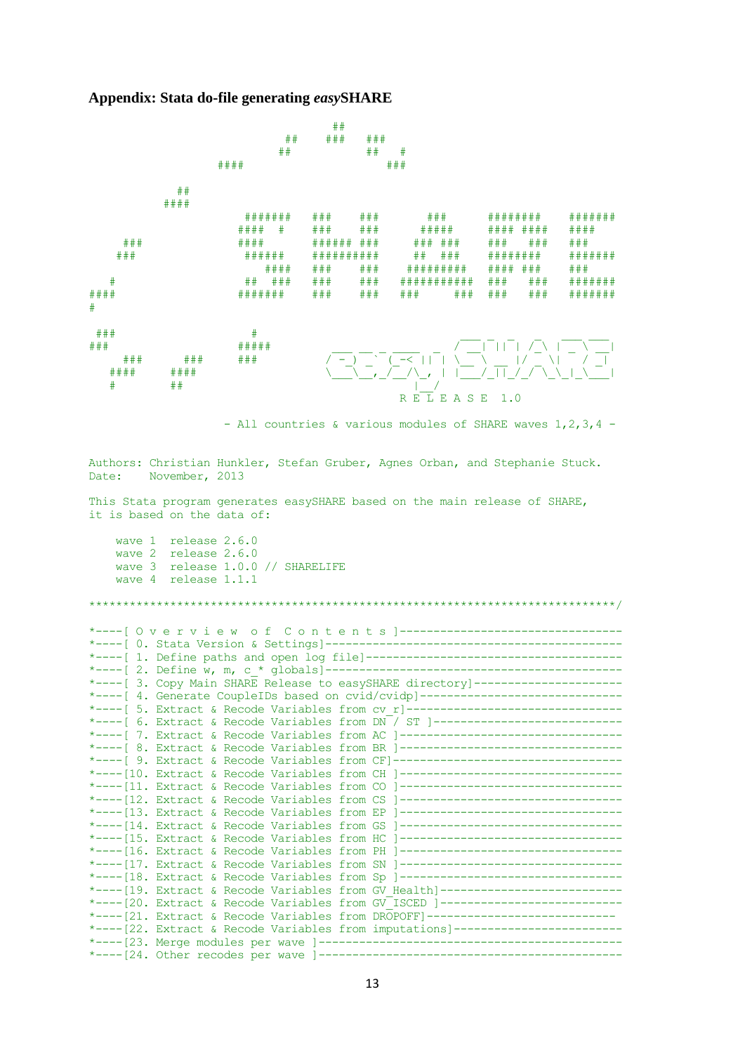### Appendix: Stata do-file generating *easy*SHARE

```
                                       ##
                             ##    ###   ###
                            ##          ##   #
                    ####                   ###

              ##
            ####
                        #######   ###    ###      ###      ########    #######
                       ####  #    ###    ###     #####     #### ####   ####
     ###               ####       ###### ###    ### ###    ###   ###   ###
    ###                 ######    ##########    ##  ###    ########    #######
                           ####   ###    ###   #########   #### ###    ###
   #                    ##  ###   ###    ###  ###########  ###   ###   #######
####                   #######    ###    ###  ###     ###  ###   ###   #######
#

 ###                     #
###                    #####
     ###      ###      ###

   ####     ####
   #        ##

                                          R E L E A S E  1.0

                   - All countries & various modules of SHARE waves 1,2,3,4 -


Authors: Christian Hunkler, Stefan Gruber, Agnes Orban, and Stephanie Stuck.
Date:    November, 2013

This Stata program generates easySHARE based on the main release of SHARE,
it is based on the data of:

    wave 1  release 2.6.0
    wave 2  release 2.6.0
    wave 3  release 1.0.0 // SHARELIFE
    wave 4  release 1.1.1

*******************************************************************************/

*----[ O v e r v i e w  o f  C o n t e n t s ]--------------------------------
*----[ 0. Stata Version & Settings]--------------------------------------------
*----[ 1. Define paths and open log file]--------------------------------------
*----[ 2. Define w, m, c_* globals]--------------------------------------------
*----[ 3. Copy Main SHARE Release to easySHARE directory]----------------------
*----[ 4. Generate CoupleIDs based on cvid/cvidp]------------------------------
*----[ 5. Extract & Recode Variables from cv_r]--------------------------------
*----[ 6. Extract & Recode Variables from DN / ST ]----------------------------
*----[ 7. Extract & Recode Variables from AC ]---------------------------------
*----[ 8. Extract & Recode Variables from BR ]---------------------------------
*----[ 9. Extract & Recode Variables from CF]----------------------------------
*----[10. Extract & Recode Variables from CH ]---------------------------------
*----[11. Extract & Recode Variables from CO ]---------------------------------
*----[12. Extract & Recode Variables from CS ]---------------------------------
*----[13. Extract & Recode Variables from EP ]---------------------------------
*----[14. Extract & Recode Variables from GS ]---------------------------------
*----[15. Extract & Recode Variables from HC ]---------------------------------
*----[16. Extract & Recode Variables from PH ]---------------------------------
*----[17. Extract & Recode Variables from SN ]---------------------------------
*----[18. Extract & Recode Variables from Sp ]---------------------------------
*----[19. Extract & Recode Variables from GV_Health]---------------------------
*----[20. Extract & Recode Variables from GV_ISCED ]---------------------------
*----[21. Extract & Recode Variables from DROPOFF]----------------------------
*----[22. Extract & Recode Variables from imputations]-------------------------
*----[23. Merge modules per wave ]---------------------------------------------
*----[24. Other recodes per wave ]---------------------------------------------
```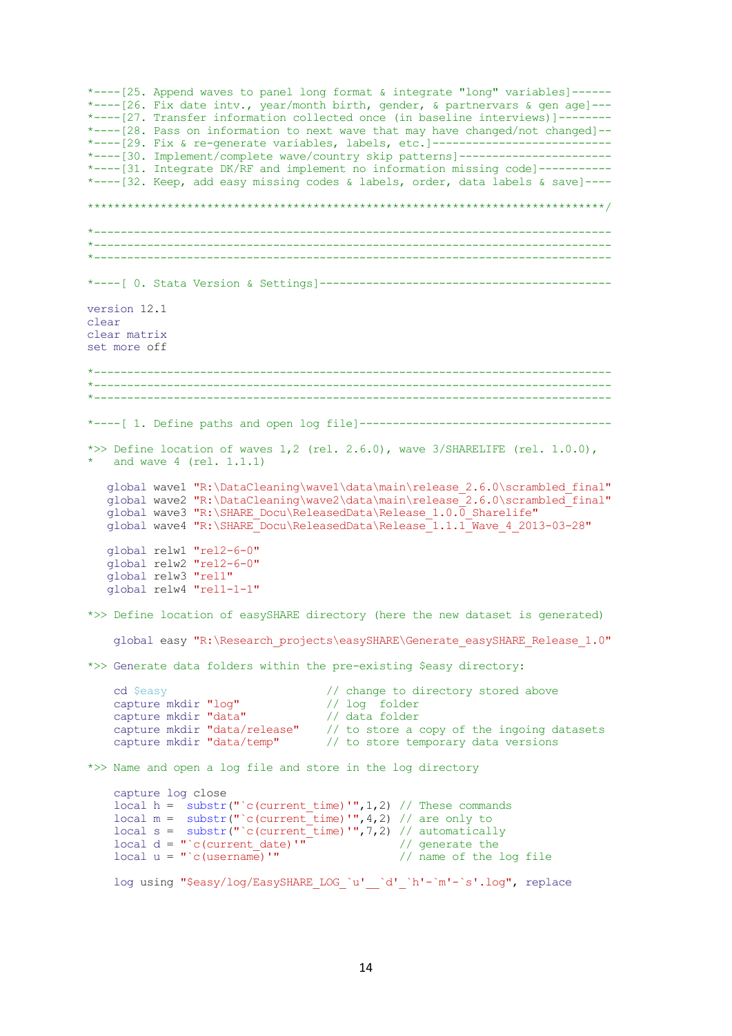```
*----[25. Append waves to panel long format & integrate "long" variables]------
*----[26. Fix date intv., year/month birth, gender, & partnervars & gen age]---
*----[27. Transfer information collected once (in baseline interviews)]--------
*----[28. Pass on information to next wave that may have changed/not changed]--
*----[29. Fix & re-generate variables, labels, etc.]---------------------------
*----[30. Implement/complete wave/country skip patterns]-----------------------
*----[31. Integrate DK/RF and implement no information missing code]-----------
*----[32. Keep, add easy missing codes & labels, order, data labels & save]----

*****************************************************************************/

*-----------------------------------------------------------------------------
*-----------------------------------------------------------------------------
*-----------------------------------------------------------------------------

*----[ 0. Stata Version & Settings]-------------------------------------------

version 12.1
clear
clear matrix
set more off

*-----------------------------------------------------------------------------
*-----------------------------------------------------------------------------
*-----------------------------------------------------------------------------

*----[ 1. Define paths and open log file]-------------------------------------

*>> Define location of waves 1,2 (rel. 2.6.0), wave 3/SHARELIFE (rel. 1.0.0),
*   and wave 4 (rel. 1.1.1)

   global wave1 "R:\DataCleaning\wave1\data\main\release_2.6.0\scrambled_final"
   global wave2 "R:\DataCleaning\wave2\data\main\release_2.6.0\scrambled_final"
   global wave3 "R:\SHARE_Docu\ReleasedData\Release_1.0.0_Sharelife"
   global wave4 "R:\SHARE_Docu\ReleasedData\Release_1.1.1_Wave_4_2013-03-28"

   global relw1 "rel2-6-0"
   global relw2 "rel2-6-0"
   global relw3 "rel1"
   global relw4 "rel1-1-1"

*>> Define location of easySHARE directory (here the new dataset is generated)

    global easy "R:\Research_projects\easySHARE\Generate_easySHARE_Release_1.0"

*>> Generate data folders within the pre-existing $easy directory:

    cd $easy                        // change to directory stored above
    capture mkdir "log"             // log  folder
    capture mkdir "data"            // data folder
    capture mkdir "data/release"    // to store a copy of the ingoing datasets
    capture mkdir "data/temp"       // to store temporary data versions

*>> Name and open a log file and store in the log directory

    capture log close
    local h =  substr("`c(current_time)'",1,2) // These commands
    local m =  substr("`c(current_time)'",4,2) // are only to
    local s =  substr("`c(current_time)'",7,2) // automatically
    local d = "`c(current_date)'"              // generate the
    local u = "`c(username)'"                  // name of the log file

    log using "$easy/log/EasySHARE_LOG_`u'__`d'_`h'-`m'-`s'.log", replace
```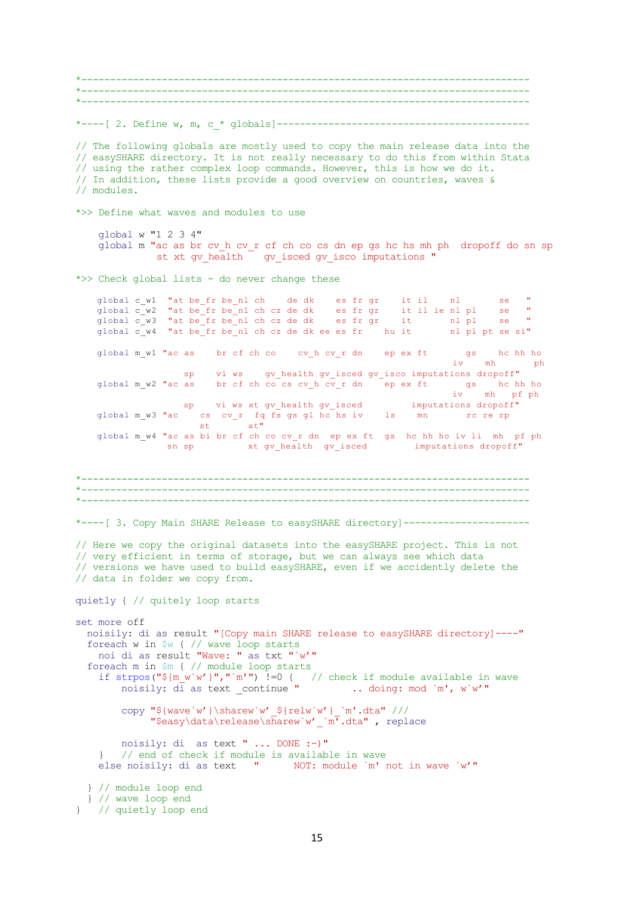```
*---------------------------------------------------------------------------
*---------------------------------------------------------------------------
*---------------------------------------------------------------------------

*----[ 2. Define w, m, c_* globals]------------------------------------------

// The following globals are mostly used to copy the main release data into the
// easySHARE directory. It is not really necessary to do this from within Stata
// using the rather complex loop commands. However, this is how we do it.
// In addition, these lists provide a good overview on countries, waves &
// modules.

*>> Define what waves and modules to use

    global w "1 2 3 4"
    global m "ac as br cv_h cv_r cf ch co cs dn ep gs hc hs mh ph  dropoff do sn sp
              st xt gv_health   gv_isced gv_isco imputations "

*>> Check global lists - do never change these

    global c_w1  "at be_fr be_nl ch    de dk    es fr gr    it il    nl       se   "
    global c_w2  "at be_fr be_nl ch cz de dk    es fr gr    it il ie nl pl    se   "
    global c_w3  "at be_fr be_nl ch cz de dk    es fr gr    it       nl pl    se   "
    global c_w4  "at be_fr be_nl ch cz de dk ee es fr    hu it       nl pl pt se si"

    global m_w1 "ac as    br cf ch co    cv_h cv_r dn    ep ex ft       gs    hc hh ho
                                                                   iv    mh       ph
                   sp    vi ws    gv_health gv_isced gv_isco imputations dropoff"
    global m_w2 "ac as    br cf ch co cs cv_h cv_r dn    ep ex ft       gs    hc hh ho
                                                                   iv    mh   pf ph
                   sp    vi ws xt gv_health gv_isced         imputations dropoff"
    global m_w3 "ac    cs  cv_r  fq fs gs gl hc hs iv    ls    mn       rc re rp
                       st       xt"
    global m_w4 "ac as bi br cf ch co cv_r dn  ep ex ft  gs  hc hh ho iv li  mh  pf ph
                 sn sp          xt gv_health  gv_isced         imputations dropoff"


*---------------------------------------------------------------------------
*---------------------------------------------------------------------------
*---------------------------------------------------------------------------

*----[ 3. Copy Main SHARE Release to easySHARE directory]----------------------

// Here we copy the original datasets into the easySHARE project. This is not
// very efficient in terms of storage, but we can always see which data
// versions we have used to build easySHARE, even if we accidently delete the
// data in folder we copy from.

quietly { // quitely loop starts

set more off
  noisily: di as result "[Copy main SHARE release to easySHARE directory]----"
  foreach w in $w { // wave loop starts
    noi di as result "Wave: " as txt "`w'"
  foreach m in $m { // module loop starts
    if strpos("${m_w`w'}","`m'") !=0 {   // check if module available in wave
        noisily: di as text _continue "         .. doing: mod `m', w`w'"

        copy "${wave`w'}\sharew`w'_${relw`w'}_`m'.dta" ///
             "$easy\data\release\sharew`w'_`m'.dta" , replace

        noisily: di  as text " ... DONE :-)"
    }   // end of check if module is available in wave
    else noisily: di as text   "      NOT: module `m' not in wave `w'"

  } // module loop end
  } // wave loop end
}   // quietly loop end
```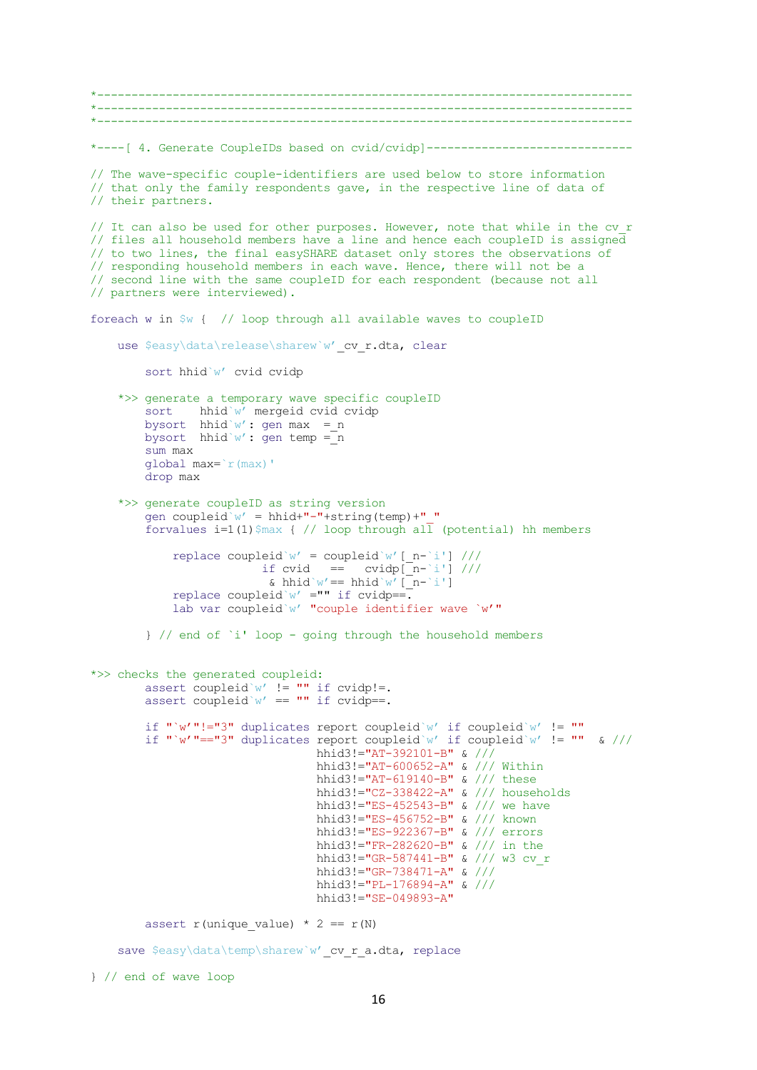```
*-----------------------------------------------------------------------------
*-----------------------------------------------------------------------------
*-----------------------------------------------------------------------------

*----[ 4. Generate CoupleIDs based on cvid/cvidp]------------------------------

// The wave-specific couple-identifiers are used below to store information
// that only the family respondents gave, in the respective line of data of
// their partners.

// It can also be used for other purposes. However, note that while in the cv_r
// files all household members have a line and hence each coupleID is assigned
// to two lines, the final easySHARE dataset only stores the observations of
// responding household members in each wave. Hence, there will not be a
// second line with the same coupleID for each respondent (because not all
// partners were interviewed).

foreach w in $w {  // loop through all available waves to coupleID

    use $easy\data\release\sharew`w'_cv_r.dta, clear

        sort hhid`w' cvid cvidp

    *>> generate a temporary wave specific coupleID
        sort    hhid`w' mergeid cvid cvidp
        bysort  hhid`w': gen max  =_n
        bysort  hhid`w': gen temp =_n
        sum max
        global max=`r(max)'
        drop max

    *>> generate coupleID as string version
        gen coupleid`w' = hhid+"-"+string(temp)+"_"
        forvalues i=1(1)$max { // loop through all (potential) hh members

            replace coupleid`w' = coupleid`w'[_n-`i'] ///
                        if cvid   ==   cvidp[_n-`i'] ///
                         & hhid`w'== hhid`w'[_n-`i']
            replace coupleid`w' ="" if cvidp==.
            lab var coupleid`w' "couple identifier wave `w'"

        } // end of `i' loop - going through the household members


*>> checks the generated coupleid:
        assert coupleid`w' != "" if cvidp!=.
        assert coupleid`w' == "" if cvidp==.

        if "`w'"!="3" duplicates report coupleid`w' if coupleid`w' != ""
        if "`w'"=="3" duplicates report coupleid`w' if coupleid`w' != ""  & ///
                              hhid3!="AT-392101-B" & ///
                              hhid3!="AT-600652-A" & /// Within
                              hhid3!="AT-619140-B" & /// these
                              hhid3!="CZ-338422-A" & /// households
                              hhid3!="ES-452543-B" & /// we have
                              hhid3!="ES-456752-B" & /// known
                              hhid3!="ES-922367-B" & /// errors
                              hhid3!="FR-282620-B" & /// in the
                              hhid3!="GR-587441-B" & /// w3 cv_r
                              hhid3!="GR-738471-A" & ///
                              hhid3!="PL-176894-A" & ///
                              hhid3!="SE-049893-A"

        assert r(unique_value) * 2 == r(N)

    save $easy\data\temp\sharew`w'_cv_r_a.dta, replace

} // end of wave loop
```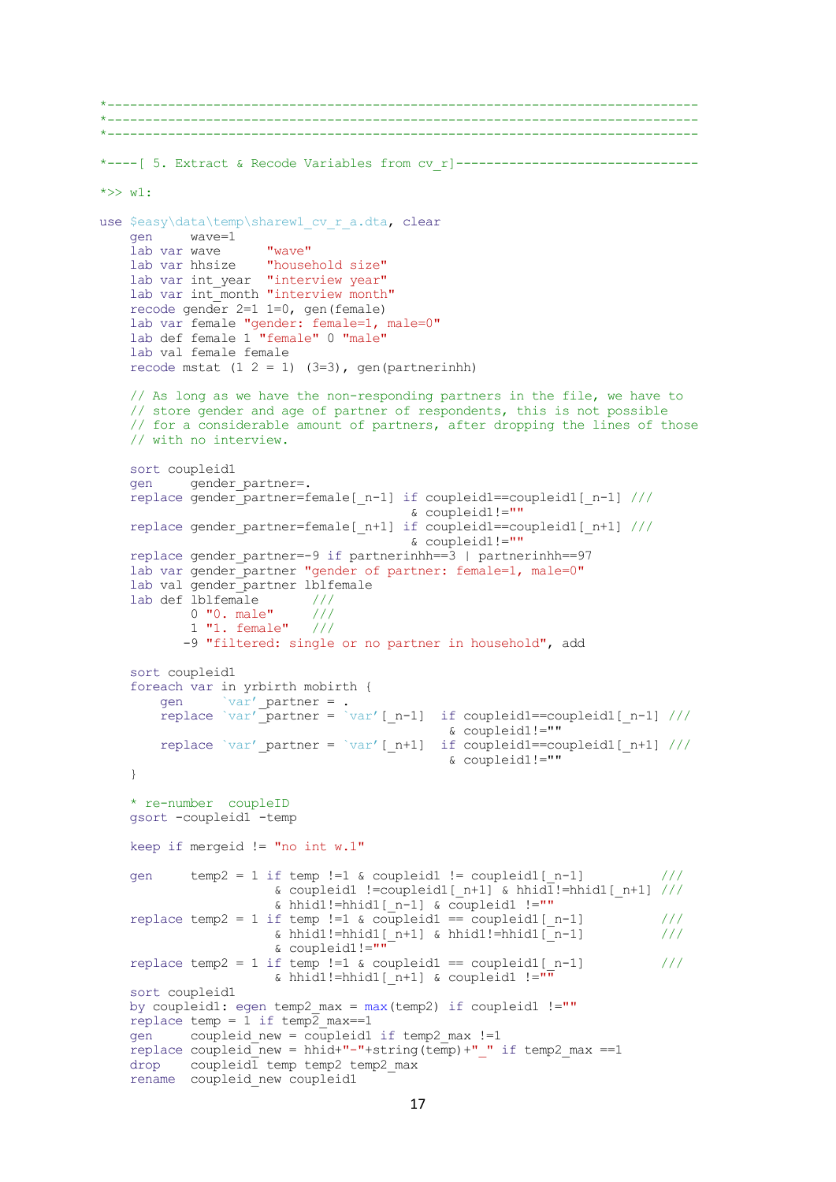```
*----------------------------------------------------------------------------
*----------------------------------------------------------------------------
*----------------------------------------------------------------------------

*----[ 5. Extract & Recode Variables from cv_r]--------------------------------

*>> w1:

use $easy\data\temp\sharew1_cv_r_a.dta, clear
    gen     wave=1
    lab var wave      "wave"
    lab var hhsize    "household size"
    lab var int_year  "interview year"
    lab var int_month "interview month"
    recode gender 2=1 1=0, gen(female)
    lab var female "gender: female=1, male=0"
    lab def female 1 "female" 0 "male"
    lab val female female
    recode mstat (1 2 = 1) (3=3), gen(partnerinhh)

    // As long as we have the non-responding partners in the file, we have to
    // store gender and age of partner of respondents, this is not possible
    // for a considerable amount of partners, after dropping the lines of those
    // with no interview.

    sort coupleid1
    gen     gender_partner=.
    replace gender_partner=female[_n-1] if coupleid1==coupleid1[_n-1] ///
                                        & coupleid1!=""
    replace gender_partner=female[_n+1] if coupleid1==coupleid1[_n+1] ///
                                        & coupleid1!=""
    replace gender_partner=-9 if partnerinhh==3 | partnerinhh==97
    lab var gender_partner "gender of partner: female=1, male=0"
    lab val gender_partner lblfemale
    lab def lblfemale       ///
            0 "0. male"     ///
            1 "1. female"   ///
           -9 "filtered: single or no partner in household", add

    sort coupleid1
    foreach var in yrbirth mobirth {
        gen     `var'_partner = .
        replace `var'_partner = `var'[_n-1]  if coupleid1==coupleid1[_n-1] ///
                                             & coupleid1!=""
        replace `var'_partner = `var'[_n+1]  if coupleid1==coupleid1[_n+1] ///
                                             & coupleid1!=""
    }

    * re-number  coupleID
    gsort -coupleid1 -temp

    keep if mergeid != "no int w.1"

    gen     temp2 = 1 if temp !=1 & coupleid1 != coupleid1[_n-1]          ///
                    & coupleid1 !=coupleid1[_n+1] & hhid1!=hhid1[_n+1] ///
                    & hhid1!=hhid1[_n-1] & coupleid1 !=""
    replace temp2 = 1 if temp !=1 & coupleid1 == coupleid1[_n-1]          ///
                    & hhid1!=hhid1[_n+1] & hhid1!=hhid1[_n-1]          ///
                    & coupleid1!=""
    replace temp2 = 1 if temp !=1 & coupleid1 == coupleid1[_n-1]          ///
                    & hhid1!=hhid1[_n+1] & coupleid1 !=""
    sort coupleid1
    by coupleid1: egen temp2_max = max(temp2) if coupleid1 !=""
    replace temp = 1 if temp2_max==1
    gen     coupleid_new = coupleid1 if temp2_max !=1
    replace coupleid_new = hhid+"-"+string(temp)+"_" if temp2_max ==1
    drop    coupleid1 temp temp2 temp2_max
    rename  coupleid_new coupleid1
```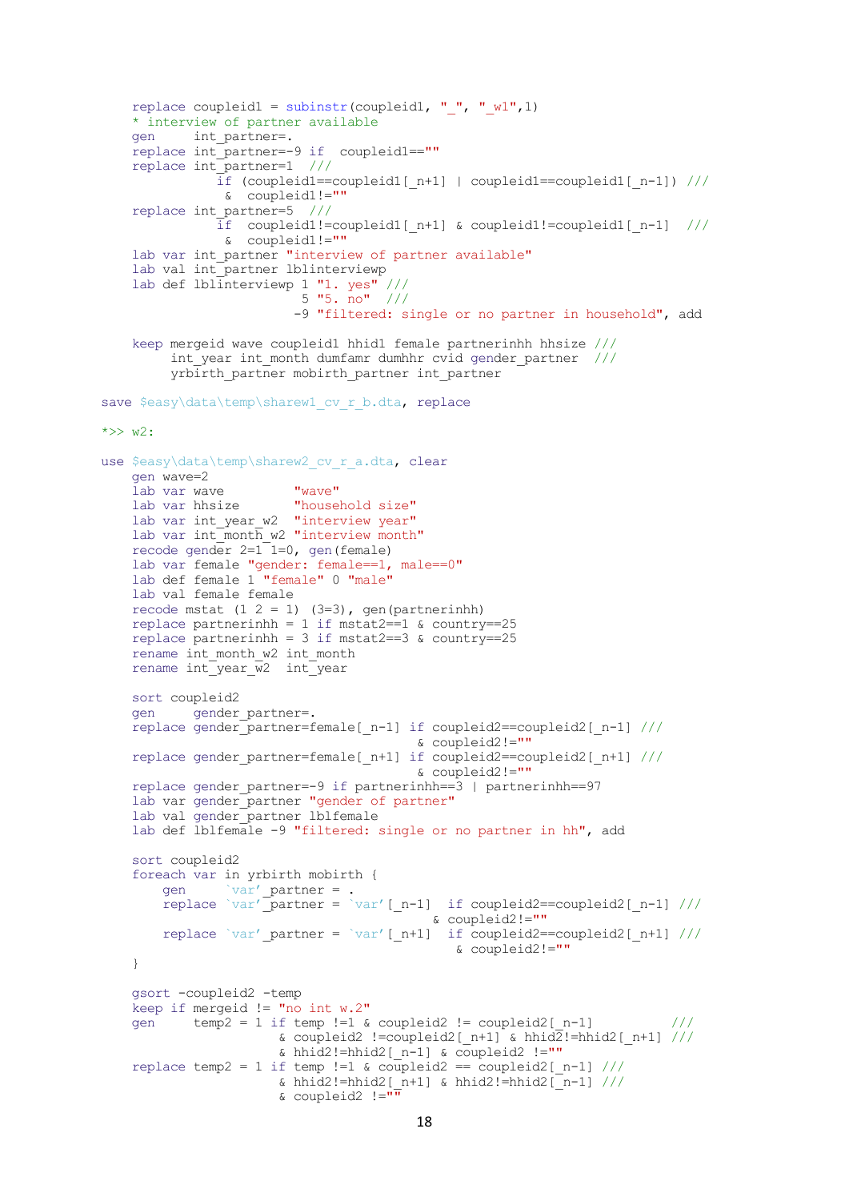```
    replace coupleid1 = subinstr(coupleid1, "_", "_w1",1)
    * interview of partner available
    gen     int_partner=.
    replace int_partner=-9 if  coupleid1==""
    replace int_partner=1  ///
              if (coupleid1==coupleid1[_n+1] | coupleid1==coupleid1[_n-1]) ///
               &  coupleid1!=""
    replace int_partner=5  ///
              if  coupleid1!=coupleid1[_n+1] & coupleid1!=coupleid1[_n-1]  ///
               &  coupleid1!=""
    lab var int_partner "interview of partner available"
    lab val int_partner lblinterviewp
    lab def lblinterviewp 1 "1. yes" ///
                          5 "5. no"  ///
                         -9 "filtered: single or no partner in household", add

    keep mergeid wave coupleid1 hhid1 female partnerinhh hhsize ///
         int_year int_month dumfamr dumhhr cvid gender_partner  ///
         yrbirth_partner mobirth_partner int_partner

save $easy\data\temp\sharew1_cv_r_b.dta, replace

*>> w2:

use $easy\data\temp\sharew2_cv_r_a.dta, clear
    gen wave=2
    lab var wave          "wave"
    lab var hhsize        "household size"
    lab var int_year_w2   "interview year"
    lab var int_month_w2  "interview month"
    recode gender 2=1 1=0, gen(female)
    lab var female "gender: female==1, male==0"
    lab def female 1 "female" 0 "male"
    lab val female female
    recode mstat (1 2 = 1) (3=3), gen(partnerinhh)
    replace partnerinhh = 1 if mstat2==1 & country==25
    replace partnerinhh = 3 if mstat2==3 & country==25
    rename int_month_w2 int_month
    rename int_year_w2  int_year

    sort coupleid2
    gen     gender_partner=.
    replace gender_partner=female[_n-1] if coupleid2==coupleid2[_n-1] ///
                                       & coupleid2!=""
    replace gender_partner=female[_n+1] if coupleid2==coupleid2[_n+1] ///
                                       & coupleid2!=""
    replace gender_partner=-9 if partnerinhh==3 | partnerinhh==97
    lab var gender_partner "gender of partner"
    lab val gender_partner lblfemale
    lab def lblfemale -9 "filtered: single or no partner in hh", add

    sort coupleid2
    foreach var in yrbirth mobirth {
        gen     `var'_partner = .
        replace `var'_partner = `var'[_n-1]  if coupleid2==coupleid2[_n-1] ///
                                           & coupleid2!=""
        replace `var'_partner = `var'[_n+1]  if coupleid2==coupleid2[_n+1] ///
                                              & coupleid2!=""
    }

    gsort -coupleid2 -temp
    keep if mergeid != "no int w.2"
    gen     temp2 = 1 if temp !=1 & coupleid2 != coupleid2[_n-1]          ///
                    & coupleid2 !=coupleid2[_n+1] & hhid2!=hhid2[_n+1] ///
                    & hhid2!=hhid2[_n-1] & coupleid2 !=""
    replace temp2 = 1 if temp !=1 & coupleid2 == coupleid2[_n-1] ///
                    & hhid2!=hhid2[_n+1] & hhid2!=hhid2[_n-1] ///
                    & coupleid2 !=""
```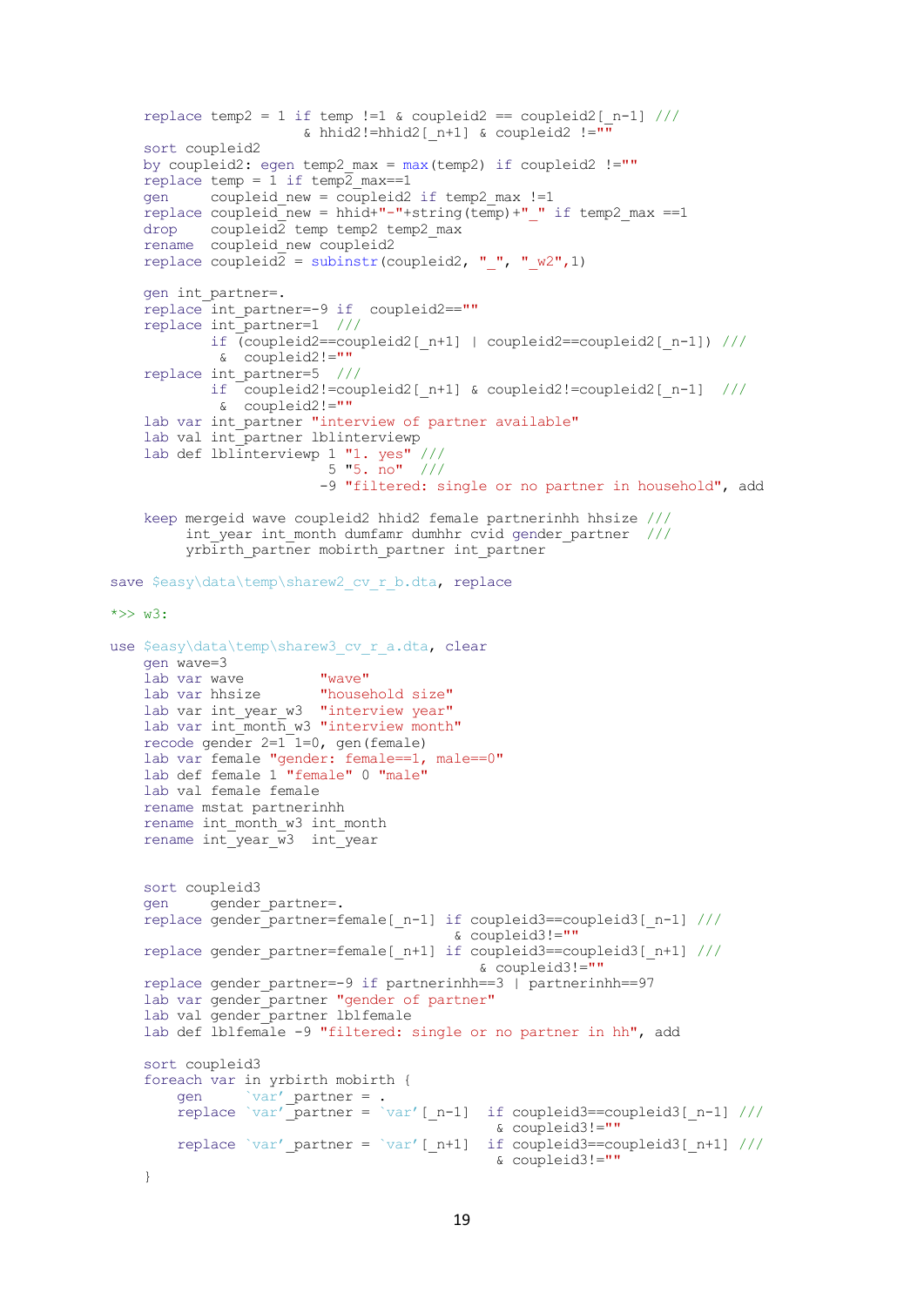```
    replace temp2 = 1 if temp !=1 & coupleid2 == coupleid2[_n-1] ///
                    & hhid2!=hhid2[_n+1] & coupleid2 !=""
    sort coupleid2
    by coupleid2: egen temp2_max = max(temp2) if coupleid2 !=""
    replace temp = 1 if temp2_max==1
    gen     coupleid_new = coupleid2 if temp2_max !=1
    replace coupleid_new = hhid+"-"+string(temp)+"_" if temp2_max ==1
    drop    coupleid2 temp temp2 temp2_max
    rename  coupleid_new coupleid2
    replace coupleid2 = subinstr(coupleid2, "_", "_w2",1)

    gen int_partner=.
    replace int_partner=-9 if  coupleid2==""
    replace int_partner=1  ///
            if (coupleid2==coupleid2[_n+1] | coupleid2==coupleid2[_n-1]) ///
             &  coupleid2!=""
    replace int_partner=5  ///
            if  coupleid2!=coupleid2[_n+1] & coupleid2!=coupleid2[_n-1]  ///
             &  coupleid2!=""
    lab var int_partner "interview of partner available"
    lab val int_partner lblinterviewp
    lab def lblinterviewp 1 "1. yes" ///
                          5 "5. no"  ///
                         -9 "filtered: single or no partner in household", add

    keep mergeid wave coupleid2 hhid2 female partnerinhh hhsize ///
         int_year int_month dumfamr dumhhr cvid gender_partner  ///
         yrbirth_partner mobirth_partner int_partner

save $easy\data\temp\sharew2_cv_r_b.dta, replace

*>> w3:

use $easy\data\temp\sharew3_cv_r_a.dta, clear
    gen wave=3
    lab var wave         "wave"
    lab var hhsize       "household size"
    lab var int_year_w3  "interview year"
    lab var int_month_w3 "interview month"
    recode gender 2=1 1=0, gen(female)
    lab var female "gender: female==1, male==0"
    lab def female 1 "female" 0 "male"
    lab val female female
    rename mstat partnerinhh
    rename int_month_w3 int_month
    rename int_year_w3  int_year


    sort coupleid3
    gen     gender_partner=.
    replace gender_partner=female[_n-1] if coupleid3==coupleid3[_n-1] ///
                                     & coupleid3!=""
    replace gender_partner=female[_n+1] if coupleid3==coupleid3[_n+1] ///
                                        & coupleid3!=""
    replace gender_partner=-9 if partnerinhh==3 | partnerinhh==97
    lab var gender_partner "gender of partner"
    lab val gender_partner lblfemale
    lab def lblfemale -9 "filtered: single or no partner in hh", add

    sort coupleid3
    foreach var in yrbirth mobirth {
        gen     `var'_partner = .
        replace `var'_partner = `var'[_n-1]  if coupleid3==coupleid3[_n-1] ///
                                             & coupleid3!=""
        replace `var'_partner = `var'[_n+1]  if coupleid3==coupleid3[_n+1] ///
                                             & coupleid3!=""
    }
```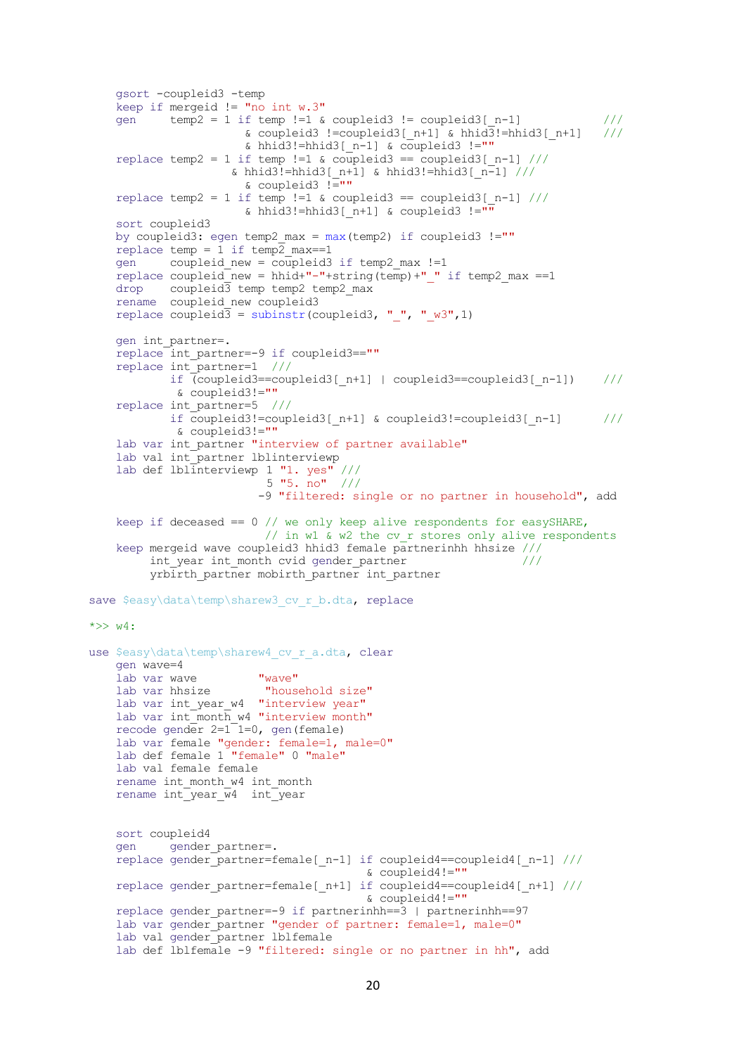```
    gsort -coupleid3 -temp
    keep if mergeid != "no int w.3"
    gen     temp2 = 1 if temp !=1 & coupleid3 != coupleid3[_n-1]            ///
                     & coupleid3 !=coupleid3[_n+1] & hhid3!=hhid3[_n+1]    ///
                     & hhid3!=hhid3[_n-1] & coupleid3 !=""
    replace temp2 = 1 if temp !=1 & coupleid3 == coupleid3[_n-1] ///
                   & hhid3!=hhid3[_n+1] & hhid3!=hhid3[_n-1] ///
                     & coupleid3 !=""
    replace temp2 = 1 if temp !=1 & coupleid3 == coupleid3[_n-1] ///
                     & hhid3!=hhid3[_n+1] & coupleid3 !=""
    sort coupleid3
    by coupleid3: egen temp2_max = max(temp2) if coupleid3 !=""
    replace temp = 1 if temp2_max==1
    gen     coupleid_new = coupleid3 if temp2_max !=1
    replace coupleid_new = hhid+"-"+string(temp)+"_" if temp2_max ==1
    drop    coupleid3 temp temp2 temp2_max
    rename  coupleid_new coupleid3
    replace coupleid3 = subinstr(coupleid3, "_", "_w3",1)

    gen int_partner=.
    replace int_partner=-9 if coupleid3==""
    replace int_partner=1  ///
           if (coupleid3==coupleid3[_n+1] | coupleid3==coupleid3[_n-1])    ///
            & coupleid3!=""
    replace int_partner=5  ///
           if coupleid3!=coupleid3[_n+1] & coupleid3!=coupleid3[_n-1]      ///
            & coupleid3!=""
    lab var int_partner "interview of partner available"
    lab val int_partner lblinterviewp
    lab def lblinterviewp 1 "1. yes" ///
                          5 "5. no"  ///
                         -9 "filtered: single or no partner in household", add

    keep if deceased == 0 // we only keep alive respondents for easySHARE,
                          // in w1 & w2 the cv_r stores only alive respondents
    keep mergeid wave coupleid3 hhid3 female partnerinhh hhsize ///
         int_year int_month cvid gender_partner                 ///
         yrbirth_partner mobirth_partner int_partner

save $easy\data\temp\sharew3_cv_r_b.dta, replace

*>> w4:

use $easy\data\temp\sharew4_cv_r_a.dta, clear
    gen wave=4
    lab var wave          "wave"
    lab var hhsize         "household size"
    lab var int_year_w4  "interview year"
    lab var int_month_w4 "interview month"
    recode gender 2=1 1=0, gen(female)
    lab var female "gender: female=1, male=0"
    lab def female 1 "female" 0 "male"
    lab val female female
    rename int_month_w4 int_month
    rename int_year_w4  int_year


    sort coupleid4
    gen     gender_partner=.
    replace gender_partner=female[_n-1] if coupleid4==coupleid4[_n-1] ///
                                       & coupleid4!=""
    replace gender_partner=female[_n+1] if coupleid4==coupleid4[_n+1] ///
                                       & coupleid4!=""
    replace gender_partner=-9 if partnerinhh==3 | partnerinhh==97
    lab var gender_partner "gender of partner: female=1, male=0"
    lab val gender_partner lblfemale
    lab def lblfemale -9 "filtered: single or no partner in hh", add
```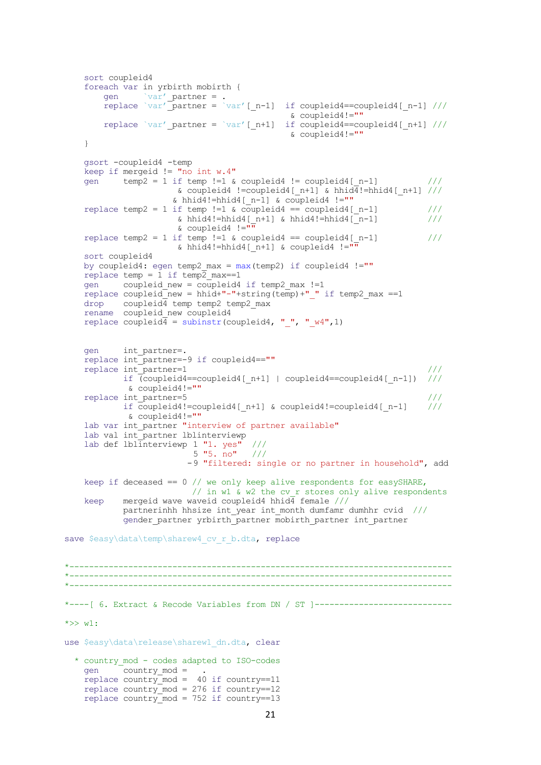```
    sort coupleid4
    foreach var in yrbirth mobirth {
        gen     `var'_partner = .
        replace `var'_partner = `var'[_n-1]  if coupleid4==coupleid4[_n-1] ///
                                               & coupleid4!=""
        replace `var'_partner = `var'[_n+1]  if coupleid4==coupleid4[_n+1] ///
                                               & coupleid4!=""
    }

    gsort -coupleid4 -temp
    keep if mergeid != "no int w.4"
    gen     temp2 = 1 if temp !=1 & coupleid4 != coupleid4[_n-1]          ///
                      & coupleid4 !=coupleid4[_n+1] & hhid4!=hhid4[_n+1] ///
                     & hhid4!=hhid4[_n-1] & coupleid4 !=""
    replace temp2 = 1 if temp !=1 & coupleid4 == coupleid4[_n-1]          ///
                      & hhid4!=hhid4[_n+1] & hhid4!=hhid4[_n-1]           ///
                      & coupleid4 !=""
    replace temp2 = 1 if temp !=1 & coupleid4 == coupleid4[_n-1]          ///
                      & hhid4!=hhid4[_n+1] & coupleid4 !=""
    sort coupleid4
    by coupleid4: egen temp2_max = max(temp2) if coupleid4 !=""
    replace temp = 1 if temp2_max==1
    gen     coupleid_new = coupleid4 if temp2_max !=1
    replace coupleid_new = hhid+"-"+string(temp)+"_" if temp2_max ==1
    drop    coupleid4 temp temp2 temp2_max
    rename  coupleid_new coupleid4
    replace coupleid4 = subinstr(coupleid4, "_", "_w4",1)


    gen     int_partner=.
    replace int_partner=-9 if coupleid4==""
    replace int_partner=1                                                  ///
            if (coupleid4==coupleid4[_n+1] | coupleid4==coupleid4[_n-1])  ///
             & coupleid4!=""
    replace int_partner=5                                                  ///
            if coupleid4!=coupleid4[_n+1] & coupleid4!=coupleid4[_n-1]    ///
             & coupleid4!=""
    lab var int_partner "interview of partner available"
    lab val int_partner lblinterviewp
    lab def lblinterviewp 1 "1. yes"  ///
                          5 "5. no"   ///
                         -9 "filtered: single or no partner in household", add

    keep if deceased == 0 // we only keep alive respondents for easySHARE,
                          // in w1 & w2 the cv_r stores only alive respondents
    keep    mergeid wave waveid coupleid4 hhid4 female ///
            partnerinhh hhsize int_year int_month dumfamr dumhhr cvid  ///
            gender_partner yrbirth_partner mobirth_partner int_partner

save $easy\data\temp\sharew4_cv_r_b.dta, replace


*---------------------------------------------------------------------------
*---------------------------------------------------------------------------
*---------------------------------------------------------------------------

*----[ 6. Extract & Recode Variables from DN / ST ]-------------------------

*>> w1:

use $easy\data\release\sharew1_dn.dta, clear

  * country_mod - codes adapted to ISO-codes
    gen     country_mod =   .
    replace country_mod =  40 if country==11
    replace country_mod = 276 if country==12
    replace country_mod = 752 if country==13
```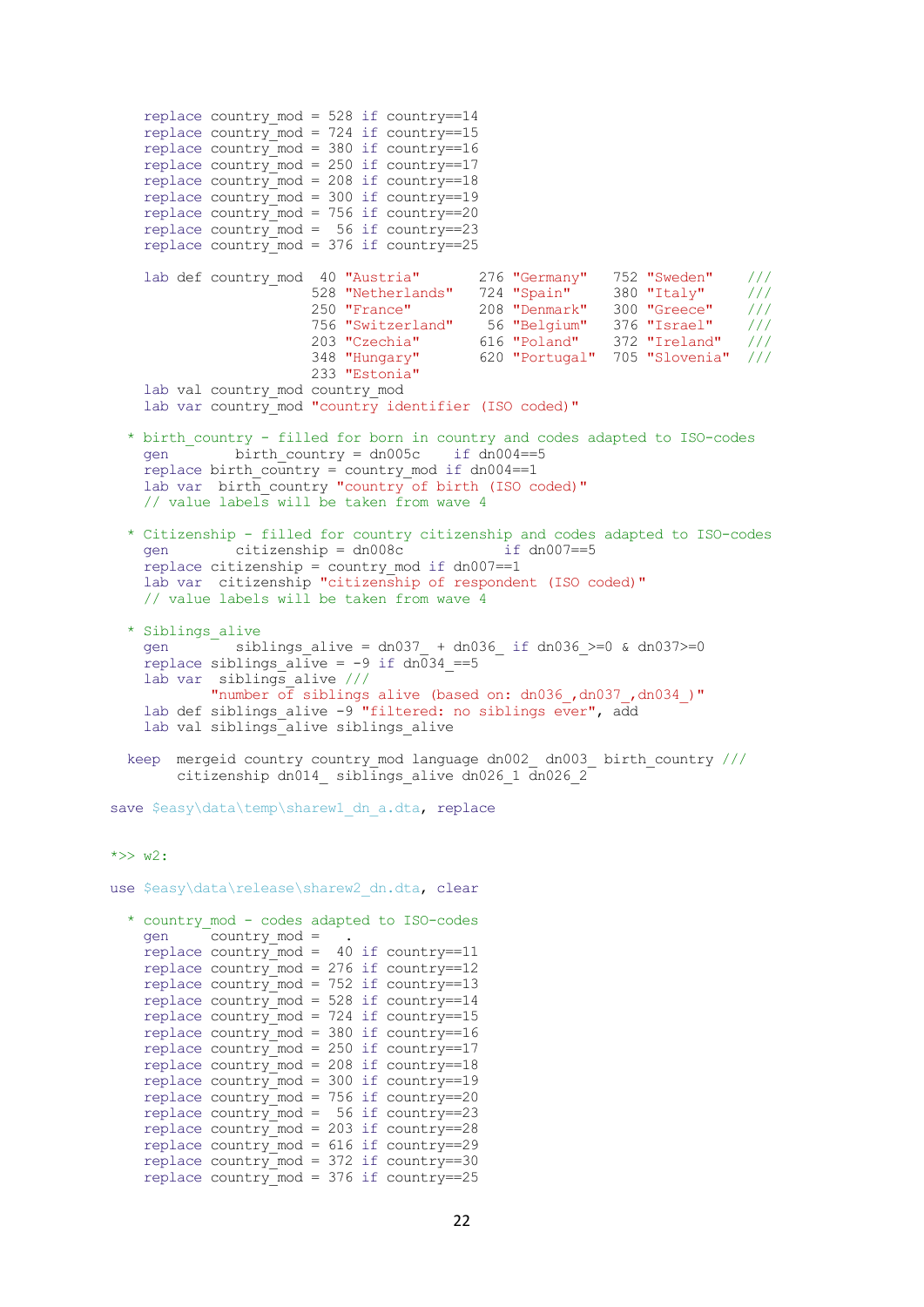```
    replace country_mod = 528 if country==14
    replace country_mod = 724 if country==15
    replace country_mod = 380 if country==16
    replace country_mod = 250 if country==17
    replace country_mod = 208 if country==18
    replace country_mod = 300 if country==19
    replace country_mod = 756 if country==20
    replace country_mod =  56 if country==23
    replace country_mod = 376 if country==25

    lab def country_mod  40 "Austria"       276 "Germany"   752 "Sweden"    ///
                        528 "Netherlands"   724 "Spain"     380 "Italy"     ///
                        250 "France"        208 "Denmark"   300 "Greece"    ///
                        756 "Switzerland"    56 "Belgium"   376 "Israel"    ///
                        203 "Czechia"       616 "Poland"    372 "Ireland"   ///
                        348 "Hungary"       620 "Portugal"  705 "Slovenia"  ///
                        233 "Estonia"
    lab val country_mod country_mod
    lab var country_mod "country identifier (ISO coded)"

  * birth_country - filled for born in country and codes adapted to ISO-codes
    gen        birth_country = dn005c    if dn004==5
    replace birth_country = country_mod if dn004==1
    lab var  birth_country "country of birth (ISO coded)"
    // value labels will be taken from wave 4

  * Citizenship - filled for country citizenship and codes adapted to ISO-codes
    gen        citizenship = dn008c           if dn007==5
    replace citizenship = country_mod if dn007==1
    lab var  citizenship "citizenship of respondent (ISO coded)"
    // value labels will be taken from wave 4

  * Siblings_alive
    gen        siblings_alive = dn037_ + dn036_ if dn036_>=0 & dn037>=0
    replace siblings_alive = -9 if dn034_==5
    lab var  siblings_alive ///
           "number of siblings alive (based on: dn036_,dn037_,dn034_)"
    lab def siblings_alive -9 "filtered: no siblings ever", add
    lab val siblings_alive siblings_alive

  keep  mergeid country country_mod language dn002_ dn003_ birth_country ///
        citizenship dn014_ siblings_alive dn026_1 dn026_2

save $easy\data\temp\sharew1_dn_a.dta, replace


*>> w2:

use $easy\data\release\sharew2_dn.dta, clear

  * country_mod - codes adapted to ISO-codes
    gen     country_mod =   .
    replace country_mod =  40 if country==11
    replace country_mod = 276 if country==12
    replace country_mod = 752 if country==13
    replace country_mod = 528 if country==14
    replace country_mod = 724 if country==15
    replace country_mod = 380 if country==16
    replace country_mod = 250 if country==17
    replace country_mod = 208 if country==18
    replace country_mod = 300 if country==19
    replace country_mod = 756 if country==20
    replace country_mod =  56 if country==23
    replace country_mod = 203 if country==28
    replace country_mod = 616 if country==29
    replace country_mod = 372 if country==30
    replace country_mod = 376 if country==25
```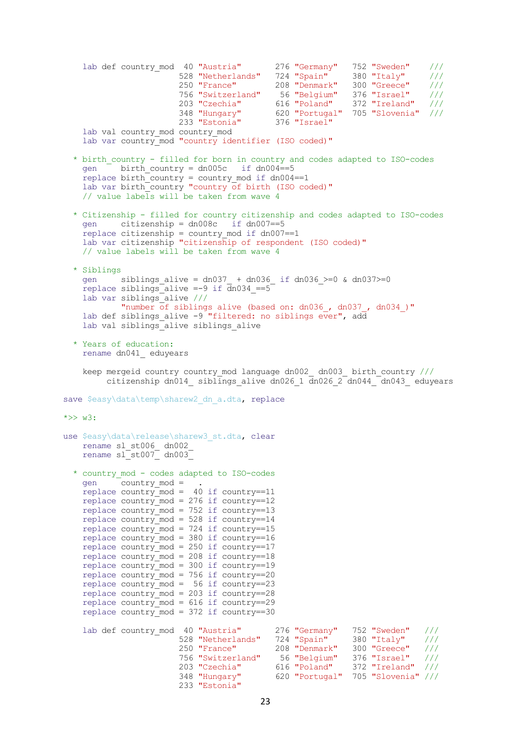```
    lab def country_mod  40 "Austria"       276 "Germany"   752 "Sweden"    ///
                        528 "Netherlands"   724 "Spain"     380 "Italy"     ///
                        250 "France"        208 "Denmark"   300 "Greece"    ///
                        756 "Switzerland"    56 "Belgium"   376 "Israel"    ///
                        203 "Czechia"       616 "Poland"    372 "Ireland"   ///
                        348 "Hungary"       620 "Portugal"  705 "Slovenia"  ///
                        233 "Estonia"       376 "Israel"
    lab val country_mod country_mod
    lab var country_mod "country identifier (ISO coded)"

  * birth_country - filled for born in country and codes adapted to ISO-codes
    gen     birth_country = dn005c   if dn004==5
    replace birth_country = country_mod if dn004==1
    lab var birth_country "country of birth (ISO coded)"
    // value labels will be taken from wave 4

  * Citizenship - filled for country citizenship and codes adapted to ISO-codes
    gen     citizenship = dn008c   if dn007==5
    replace citizenship = country_mod if dn007==1
    lab var citizenship "citizenship of respondent (ISO coded)"
    // value labels will be taken from wave 4

  * Siblings
    gen     siblings_alive = dn037_ + dn036_ if dn036_>=0 & dn037>=0
    replace siblings_alive =-9 if dn034_==5
    lab var siblings_alive ///
            "number of siblings alive (based on: dn036_, dn037_, dn034_)"
    lab def siblings_alive -9 "filtered: no siblings ever", add
    lab val siblings_alive siblings_alive

  * Years of education:
    rename dn041_ eduyears

    keep mergeid country country_mod language dn002_ dn003_ birth_country ///
         citizenship dn014_ siblings_alive dn026_1 dn026_2 dn044_ dn043_ eduyears

save $easy\data\temp\sharew2_dn_a.dta, replace

*>> w3:

use $easy\data\release\sharew3_st.dta, clear
    rename sl_st006_ dn002_
    rename sl_st007_ dn003_

  * country_mod - codes adapted to ISO-codes
    gen     country_mod =   .
    replace country_mod =  40 if country==11
    replace country_mod = 276 if country==12
    replace country_mod = 752 if country==13
    replace country_mod = 528 if country==14
    replace country_mod = 724 if country==15
    replace country_mod = 380 if country==16
    replace country_mod = 250 if country==17
    replace country_mod = 208 if country==18
    replace country_mod = 300 if country==19
    replace country_mod = 756 if country==20
    replace country_mod =  56 if country==23
    replace country_mod = 203 if country==28
    replace country_mod = 616 if country==29
    replace country_mod = 372 if country==30

    lab def country_mod  40 "Austria"       276 "Germany"   752 "Sweden"    ///
                        528 "Netherlands"   724 "Spain"     380 "Italy"     ///
                        250 "France"        208 "Denmark"   300 "Greece"    ///
                        756 "Switzerland"    56 "Belgium"   376 "Israel"    ///
                        203 "Czechia"       616 "Poland"    372 "Ireland"   ///
                        348 "Hungary"       620 "Portugal"  705 "Slovenia"  ///
                        233 "Estonia"
```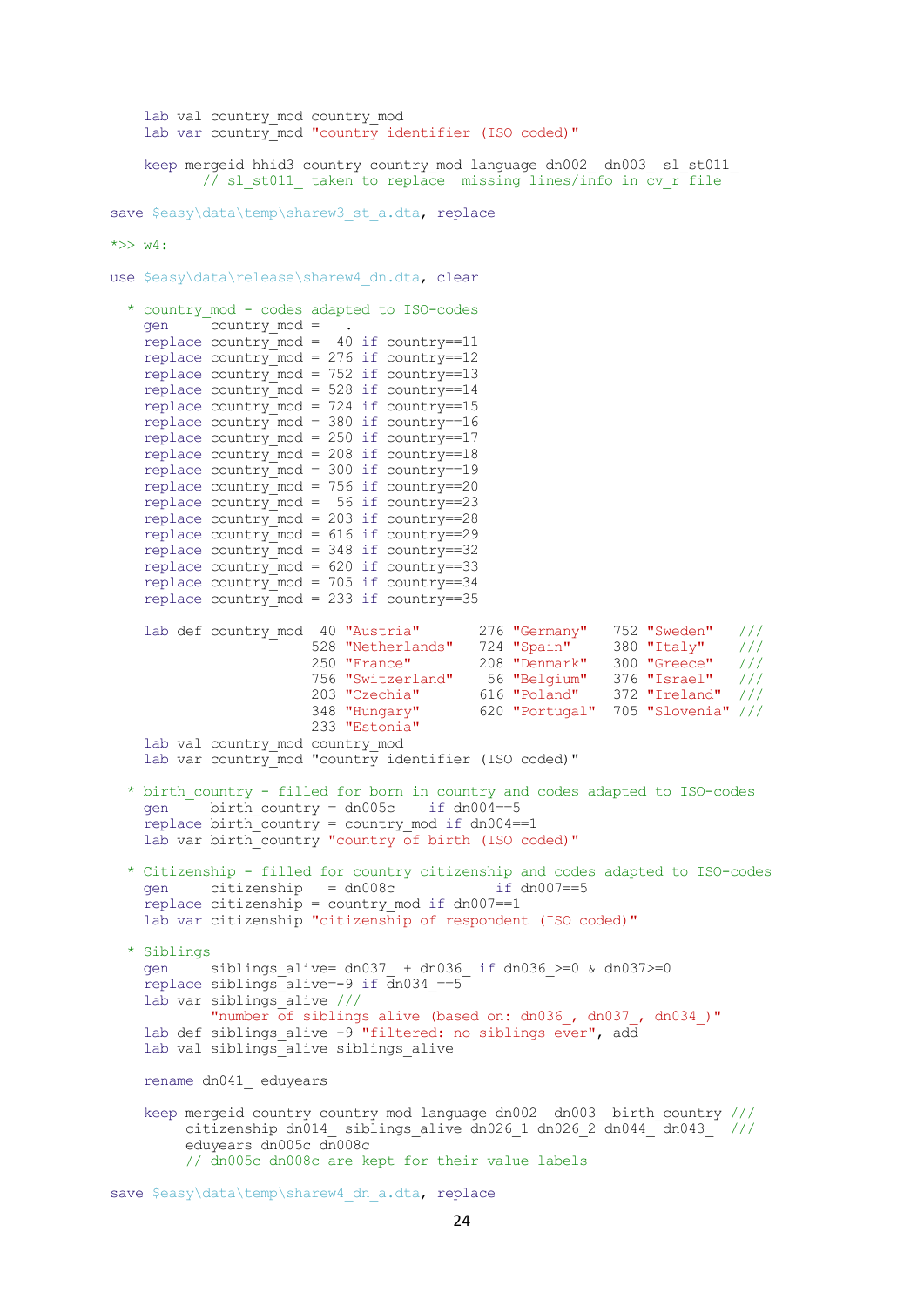```
    lab val country_mod country_mod
    lab var country_mod "country identifier (ISO coded)"

    keep mergeid hhid3 country country_mod language dn002_ dn003_ sl_st011_
         // sl_st011_ taken to replace  missing lines/info in cv_r file

save $easy\data\temp\sharew3_st_a.dta, replace

*>> w4:

use $easy\data\release\sharew4_dn.dta, clear

  * country_mod - codes adapted to ISO-codes
    gen     country_mod =   .
    replace country_mod =  40 if country==11
    replace country_mod = 276 if country==12
    replace country_mod = 752 if country==13
    replace country_mod = 528 if country==14
    replace country_mod = 724 if country==15
    replace country_mod = 380 if country==16
    replace country_mod = 250 if country==17
    replace country_mod = 208 if country==18
    replace country_mod = 300 if country==19
    replace country_mod = 756 if country==20
    replace country_mod =  56 if country==23
    replace country_mod = 203 if country==28
    replace country_mod = 616 if country==29
    replace country_mod = 348 if country==32
    replace country_mod = 620 if country==33
    replace country_mod = 705 if country==34
    replace country_mod = 233 if country==35

    lab def country_mod  40 "Austria"       276 "Germany"   752 "Sweden"   ///
                        528 "Netherlands"   724 "Spain"     380 "Italy"    ///
                        250 "France"        208 "Denmark"   300 "Greece"   ///
                        756 "Switzerland"    56 "Belgium"   376 "Israel"   ///
                        203 "Czechia"       616 "Poland"    372 "Ireland"  ///
                        348 "Hungary"       620 "Portugal"  705 "Slovenia" ///
                        233 "Estonia"
    lab val country_mod country_mod
    lab var country_mod "country identifier (ISO coded)"

  * birth_country - filled for born in country and codes adapted to ISO-codes
    gen     birth_country = dn005c    if dn004==5
    replace birth_country = country_mod if dn004==1
    lab var birth_country "country of birth (ISO coded)"

  * Citizenship - filled for country citizenship and codes adapted to ISO-codes
    gen     citizenship   = dn008c            if dn007==5
    replace citizenship = country_mod if dn007==1
    lab var citizenship "citizenship of respondent (ISO coded)"

  * Siblings
    gen     siblings_alive= dn037_ + dn036_ if dn036_>=0 & dn037>=0
    replace siblings_alive=-9 if dn034_==5
    lab var siblings_alive ///
            "number of siblings alive (based on: dn036_, dn037_, dn034_)"
    lab def siblings_alive -9 "filtered: no siblings ever", add
    lab val siblings_alive siblings_alive

    rename dn041_ eduyears

    keep mergeid country country_mod language dn002_ dn003_ birth_country ///
         citizenship dn014_ siblings_alive dn026_1 dn026_2 dn044_ dn043_  ///
         eduyears dn005c dn008c
         // dn005c dn008c are kept for their value labels

save $easy\data\temp\sharew4_dn_a.dta, replace
```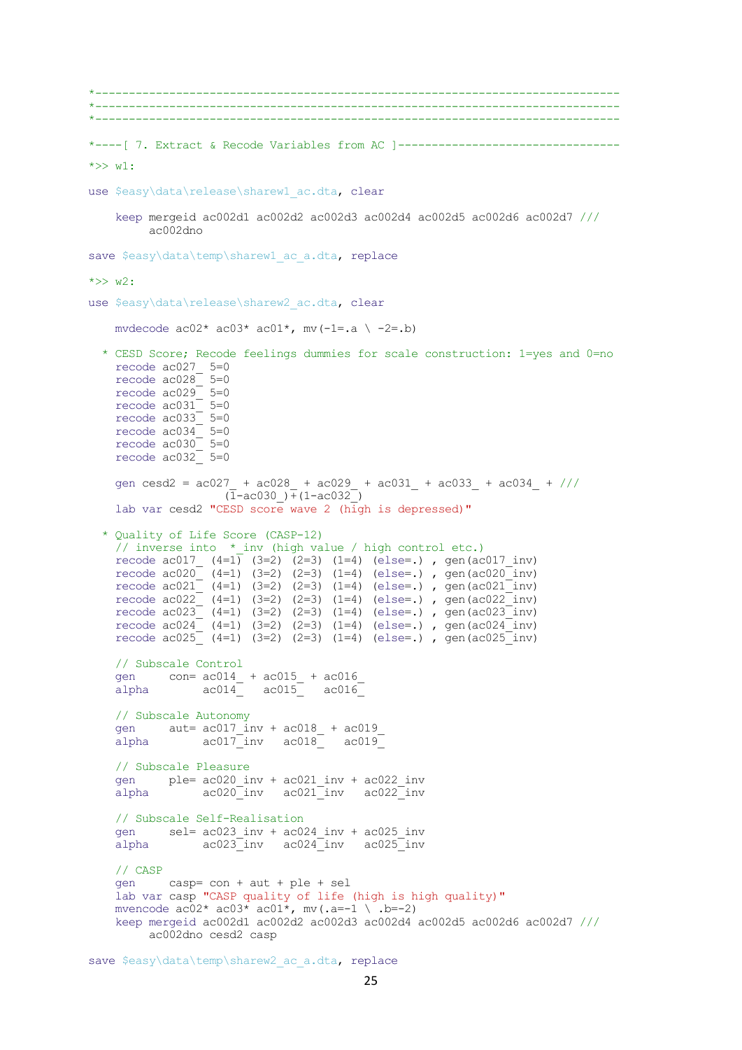```
*-------------------------------------------------------------------------------
*-------------------------------------------------------------------------------
*-------------------------------------------------------------------------------

*----[ 7. Extract & Recode Variables from AC ]---------------------------------

*>> w1:

use $easy\data\release\sharew1_ac.dta, clear

    keep mergeid ac002d1 ac002d2 ac002d3 ac002d4 ac002d5 ac002d6 ac002d7 ///
         ac002dno

save $easy\data\temp\sharew1_ac_a.dta, replace

*>> w2:

use $easy\data\release\sharew2_ac.dta, clear

    mvdecode ac02* ac03* ac01*, mv(-1=.a \ -2=.b)

  * CESD Score; Recode feelings dummies for scale construction: 1=yes and 0=no
    recode ac027_ 5=0
    recode ac028_ 5=0
    recode ac029_ 5=0
    recode ac031_ 5=0
    recode ac033_ 5=0
    recode ac034_ 5=0
    recode ac030_ 5=0
    recode ac032_ 5=0

    gen cesd2 = ac027_ + ac028_ + ac029_ + ac031_ + ac033_ + ac034_ + ///
                (1-ac030_)+(1-ac032_)
    lab var cesd2 "CESD score wave 2 (high is depressed)"

  * Quality of Life Score (CASP-12)
    // inverse into  *_inv (high value / high control etc.)
    recode ac017_ (4=1) (3=2) (2=3) (1=4) (else=.) , gen(ac017_inv)
    recode ac020_ (4=1) (3=2) (2=3) (1=4) (else=.) , gen(ac020_inv)
    recode ac021_ (4=1) (3=2) (2=3) (1=4) (else=.) , gen(ac021_inv)
    recode ac022_ (4=1) (3=2) (2=3) (1=4) (else=.) , gen(ac022_inv)
    recode ac023_ (4=1) (3=2) (2=3) (1=4) (else=.) , gen(ac023_inv)
    recode ac024_ (4=1) (3=2) (2=3) (1=4) (else=.) , gen(ac024_inv)
    recode ac025_ (4=1) (3=2) (2=3) (1=4) (else=.) , gen(ac025_inv)

    // Subscale Control
    gen     con= ac014_ + ac015_ + ac016_
    alpha        ac014_   ac015_   ac016_

    // Subscale Autonomy
    gen     aut= ac017_inv + ac018_ + ac019_
    alpha        ac017_inv   ac018_   ac019_

    // Subscale Pleasure
    gen     ple= ac020_inv + ac021_inv + ac022_inv
    alpha        ac020_inv   ac021_inv   ac022_inv

    // Subscale Self-Realisation
    gen     sel= ac023_inv + ac024_inv + ac025_inv
    alpha        ac023_inv   ac024_inv   ac025_inv

    // CASP
    gen     casp= con + aut + ple + sel
    lab var casp "CASP quality of life (high is high quality)"
    mvencode ac02* ac03* ac01*, mv(.a=-1 \ .b=-2)
    keep mergeid ac002d1 ac002d2 ac002d3 ac002d4 ac002d5 ac002d6 ac002d7 ///
         ac002dno cesd2 casp

save $easy\data\temp\sharew2_ac_a.dta, replace
```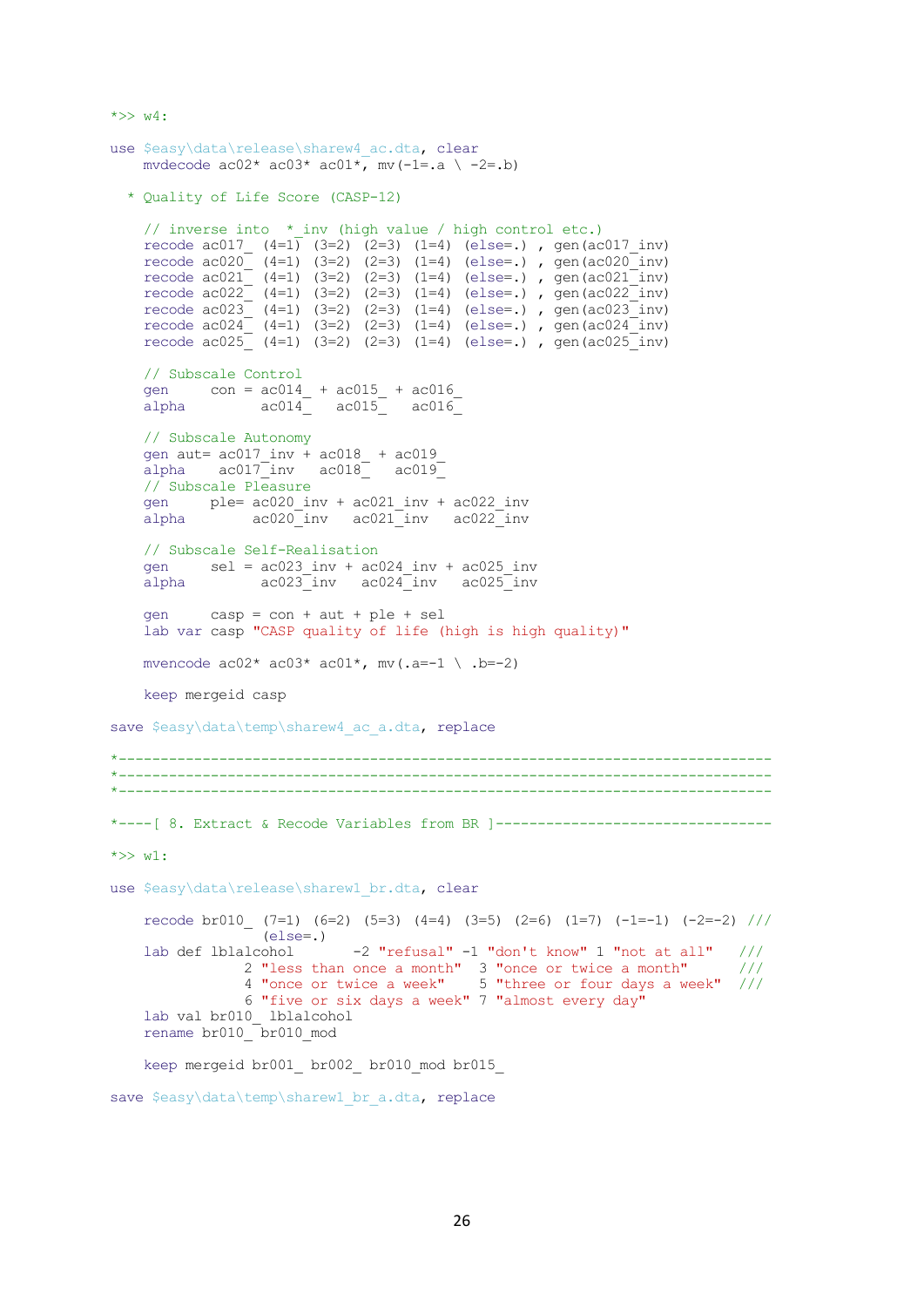```
*>> w4:

use $easy\data\release\sharew4_ac.dta, clear
    mvdecode ac02* ac03* ac01*, mv(-1=.a \ -2=.b)

  * Quality of Life Score (CASP-12)

    // inverse into  *_inv (high value / high control etc.)
    recode ac017_ (4=1) (3=2) (2=3) (1=4) (else=.) , gen(ac017_inv)
    recode ac020_ (4=1) (3=2) (2=3) (1=4) (else=.) , gen(ac020_inv)
    recode ac021_ (4=1) (3=2) (2=3) (1=4) (else=.) , gen(ac021_inv)
    recode ac022_ (4=1) (3=2) (2=3) (1=4) (else=.) , gen(ac022_inv)
    recode ac023_ (4=1) (3=2) (2=3) (1=4) (else=.) , gen(ac023_inv)
    recode ac024_ (4=1) (3=2) (2=3) (1=4) (else=.) , gen(ac024_inv)
    recode ac025_ (4=1) (3=2) (2=3) (1=4) (else=.) , gen(ac025_inv)

    // Subscale Control
    gen     con = ac014_ + ac015_ + ac016_
    alpha         ac014_   ac015_   ac016_

    // Subscale Autonomy
    gen aut= ac017_inv + ac018_ + ac019_
    alpha    ac017_inv   ac018_   ac019_
    // Subscale Pleasure
    gen     ple= ac020_inv + ac021_inv + ac022_inv
    alpha        ac020_inv   ac021_inv   ac022_inv

    // Subscale Self-Realisation
    gen     sel = ac023_inv + ac024_inv + ac025_inv
    alpha         ac023_inv   ac024_inv   ac025_inv

    gen     casp = con + aut + ple + sel
    lab var casp "CASP quality of life (high is high quality)"

    mvencode ac02* ac03* ac01*, mv(.a=-1 \ .b=-2)

    keep mergeid casp

save $easy\data\temp\sharew4_ac_a.dta, replace

*----------------------------------------------------------------------------
*----------------------------------------------------------------------------
*----------------------------------------------------------------------------

*----[ 8. Extract & Recode Variables from BR ]--------------------------------

*>> w1:

use $easy\data\release\sharew1_br.dta, clear

    recode br010_ (7=1) (6=2) (5=3) (4=4) (3=5) (2=6) (1=7) (-1=-1) (-2=-2) ///
                  (else=.)
    lab def lblalcohol       -2 "refusal" -1 "don't know" 1 "not at all"    ///
               2 "less than once a month"  3 "once or twice a month"       ///
               4 "once or twice a week"    5 "three or four days a week"  ///
               6 "five or six days a week" 7 "almost every day"
    lab val br010_ lblalcohol
    rename br010_ br010_mod

    keep mergeid br001_ br002_ br010_mod br015_

save $easy\data\temp\sharew1_br_a.dta, replace
```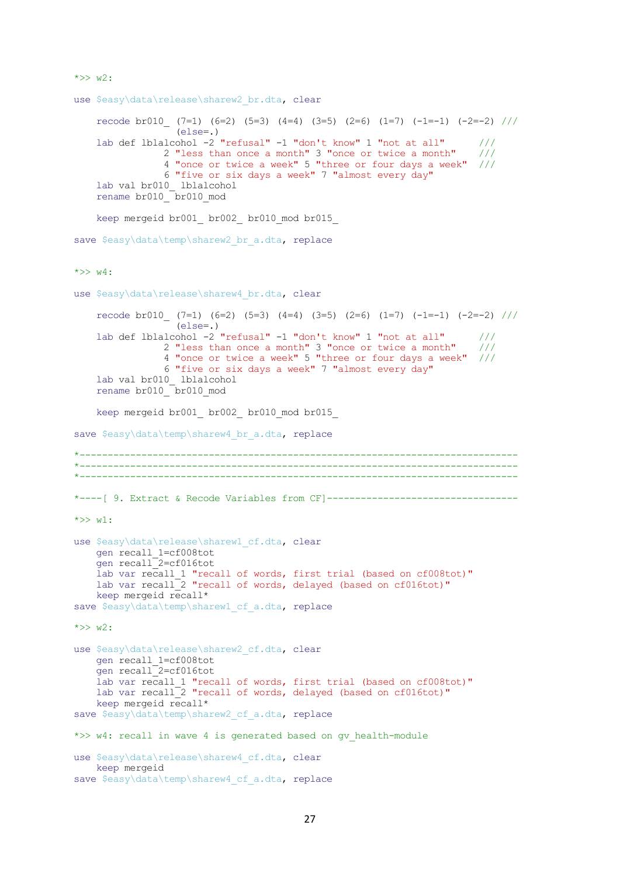```
*>> w2:

use $easy\data\release\sharew2_br.dta, clear

    recode br010_ (7=1) (6=2) (5=3) (4=4) (3=5) (2=6) (1=7) (-1=-1) (-2=-2) ///
                  (else=.)
    lab def lblalcohol -2 "refusal" -1 "don't know" 1 "not at all"      ///
                2 "less than once a month" 3 "once or twice a month"    ///
                4 "once or twice a week" 5 "three or four days a week"  ///
                6 "five or six days a week" 7 "almost every day"
    lab val br010_ lblalcohol
    rename br010_ br010_mod

    keep mergeid br001_ br002_ br010_mod br015_

save $easy\data\temp\sharew2_br_a.dta, replace


*>> w4:

use $easy\data\release\sharew4_br.dta, clear

    recode br010_ (7=1) (6=2) (5=3) (4=4) (3=5) (2=6) (1=7) (-1=-1) (-2=-2) ///
                  (else=.)
    lab def lblalcohol -2 "refusal" -1 "don't know" 1 "not at all"      ///
                2 "less than once a month" 3 "once or twice a month"    ///
                4 "once or twice a week" 5 "three or four days a week"  ///
                6 "five or six days a week" 7 "almost every day"
    lab val br010_ lblalcohol
    rename br010_ br010_mod

    keep mergeid br001_ br002_ br010_mod br015_

save $easy\data\temp\sharew4_br_a.dta, replace

*------------------------------------------------------------------------------
*------------------------------------------------------------------------------
*------------------------------------------------------------------------------

*----[ 9. Extract & Recode Variables from CF]----------------------------------

*>> w1:

use $easy\data\release\sharew1_cf.dta, clear
    gen recall_1=cf008tot
    gen recall_2=cf016tot
    lab var recall_1 "recall of words, first trial (based on cf008tot)"
    lab var recall_2 "recall of words, delayed (based on cf016tot)"
    keep mergeid recall*
save $easy\data\temp\sharew1_cf_a.dta, replace

*>> w2:

use $easy\data\release\sharew2_cf.dta, clear
    gen recall_1=cf008tot
    gen recall_2=cf016tot
    lab var recall_1 "recall of words, first trial (based on cf008tot)"
    lab var recall_2 "recall of words, delayed (based on cf016tot)"
    keep mergeid recall*
save $easy\data\temp\sharew2_cf_a.dta, replace

*>> w4: recall in wave 4 is generated based on gv_health-module

use $easy\data\release\sharew4_cf.dta, clear
    keep mergeid
save $easy\data\temp\sharew4_cf_a.dta, replace
```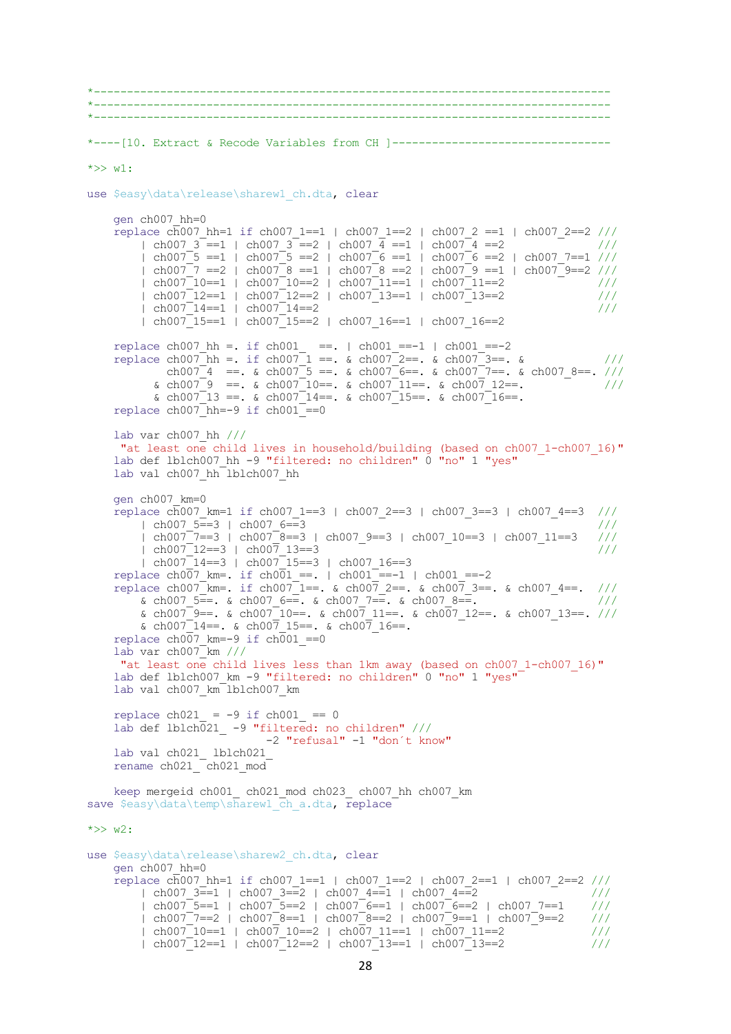```
*--------------------------------------------------------------------------
*--------------------------------------------------------------------------
*--------------------------------------------------------------------------

*----[10. Extract & Recode Variables from CH ]---------------------------------

*>> w1:

use $easy\data\release\sharew1_ch.dta, clear

    gen ch007_hh=0
    replace ch007_hh=1 if ch007_1==1 | ch007_1==2 | ch007_2 ==1 | ch007_2==2 ///
        | ch007_3 ==1 | ch007_3 ==2 | ch007_4 ==1 | ch007_4 ==2              ///
        | ch007_5 ==1 | ch007_5 ==2 | ch007_6 ==1 | ch007_6 ==2 | ch007_7==1 ///
        | ch007_7 ==2 | ch007_8 ==1 | ch007_8 ==2 | ch007_9 ==1 | ch007_9==2 ///
        | ch007_10==1 | ch007_10==2 | ch007_11==1 | ch007_11==2              ///
        | ch007_12==1 | ch007_12==2 | ch007_13==1 | ch007_13==2              ///
        | ch007_14==1 | ch007_14==2                                          ///
        | ch007_15==1 | ch007_15==2 | ch007_16==1 | ch007_16==2

    replace ch007_hh =. if ch001_  ==. | ch001_==-1 | ch001_==-2
    replace ch007_hh =. if ch007_1 ==. & ch007_2==. & ch007_3==. &           ///
            ch007_4  ==. & ch007_5 ==. & ch007_6==. & ch007_7==. & ch007_8==. ///
          & ch007_9  ==. & ch007_10==. & ch007_11==. & ch007_12==.           ///
          & ch007_13 ==. & ch007_14==. & ch007_15==. & ch007_16==.
    replace ch007_hh=-9 if ch001_==0

    lab var ch007_hh ///
     "at least one child lives in household/building (based on ch007_1-ch007_16)"
    lab def lblch007_hh -9 "filtered: no children" 0 "no" 1 "yes"
    lab val ch007_hh lblch007_hh

    gen ch007_km=0
    replace ch007_km=1 if ch007_1==3 | ch007_2==3 | ch007_3==3 | ch007_4==3  ///
        | ch007_5==3 | ch007_6==3                                            ///
        | ch007_7==3 | ch007_8==3 | ch007_9==3 | ch007_10==3 | ch007_11==3   ///
        | ch007_12==3 | ch007_13==3                                          ///
        | ch007_14==3 | ch007_15==3 | ch007_16==3
    replace ch007_km=. if ch001_==. | ch001_==-1 | ch001_==-2
    replace ch007_km=. if ch007_1==. & ch007_2==. & ch007_3==. & ch007_4==.  ///
        & ch007_5==. & ch007_6==. & ch007_7==. & ch007_8==.                  ///
        & ch007_9==. & ch007_10==. & ch007_11==. & ch007_12==. & ch007_13==. ///
        & ch007_14==. & ch007_15==. & ch007_16==.
    replace ch007_km=-9 if ch001_==0
    lab var ch007_km ///
     "at least one child lives less than 1km away (based on ch007_1-ch007_16)"
    lab def lblch007_km -9 "filtered: no children" 0 "no" 1 "yes"
    lab val ch007_km lblch007_km

    replace ch021_ = -9 if ch001_ == 0
    lab def lblch021_ -9 "filtered: no children" ///
                         -2 "refusal" -1 "don´t know"
    lab val ch021_ lblch021_
    rename ch021_ ch021_mod

    keep mergeid ch001_ ch021_mod ch023_ ch007_hh ch007_km
save $easy\data\temp\sharew1_ch_a.dta, replace

*>> w2:

use $easy\data\release\sharew2_ch.dta, clear
    gen ch007_hh=0
    replace ch007_hh=1 if ch007_1==1 | ch007_1==2 | ch007_2==1 | ch007_2==2 ///
        | ch007_3==1 | ch007_3==2 | ch007_4==1 | ch007_4==2                 ///
        | ch007_5==1 | ch007_5==2 | ch007_6==1 | ch007_6==2 | ch007_7==1    ///
        | ch007_7==2 | ch007_8==1 | ch007_8==2 | ch007_9==1 | ch007_9==2    ///
        | ch007_10==1 | ch007_10==2 | ch007_11==1 | ch007_11==2             ///
        | ch007_12==1 | ch007_12==2 | ch007_13==1 | ch007_13==2             ///
```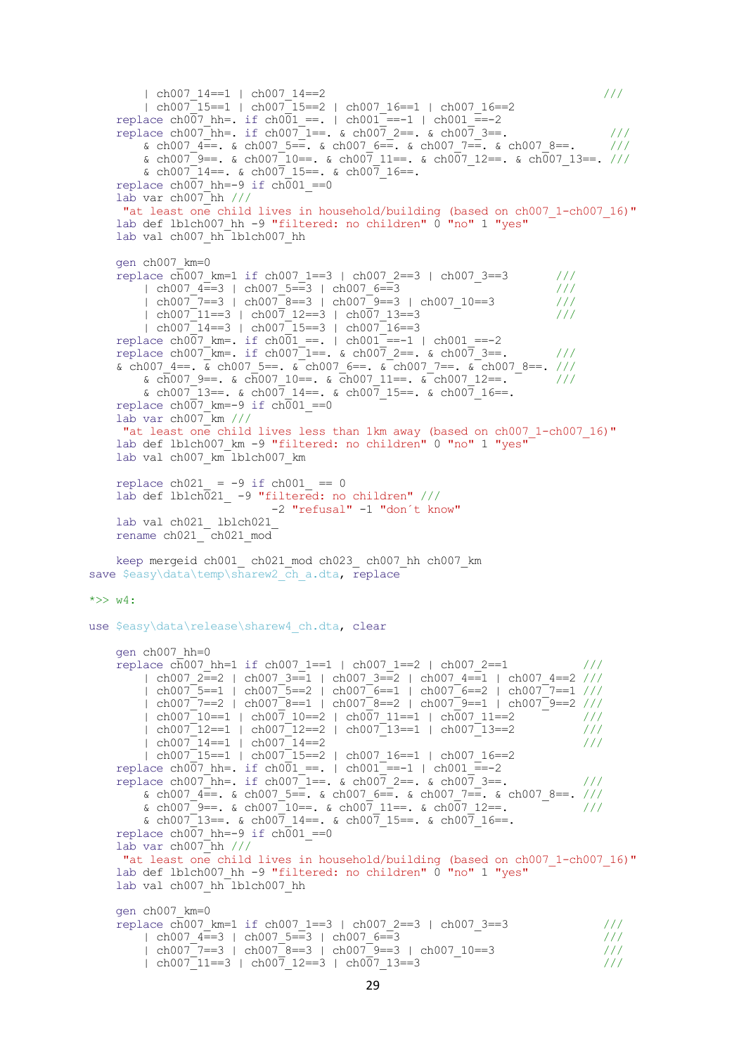```
        | ch007_14==1 | ch007_14==2                                          ///
        | ch007_15==1 | ch007_15==2 | ch007_16==1 | ch007_16==2
    replace ch007_hh=. if ch001_==. | ch001_==-1 | ch001_==-2
    replace ch007_hh=. if ch007_1==. & ch007_2==. & ch007_3==.              ///
        & ch007_4==. & ch007_5==. & ch007_6==. & ch007_7==. & ch007_8==.    ///
        & ch007_9==. & ch007_10==. & ch007_11==. & ch007_12==. & ch007_13==. ///
        & ch007_14==. & ch007_15==. & ch007_16==.
    replace ch007_hh=-9 if ch001_==0
    lab var ch007_hh ///
     "at least one child lives in household/building (based on ch007_1-ch007_16)"
    lab def lblch007_hh -9 "filtered: no children" 0 "no" 1 "yes"
    lab val ch007_hh lblch007_hh

    gen ch007_km=0
    replace ch007_km=1 if ch007_1==3 | ch007_2==3 | ch007_3==3       ///
        | ch007_4==3 | ch007_5==3 | ch007_6==3                        ///
        | ch007_7==3 | ch007_8==3 | ch007_9==3 | ch007_10==3          ///
        | ch007_11==3 | ch007_12==3 | ch007_13==3                     ///
        | ch007_14==3 | ch007_15==3 | ch007_16==3
    replace ch007_km=. if ch001_==. | ch001_==-1 | ch001_==-2
    replace ch007_km=. if ch007_1==. & ch007_2==. & ch007_3==.       ///
    & ch007_4==. & ch007_5==. & ch007_6==. & ch007_7==. & ch007_8==. ///
        & ch007_9==. & ch007_10==. & ch007_11==. & ch007_12==.       ///
        & ch007_13==. & ch007_14==. & ch007_15==. & ch007_16==.
    replace ch007_km=-9 if ch001_==0
    lab var ch007_km ///
     "at least one child lives less than 1km away (based on ch007_1-ch007_16)"
    lab def lblch007_km -9 "filtered: no children" 0 "no" 1 "yes"
    lab val ch007_km lblch007_km

    replace ch021_ = -9 if ch001_ == 0
    lab def lblch021_ -9 "filtered: no children" ///
                      -2 "refusal" -1 "don´t know"
    lab val ch021_ lblch021_
    rename ch021_ ch021_mod

    keep mergeid ch001_ ch021_mod ch023_ ch007_hh ch007_km
save $easy\data\temp\sharew2_ch_a.dta, replace

*>> w4:

use $easy\data\release\sharew4_ch.dta, clear

    gen ch007_hh=0
    replace ch007_hh=1 if ch007_1==1 | ch007_1==2 | ch007_2==1           ///
        | ch007_2==2 | ch007_3==1 | ch007_3==2 | ch007_4==1 | ch007_4==2 ///
        | ch007_5==1 | ch007_5==2 | ch007_6==1 | ch007_6==2 | ch007_7==1 ///
        | ch007_7==2 | ch007_8==1 | ch007_8==2 | ch007_9==1 | ch007_9==2 ///
        | ch007_10==1 | ch007_10==2 | ch007_11==1 | ch007_11==2          ///
        | ch007_12==1 | ch007_12==2 | ch007_13==1 | ch007_13==2          ///
        | ch007_14==1 | ch007_14==2                                      ///
        | ch007_15==1 | ch007_15==2 | ch007_16==1 | ch007_16==2
    replace ch007_hh=. if ch001_==. | ch001_==-1 | ch001_==-2
    replace ch007_hh=. if ch007_1==. & ch007_2==. & ch007_3==.           ///
        & ch007_4==. & ch007_5==. & ch007_6==. & ch007_7==. & ch007_8==. ///
        & ch007_9==. & ch007_10==. & ch007_11==. & ch007_12==.           ///
        & ch007_13==. & ch007_14==. & ch007_15==. & ch007_16==.
    replace ch007_hh=-9 if ch001_==0
    lab var ch007_hh ///
     "at least one child lives in household/building (based on ch007_1-ch007_16)"
    lab def lblch007_hh -9 "filtered: no children" 0 "no" 1 "yes"
    lab val ch007_hh lblch007_hh

    gen ch007_km=0
    replace ch007_km=1 if ch007_1==3 | ch007_2==3 | ch007_3==3           ///
        | ch007_4==3 | ch007_5==3 | ch007_6==3                            ///
        | ch007_7==3 | ch007_8==3 | ch007_9==3 | ch007_10==3              ///
        | ch007_11==3 | ch007_12==3 | ch007_13==3                         ///
```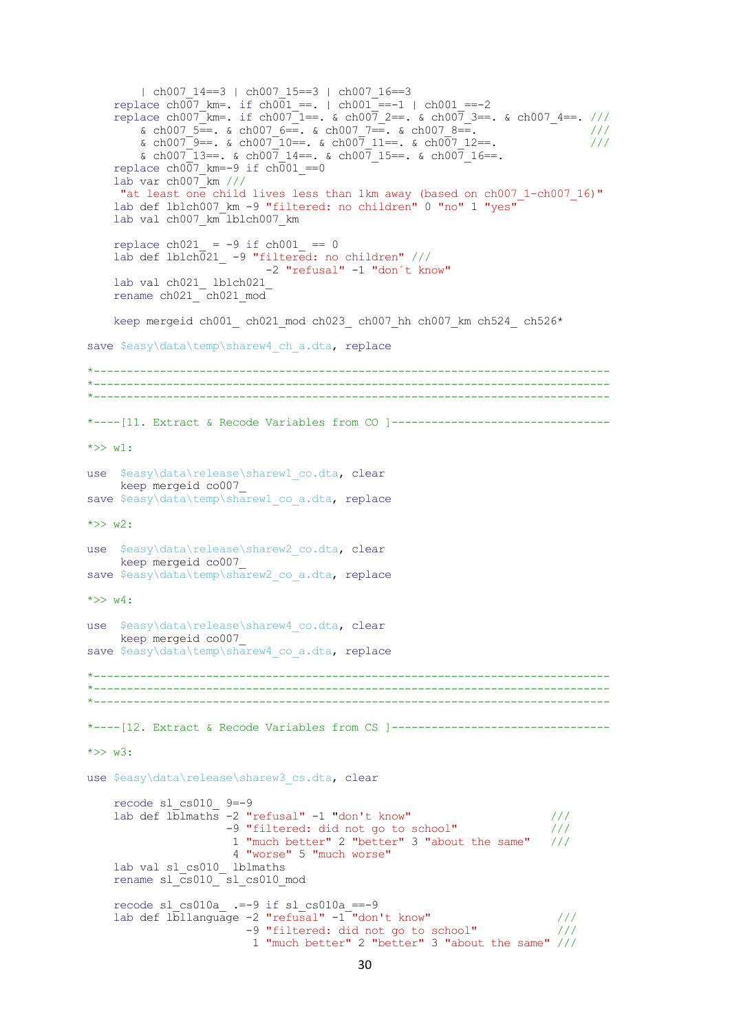```
        | ch007_14==3 | ch007_15==3 | ch007_16==3
    replace ch007_km=. if ch001_==. | ch001_==-1 | ch001_==-2
    replace ch007_km=. if ch007_1==. & ch007_2==. & ch007_3==. & ch007_4==. ///
        & ch007_5==. & ch007_6==. & ch007_7==. & ch007_8==.              ///
        & ch007_9==. & ch007_10==. & ch007_11==. & ch007_12==.           ///
        & ch007_13==. & ch007_14==. & ch007_15==. & ch007_16==.
    replace ch007_km=-9 if ch001_==0
    lab var ch007_km ///
     "at least one child lives less than 1km away (based on ch007_1-ch007_16)"
    lab def lblch007_km -9 "filtered: no children" 0 "no" 1 "yes"
    lab val ch007_km lblch007_km

    replace ch021_ = -9 if ch001_ == 0
    lab def lblch021_ -9 "filtered: no children" ///
                        -2 "refusal" -1 "don´t know"
    lab val ch021_ lblch021_
    rename ch021_ ch021_mod

    keep mergeid ch001_ ch021_mod ch023_ ch007_hh ch007_km ch524_ ch526*

save $easy\data\temp\sharew4_ch_a.dta, replace

*----------------------------------------------------------------------------
*----------------------------------------------------------------------------
*----------------------------------------------------------------------------

*----[11. Extract & Recode Variables from CO ]---------------------------------

*>> w1:

use  $easy\data\release\sharew1_co.dta, clear
     keep mergeid co007_
save $easy\data\temp\sharew1_co_a.dta, replace

*>> w2:

use  $easy\data\release\sharew2_co.dta, clear
     keep mergeid co007_
save $easy\data\temp\sharew2_co_a.dta, replace

*>> w4:

use  $easy\data\release\sharew4_co.dta, clear
     keep mergeid co007_
save $easy\data\temp\sharew4_co_a.dta, replace

*----------------------------------------------------------------------------
*----------------------------------------------------------------------------
*----------------------------------------------------------------------------

*----[12. Extract & Recode Variables from CS ]---------------------------------

*>> w3:

use $easy\data\release\sharew3_cs.dta, clear

    recode sl_cs010_ 9=-9
    lab def lblmaths -2 "refusal" -1 "don't know"                     ///
                     -9 "filtered: did not go to school"              ///
                      1 "much better" 2 "better" 3 "about the same"   ///
                      4 "worse" 5 "much worse"
    lab val sl_cs010_ lblmaths
    rename sl_cs010_ sl_cs010_mod

    recode sl_cs010a_ .=-9 if sl_cs010a_==-9
    lab def lbllanguage -2 "refusal" -1 "don't know"                  ///
                        -9 "filtered: did not go to school"           ///
                         1 "much better" 2 "better" 3 "about the same" ///
```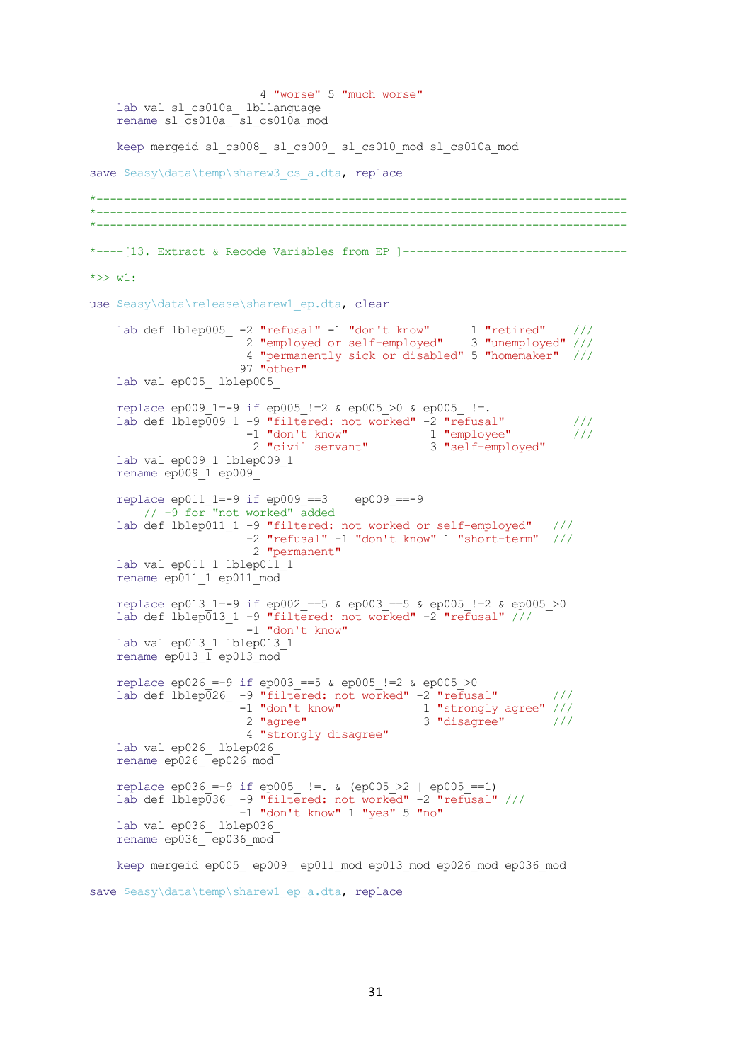```
                        4 "worse" 5 "much worse"
    lab val sl_cs010a_ lbllanguage
    rename sl_cs010a_ sl_cs010a_mod

    keep mergeid sl_cs008_ sl_cs009_ sl_cs010_mod sl_cs010a_mod

save $easy\data\temp\sharew3_cs_a.dta, replace

*----------------------------------------------------------------------------
*----------------------------------------------------------------------------
*----------------------------------------------------------------------------

*----[13. Extract & Recode Variables from EP ]--------------------------------

*>> w1:

use $easy\data\release\sharew1_ep.dta, clear

    lab def lblep005_ -2 "refusal" -1 "don't know"      1 "retired"    ///
                       2 "employed or self-employed"    3 "unemployed" ///
                       4 "permanently sick or disabled" 5 "homemaker"  ///
                      97 "other"
    lab val ep005_ lblep005_

    replace ep009_1=-9 if ep005_!=2 & ep005_>0 & ep005_ !=.
    lab def lblep009_1 -9 "filtered: not worked" -2 "refusal"          ///
                       -1 "don't know"            1 "employee"         ///
                        2 "civil servant"         3 "self-employed"
    lab val ep009_1 lblep009_1
    rename ep009_1 ep009_

    replace ep011_1=-9 if ep009_==3 |  ep009_==-9
        // -9 for "not worked" added
    lab def lblep011_1 -9 "filtered: not worked or self-employed"   ///
                       -2 "refusal" -1 "don't know" 1 "short-term"  ///
                        2 "permanent"
    lab val ep011_1 lblep011_1
    rename ep011_1 ep011_mod

    replace ep013_1=-9 if ep002_==5 & ep003_==5 & ep005_!=2 & ep005_>0
    lab def lblep013_1 -9 "filtered: not worked" -2 "refusal" ///
                       -1 "don't know"
    lab val ep013_1 lblep013_1
    rename ep013_1 ep013_mod

    replace ep026_=-9 if ep003_==5 & ep005_!=2 & ep005_>0
    lab def lblep026_ -9 "filtered: not worked" -2 "refusal"        ///
                      -1 "don't know"            1 "strongly agree" ///
                       2 "agree"                 3 "disagree"       ///
                       4 "strongly disagree"
    lab val ep026_ lblep026_
    rename ep026_ ep026_mod

    replace ep036_=-9 if ep005_ !=. & (ep005_>2 | ep005_==1)
    lab def lblep036_ -9 "filtered: not worked" -2 "refusal" ///
                      -1 "don't know" 1 "yes" 5 "no"
    lab val ep036_ lblep036_
    rename ep036_ ep036_mod

    keep mergeid ep005_ ep009_ ep011_mod ep013_mod ep026_mod ep036_mod

save $easy\data\temp\sharew1_ep_a.dta, replace
```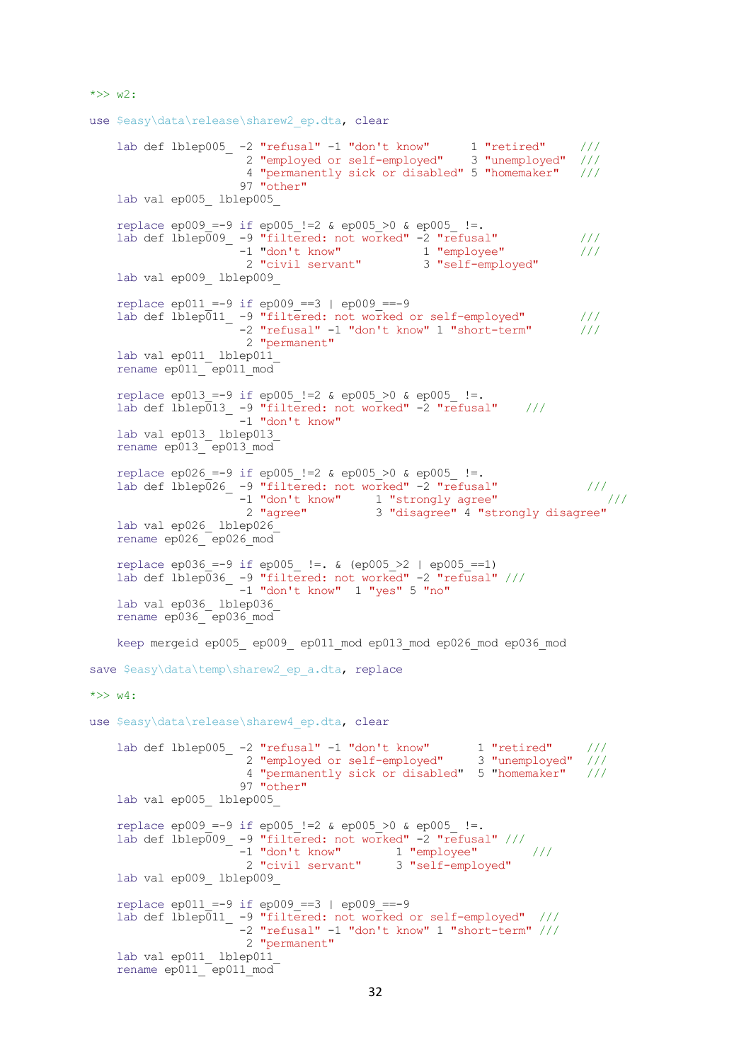```
*>> w2:

use $easy\data\release\sharew2_ep.dta, clear

    lab def lblep005_ -2 "refusal" -1 "don't know"       1 "retired"     ///
                       2 "employed or self-employed"     3 "unemployed"  ///
                       4 "permanently sick or disabled"  5 "homemaker"   ///
                      97 "other"
    lab val ep005_ lblep005_

    replace ep009_=-9 if ep005_!=2 & ep005_>0 & ep005_ !=.
    lab def lblep009_ -9 "filtered: not worked" -2 "refusal"           ///
                      -1 "don't know"            1 "employee"          ///
                       2 "civil servant"         3 "self-employed"
    lab val ep009_ lblep009_

    replace ep011_=-9 if ep009_==3 | ep009_==-9
    lab def lblep011_ -9 "filtered: not worked or self-employed"       ///
                      -2 "refusal" -1 "don't know" 1 "short-term"      ///
                       2 "permanent"
    lab val ep011_ lblep011_
    rename ep011_ ep011_mod

    replace ep013_=-9 if ep005_!=2 & ep005_>0 & ep005_ !=.
    lab def lblep013_ -9 "filtered: not worked" -2 "refusal"    ///
                      -1 "don't know"
    lab val ep013_ lblep013_
    rename ep013_ ep013_mod

    replace ep026_=-9 if ep005_!=2 & ep005_>0 & ep005_ !=.
    lab def lblep026_ -9 "filtered: not worked" -2 "refusal"            ///
                      -1 "don't know"     1 "strongly agree"                ///
                       2 "agree"          3 "disagree" 4 "strongly disagree"
    lab val ep026_ lblep026_
    rename ep026_ ep026_mod

    replace ep036_=-9 if ep005_ !=. & (ep005_>2 | ep005_==1)
    lab def lblep036_ -9 "filtered: not worked" -2 "refusal" ///
                      -1 "don't know"  1 "yes" 5 "no"
    lab val ep036_ lblep036_
    rename ep036_ ep036_mod

    keep mergeid ep005_ ep009_ ep011_mod ep013_mod ep026_mod ep036_mod

save $easy\data\temp\sharew2_ep_a.dta, replace

*>> w4:

use $easy\data\release\sharew4_ep.dta, clear

    lab def lblep005_ -2 "refusal" -1 "don't know"       1 "retired"     ///
                       2 "employed or self-employed"     3 "unemployed"  ///
                       4 "permanently sick or disabled"  5 "homemaker"   ///
                      97 "other"
    lab val ep005_ lblep005_

    replace ep009_=-9 if ep005_!=2 & ep005_>0 & ep005_ !=.
    lab def lblep009_ -9 "filtered: not worked" -2 "refusal" ///
                      -1 "don't know"        1 "employee"        ///
                       2 "civil servant"     3 "self-employed"
    lab val ep009_ lblep009_

    replace ep011_=-9 if ep009_==3 | ep009_==-9
    lab def lblep011_ -9 "filtered: not worked or self-employed"  ///
                      -2 "refusal" -1 "don't know" 1 "short-term" ///
                       2 "permanent"
    lab val ep011_ lblep011_
    rename ep011_ ep011_mod
```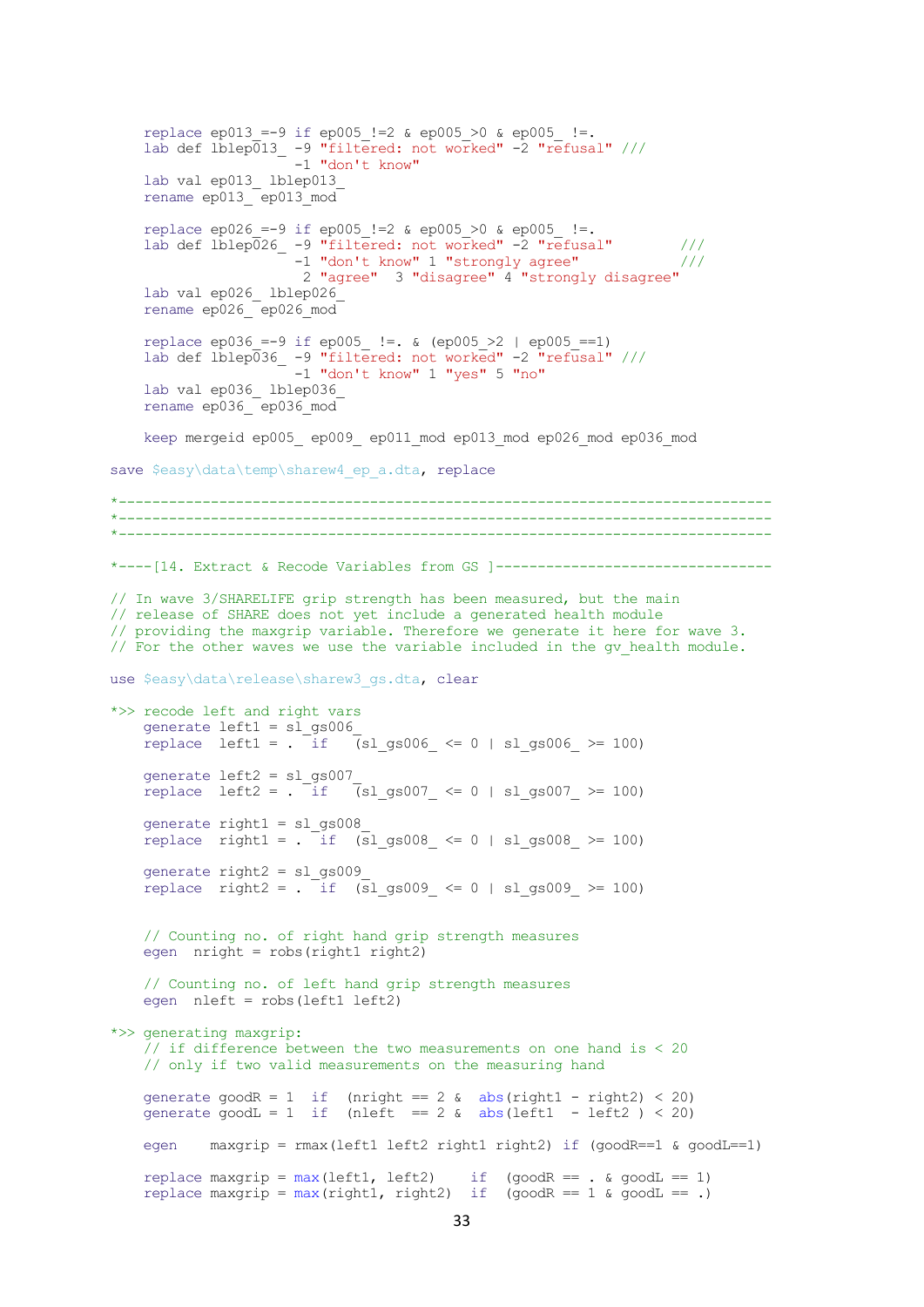```
    replace ep013_=-9 if ep005_!=2 & ep005_>0 & ep005_ !=.
    lab def lblep013_ -9 "filtered: not worked" -2 "refusal" ///
                      -1 "don't know"
    lab val ep013_ lblep013_
    rename ep013_ ep013_mod

    replace ep026_=-9 if ep005_!=2 & ep005_>0 & ep005_ !=.
    lab def lblep026_ -9 "filtered: not worked" -2 "refusal"        ///
                      -1 "don't know" 1 "strongly agree"            ///
                       2 "agree"  3 "disagree" 4 "strongly disagree"
    lab val ep026_ lblep026_
    rename ep026_ ep026_mod

    replace ep036_=-9 if ep005_ !=. & (ep005_>2 | ep005_==1)
    lab def lblep036_ -9 "filtered: not worked" -2 "refusal" ///
                      -1 "don't know" 1 "yes" 5 "no"
    lab val ep036_ lblep036_
    rename ep036_ ep036_mod

    keep mergeid ep005_ ep009_ ep011_mod ep013_mod ep026_mod ep036_mod

save $easy\data\temp\sharew4_ep_a.dta, replace

*----------------------------------------------------------------------------
*----------------------------------------------------------------------------
*----------------------------------------------------------------------------

*----[14. Extract & Recode Variables from GS ]--------------------------------

// In wave 3/SHARELIFE grip strength has been measured, but the main
// release of SHARE does not yet include a generated health module
// providing the maxgrip variable. Therefore we generate it here for wave 3.
// For the other waves we use the variable included in the gv_health module.

use $easy\data\release\sharew3_gs.dta, clear

*>> recode left and right vars
    generate left1 = sl_gs006_
    replace  left1 = .  if   (sl_gs006_ <= 0 | sl_gs006_ >= 100)

    generate left2 = sl_gs007_
    replace  left2 = .  if   (sl_gs007_ <= 0 | sl_gs007_ >= 100)

    generate right1 = sl_gs008_
    replace  right1 = .  if  (sl_gs008_ <= 0 | sl_gs008_ >= 100)

    generate right2 = sl_gs009_
    replace  right2 = .  if  (sl_gs009_ <= 0 | sl_gs009_ >= 100)


    // Counting no. of right hand grip strength measures
    egen  nright = robs(right1 right2)

    // Counting no. of left hand grip strength measures
    egen  nleft = robs(left1 left2)

*>> generating maxgrip:
    // if difference between the two measurements on one hand is < 20
    // only if two valid measurements on the measuring hand

    generate goodR = 1  if  (nright == 2 &  abs(right1 - right2) < 20)
    generate goodL = 1  if  (nleft  == 2 &  abs(left1  - left2 ) < 20)

    egen    maxgrip = rmax(left1 left2 right1 right2) if (goodR==1 & goodL==1)

    replace maxgrip = max(left1, left2)    if  (goodR == . & goodL == 1)
    replace maxgrip = max(right1, right2)  if  (goodR == 1 & goodL == .)
```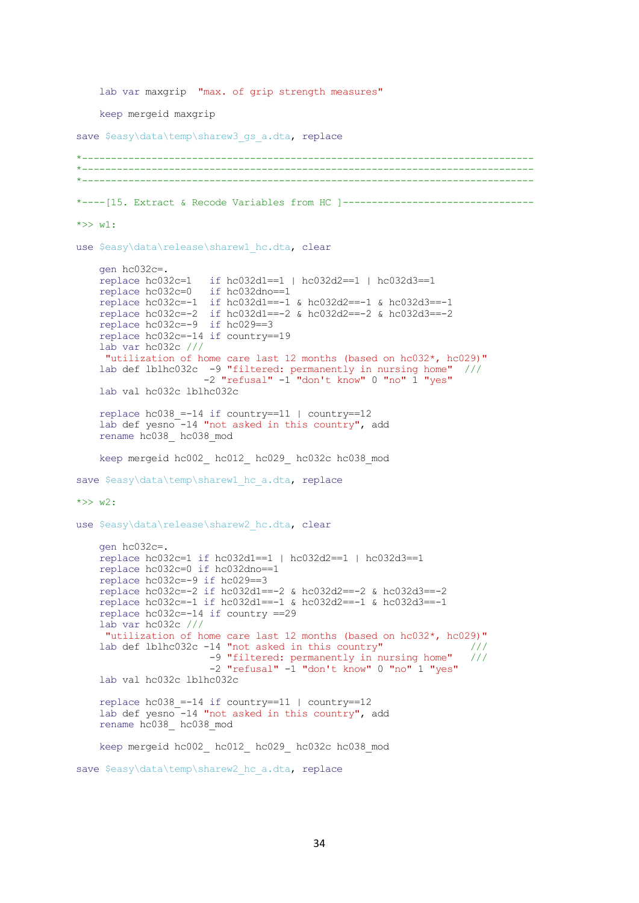```
    lab var maxgrip  "max. of grip strength measures"

    keep mergeid maxgrip

save $easy\data\temp\sharew3_gs_a.dta, replace

*-------------------------------------------------------------------------------
*-------------------------------------------------------------------------------
*-------------------------------------------------------------------------------

*----[15. Extract & Recode Variables from HC ]---------------------------------

*>> w1:

use $easy\data\release\sharew1_hc.dta, clear

    gen hc032c=.
    replace hc032c=1   if hc032d1==1 | hc032d2==1 | hc032d3==1
    replace hc032c=0   if hc032dno==1
    replace hc032c=-1  if hc032d1==-1 & hc032d2==-1 & hc032d3==-1
    replace hc032c=-2  if hc032d1==-2 & hc032d2==-2 & hc032d3==-2
    replace hc032c=-9  if hc029==3
    replace hc032c=-14 if country==19
    lab var hc032c ///
     "utilization of home care last 12 months (based on hc032*, hc029)"
    lab def lblhc032c  -9 "filtered: permanently in nursing home"  ///
                      -2 "refusal" -1 "don't know" 0 "no" 1 "yes"
    lab val hc032c lblhc032c

    replace hc038_=-14 if country==11 | country==12
    lab def yesno -14 "not asked in this country", add
    rename hc038_ hc038_mod

    keep mergeid hc002_ hc012_ hc029_ hc032c hc038_mod

save $easy\data\temp\sharew1_hc_a.dta, replace

*>> w2:

use $easy\data\release\sharew2_hc.dta, clear

    gen hc032c=.
    replace hc032c=1 if hc032d1==1 | hc032d2==1 | hc032d3==1
    replace hc032c=0 if hc032dno==1
    replace hc032c=-9 if hc029==3
    replace hc032c=-2 if hc032d1==-2 & hc032d2==-2 & hc032d3==-2
    replace hc032c=-1 if hc032d1==-1 & hc032d2==-1 & hc032d3==-1
    replace hc032c=-14 if country ==29
    lab var hc032c ///
     "utilization of home care last 12 months (based on hc032*, hc029)"
    lab def lblhc032c -14 "not asked in this country"               ///
                       -9 "filtered: permanently in nursing home"   ///
                       -2 "refusal" -1 "don't know" 0 "no" 1 "yes"
    lab val hc032c lblhc032c

    replace hc038_=-14 if country==11 | country==12
    lab def yesno -14 "not asked in this country", add
    rename hc038_ hc038_mod

    keep mergeid hc002_ hc012_ hc029_ hc032c hc038_mod

save $easy\data\temp\sharew2_hc_a.dta, replace
```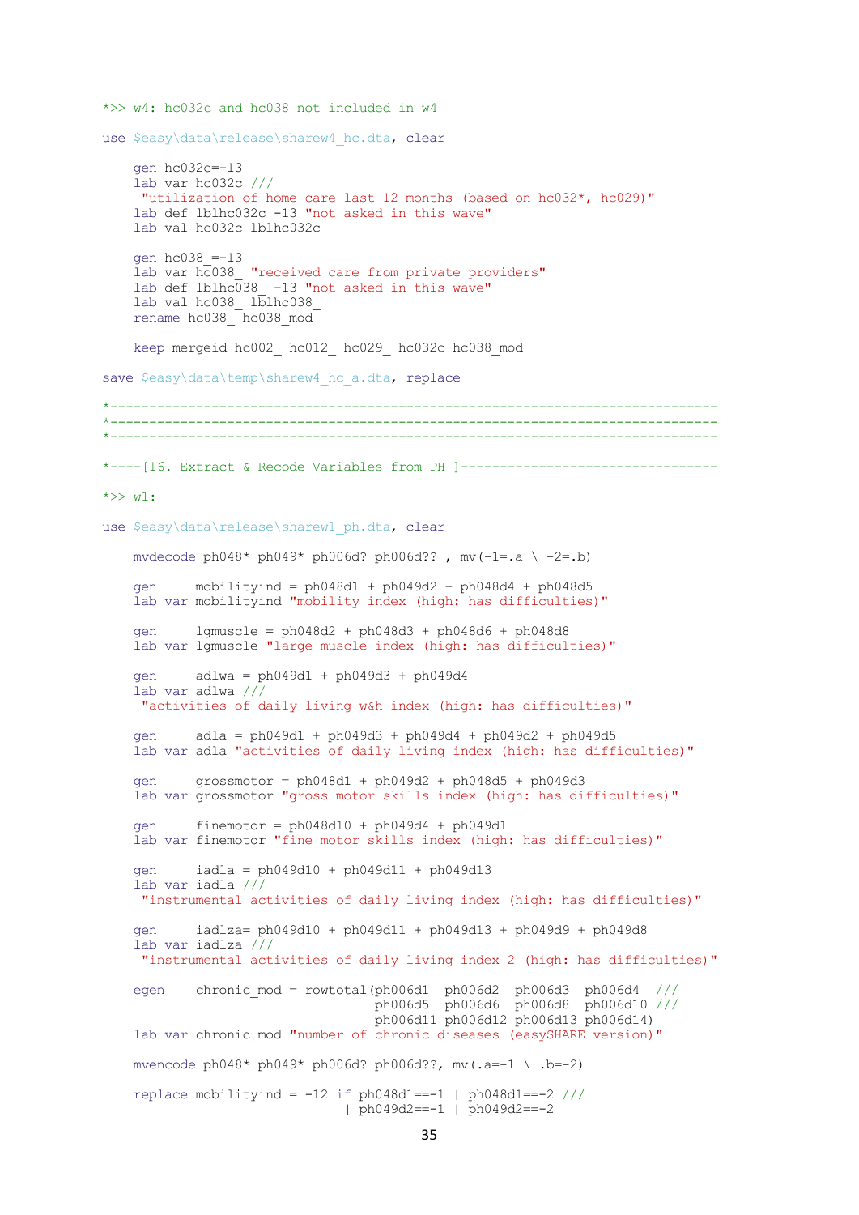```
*>> w4: hc032c and hc038 not included in w4

use $easy\data\release\sharew4_hc.dta, clear

    gen hc032c=-13
    lab var hc032c ///
     "utilization of home care last 12 months (based on hc032*, hc029)"
    lab def lblhc032c -13 "not asked in this wave"
    lab val hc032c lblhc032c

    gen hc038_=-13
    lab var hc038_ "received care from private providers"
    lab def lblhc038_ -13 "not asked in this wave"
    lab val hc038_ lblhc038_
    rename hc038_ hc038_mod

    keep mergeid hc002_ hc012_ hc029_ hc032c hc038_mod

save $easy\data\temp\sharew4_hc_a.dta, replace

*-----------------------------------------------------------------------------
*-----------------------------------------------------------------------------
*-----------------------------------------------------------------------------

*----[16. Extract & Recode Variables from PH ]--------------------------------

*>> w1:

use $easy\data\release\sharew1_ph.dta, clear

    mvdecode ph048* ph049* ph006d? ph006d?? , mv(-1=.a \ -2=.b)

    gen     mobilityind = ph048d1 + ph049d2 + ph048d4 + ph048d5
    lab var mobilityind "mobility index (high: has difficulties)"

    gen     lgmuscle = ph048d2 + ph048d3 + ph048d6 + ph048d8
    lab var lgmuscle "large muscle index (high: has difficulties)"

    gen     adlwa = ph049d1 + ph049d3 + ph049d4
    lab var adlwa ///
     "activities of daily living w&h index (high: has difficulties)"

    gen     adla = ph049d1 + ph049d3 + ph049d4 + ph049d2 + ph049d5
    lab var adla "activities of daily living index (high: has difficulties)"

    gen     grossmotor = ph048d1 + ph049d2 + ph048d5 + ph049d3
    lab var grossmotor "gross motor skills index (high: has difficulties)"

    gen     finemotor = ph048d10 + ph049d4 + ph049d1
    lab var finemotor "fine motor skills index (high: has difficulties)"

    gen     iadla = ph049d10 + ph049d11 + ph049d13
    lab var iadla ///
     "instrumental activities of daily living index (high: has difficulties)"

    gen     iadlza= ph049d10 + ph049d11 + ph049d13 + ph049d9 + ph049d8
    lab var iadlza ///
     "instrumental activities of daily living index 2 (high: has difficulties)"

    egen    chronic_mod = rowtotal(ph006d1  ph006d2  ph006d3  ph006d4  ///
                                   ph006d5  ph006d6  ph006d8  ph006d10 ///
                                   ph006d11 ph006d12 ph006d13 ph006d14)
    lab var chronic_mod "number of chronic diseases (easySHARE version)"

    mvencode ph048* ph049* ph006d? ph006d??, mv(.a=-1 \ .b=-2)

    replace mobilityind = -12 if ph048d1==-1 | ph048d1==-2 ///
                              | ph049d2==-1 | ph049d2==-2
```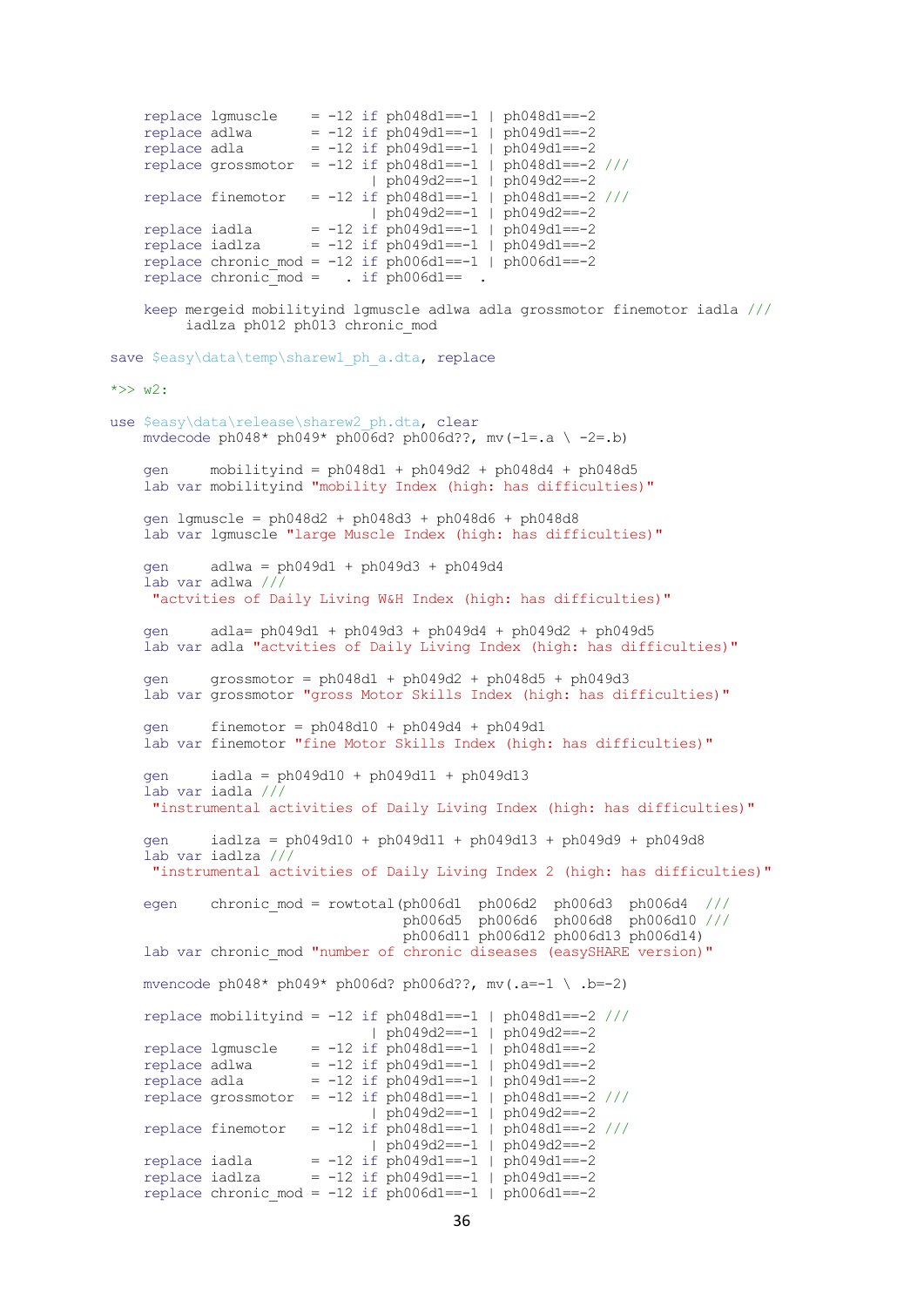```
    replace lgmuscle    = -12 if ph048d1==-1 | ph048d1==-2
    replace adlwa       = -12 if ph049d1==-1 | ph049d1==-2
    replace adla        = -12 if ph049d1==-1 | ph049d1==-2
    replace grossmotor  = -12 if ph048d1==-1 | ph048d1==-2 ///
                               | ph049d2==-1 | ph049d2==-2
    replace finemotor   = -12 if ph048d1==-1 | ph048d1==-2 ///
                               | ph049d2==-1 | ph049d2==-2
    replace iadla       = -12 if ph049d1==-1 | ph049d1==-2
    replace iadlza      = -12 if ph049d1==-1 | ph049d1==-2
    replace chronic_mod = -12 if ph006d1==-1 | ph006d1==-2
    replace chronic_mod =   . if ph006d1==  .

    keep mergeid mobilityind lgmuscle adlwa adla grossmotor finemotor iadla ///
         iadlza ph012 ph013 chronic_mod

save $easy\data\temp\sharew1_ph_a.dta, replace

*>> w2:

use $easy\data\release\sharew2_ph.dta, clear
    mvdecode ph048* ph049* ph006d? ph006d??, mv(-1=.a \ -2=.b)

    gen     mobilityind = ph048d1 + ph049d2 + ph048d4 + ph048d5
    lab var mobilityind "mobility Index (high: has difficulties)"

    gen lgmuscle = ph048d2 + ph048d3 + ph048d6 + ph048d8
    lab var lgmuscle "large Muscle Index (high: has difficulties)"

    gen     adlwa = ph049d1 + ph049d3 + ph049d4
    lab var adlwa ///
     "actvities of Daily Living W&H Index (high: has difficulties)"

    gen     adla= ph049d1 + ph049d3 + ph049d4 + ph049d2 + ph049d5
    lab var adla "actvities of Daily Living Index (high: has difficulties)"

    gen     grossmotor = ph048d1 + ph049d2 + ph048d5 + ph049d3
    lab var grossmotor "gross Motor Skills Index (high: has difficulties)"

    gen     finemotor = ph048d10 + ph049d4 + ph049d1
    lab var finemotor "fine Motor Skills Index (high: has difficulties)"

    gen     iadla = ph049d10 + ph049d11 + ph049d13
    lab var iadla ///
     "instrumental activities of Daily Living Index (high: has difficulties)"

    gen     iadlza = ph049d10 + ph049d11 + ph049d13 + ph049d9 + ph049d8
    lab var iadlza ///
     "instrumental activities of Daily Living Index 2 (high: has difficulties)"

    egen    chronic_mod = rowtotal(ph006d1  ph006d2  ph006d3  ph006d4  ///
                                   ph006d5  ph006d6  ph006d8  ph006d10 ///
                                   ph006d11 ph006d12 ph006d13 ph006d14)
    lab var chronic_mod "number of chronic diseases (easySHARE version)"

    mvencode ph048* ph049* ph006d? ph006d??, mv(.a=-1 \ .b=-2)

    replace mobilityind = -12 if ph048d1==-1 | ph048d1==-2 ///
                               | ph049d2==-1 | ph049d2==-2
    replace lgmuscle    = -12 if ph048d1==-1 | ph048d1==-2
    replace adlwa       = -12 if ph049d1==-1 | ph049d1==-2
    replace adla        = -12 if ph049d1==-1 | ph049d1==-2
    replace grossmotor  = -12 if ph048d1==-1 | ph048d1==-2 ///
                               | ph049d2==-1 | ph049d2==-2
    replace finemotor   = -12 if ph048d1==-1 | ph048d1==-2 ///
                               | ph049d2==-1 | ph049d2==-2
    replace iadla       = -12 if ph049d1==-1 | ph049d1==-2
    replace iadlza      = -12 if ph049d1==-1 | ph049d1==-2
    replace chronic_mod = -12 if ph006d1==-1 | ph006d1==-2
```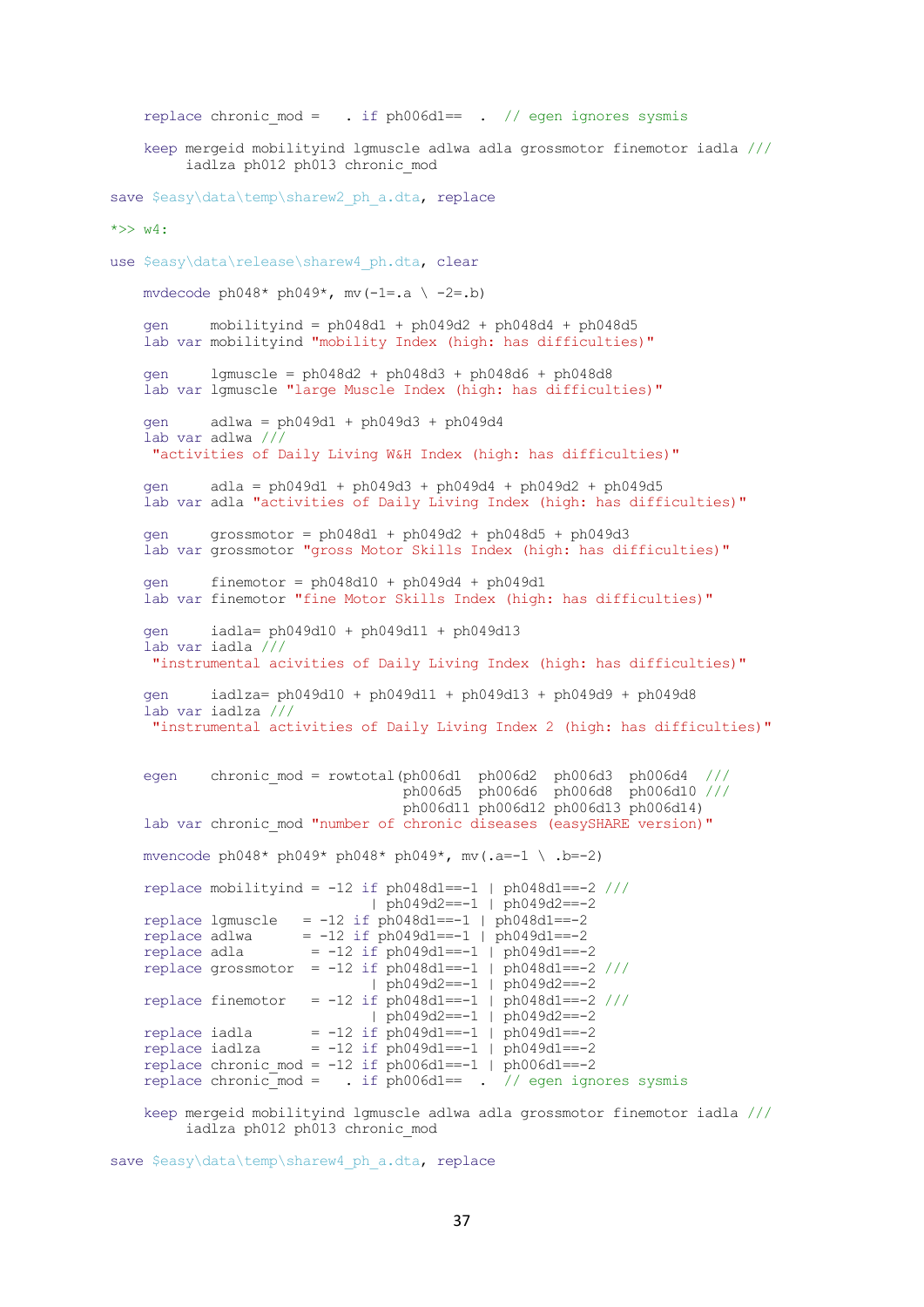```
    replace chronic_mod =   . if ph006d1==  .  // egen ignores sysmis

    keep mergeid mobilityind lgmuscle adlwa adla grossmotor finemotor iadla ///
         iadlza ph012 ph013 chronic_mod

save $easy\data\temp\sharew2_ph_a.dta, replace

*>> w4:

use $easy\data\release\sharew4_ph.dta, clear

    mvdecode ph048* ph049*, mv(-1=.a \ -2=.b)

    gen     mobilityind = ph048d1 + ph049d2 + ph048d4 + ph048d5
    lab var mobilityind "mobility Index (high: has difficulties)"

    gen     lgmuscle = ph048d2 + ph048d3 + ph048d6 + ph048d8
    lab var lgmuscle "large Muscle Index (high: has difficulties)"

    gen     adlwa = ph049d1 + ph049d3 + ph049d4
    lab var adlwa ///
     "activities of Daily Living W&H Index (high: has difficulties)"

    gen     adla = ph049d1 + ph049d3 + ph049d4 + ph049d2 + ph049d5
    lab var adla "activities of Daily Living Index (high: has difficulties)"

    gen     grossmotor = ph048d1 + ph049d2 + ph048d5 + ph049d3
    lab var grossmotor "gross Motor Skills Index (high: has difficulties)"

    gen     finemotor = ph048d10 + ph049d4 + ph049d1
    lab var finemotor "fine Motor Skills Index (high: has difficulties)"

    gen     iadla= ph049d10 + ph049d11 + ph049d13
    lab var iadla ///
     "instrumental acivities of Daily Living Index (high: has difficulties)"

    gen     iadlza= ph049d10 + ph049d11 + ph049d13 + ph049d9 + ph049d8
    lab var iadlza ///
     "instrumental activities of Daily Living Index 2 (high: has difficulties)"


    egen    chronic_mod = rowtotal(ph006d1  ph006d2  ph006d3  ph006d4  ///
                                   ph006d5  ph006d6  ph006d8  ph006d10 ///
                                   ph006d11 ph006d12 ph006d13 ph006d14)
    lab var chronic_mod "number of chronic diseases (easySHARE version)"

    mvencode ph048* ph049* ph048* ph049*, mv(.a=-1 \ .b=-2)

    replace mobilityind = -12 if ph048d1==-1 | ph048d1==-2 ///
                               | ph049d2==-1 | ph049d2==-2
    replace lgmuscle   = -12 if ph048d1==-1 | ph048d1==-2
    replace adlwa      = -12 if ph049d1==-1 | ph049d1==-2
    replace adla        = -12 if ph049d1==-1 | ph049d1==-2
    replace grossmotor  = -12 if ph048d1==-1 | ph048d1==-2 ///
                               | ph049d2==-1 | ph049d2==-2
    replace finemotor   = -12 if ph048d1==-1 | ph048d1==-2 ///
                               | ph049d2==-1 | ph049d2==-2
    replace iadla       = -12 if ph049d1==-1 | ph049d1==-2
    replace iadlza      = -12 if ph049d1==-1 | ph049d1==-2
    replace chronic_mod = -12 if ph006d1==-1 | ph006d1==-2
    replace chronic_mod =   . if ph006d1==  .  // egen ignores sysmis

    keep mergeid mobilityind lgmuscle adlwa adla grossmotor finemotor iadla ///
         iadlza ph012 ph013 chronic_mod

save $easy\data\temp\sharew4_ph_a.dta, replace
```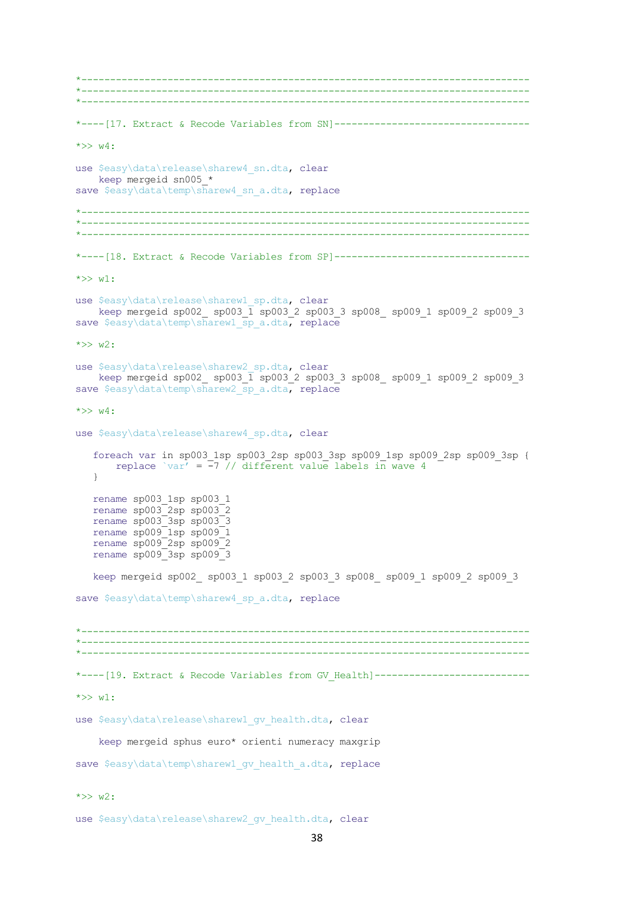```
*---------------------------------------------------------------------------
*---------------------------------------------------------------------------
*---------------------------------------------------------------------------

*----[17. Extract & Recode Variables from SN]-------------------------------

*>> w4:

use $easy\data\release\sharew4_sn.dta, clear
    keep mergeid sn005_*
save $easy\data\temp\sharew4_sn_a.dta, replace

*---------------------------------------------------------------------------
*---------------------------------------------------------------------------
*---------------------------------------------------------------------------

*----[18. Extract & Recode Variables from SP]-------------------------------

*>> w1:

use $easy\data\release\sharew1_sp.dta, clear
    keep mergeid sp002_ sp003_1 sp003_2 sp003_3 sp008_ sp009_1 sp009_2 sp009_3
save $easy\data\temp\sharew1_sp_a.dta, replace

*>> w2:

use $easy\data\release\sharew2_sp.dta, clear
    keep mergeid sp002_ sp003_1 sp003_2 sp003_3 sp008_ sp009_1 sp009_2 sp009_3
save $easy\data\temp\sharew2_sp_a.dta, replace

*>> w4:

use $easy\data\release\sharew4_sp.dta, clear

   foreach var in sp003_1sp sp003_2sp sp003_3sp sp009_1sp sp009_2sp sp009_3sp {
       replace `var' = -7 // different value labels in wave 4
   }

   rename sp003_1sp sp003_1
   rename sp003_2sp sp003_2
   rename sp003_3sp sp003_3
   rename sp009_1sp sp009_1
   rename sp009_2sp sp009_2
   rename sp009_3sp sp009_3

   keep mergeid sp002_ sp003_1 sp003_2 sp003_3 sp008_ sp009_1 sp009_2 sp009_3

save $easy\data\temp\sharew4_sp_a.dta, replace


*---------------------------------------------------------------------------
*---------------------------------------------------------------------------
*---------------------------------------------------------------------------

*----[19. Extract & Recode Variables from GV_Health]------------------------

*>> w1:

use $easy\data\release\sharew1_gv_health.dta, clear

    keep mergeid sphus euro* orienti numeracy maxgrip

save $easy\data\temp\sharew1_gv_health_a.dta, replace


*>> w2:

use $easy\data\release\sharew2_gv_health.dta, clear
```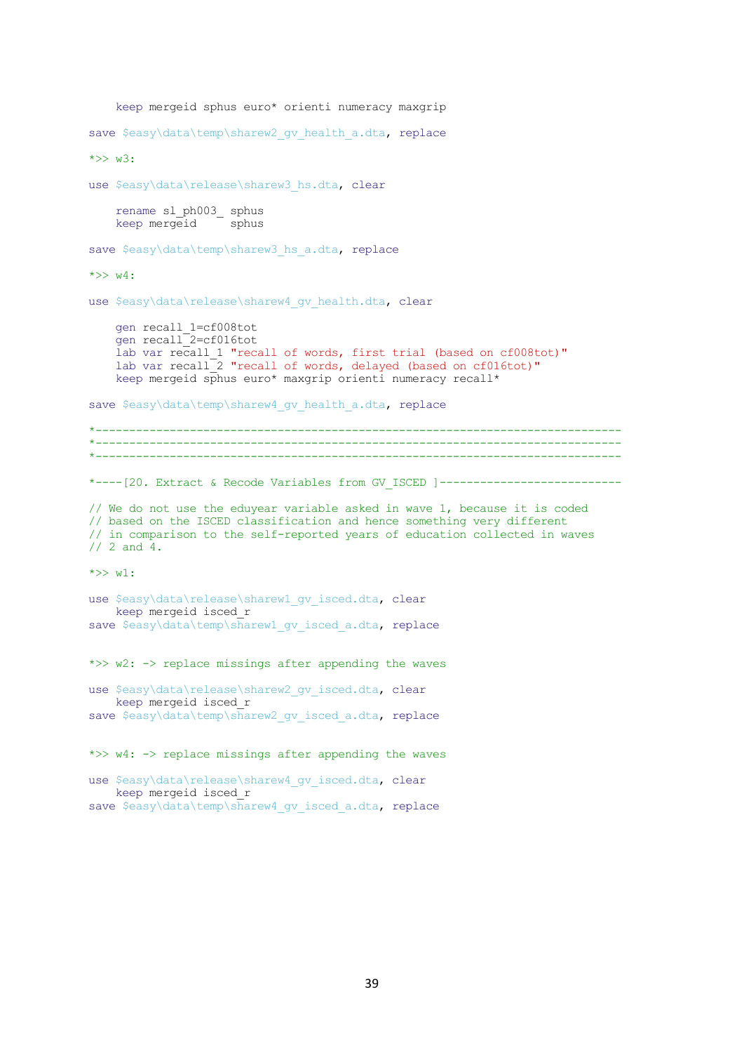```
    keep mergeid sphus euro* orienti numeracy maxgrip

save $easy\data\temp\sharew2_gv_health_a.dta, replace

*>> w3:

use $easy\data\release\sharew3_hs.dta, clear

    rename sl_ph003_ sphus
    keep mergeid     sphus

save $easy\data\temp\sharew3_hs_a.dta, replace

*>> w4:

use $easy\data\release\sharew4_gv_health.dta, clear

    gen recall_1=cf008tot
    gen recall_2=cf016tot
    lab var recall_1 "recall of words, first trial (based on cf008tot)"
    lab var recall_2 "recall of words, delayed (based on cf016tot)"
    keep mergeid sphus euro* maxgrip orienti numeracy recall*

save $easy\data\temp\sharew4_gv_health_a.dta, replace

*-----------------------------------------------------------------------------
*-----------------------------------------------------------------------------
*-----------------------------------------------------------------------------

*----[20. Extract & Recode Variables from GV_ISCED ]--------------------------

// We do not use the eduyear variable asked in wave 1, because it is coded
// based on the ISCED classification and hence something very different
// in comparison to the self-reported years of education collected in waves
// 2 and 4.

*>> w1:

use $easy\data\release\sharew1_gv_isced.dta, clear
    keep mergeid isced_r
save $easy\data\temp\sharew1_gv_isced_a.dta, replace


*>> w2: -> replace missings after appending the waves

use $easy\data\release\sharew2_gv_isced.dta, clear
    keep mergeid isced_r
save $easy\data\temp\sharew2_gv_isced_a.dta, replace


*>> w4: -> replace missings after appending the waves

use $easy\data\release\sharew4_gv_isced.dta, clear
    keep mergeid isced_r
save $easy\data\temp\sharew4_gv_isced_a.dta, replace
```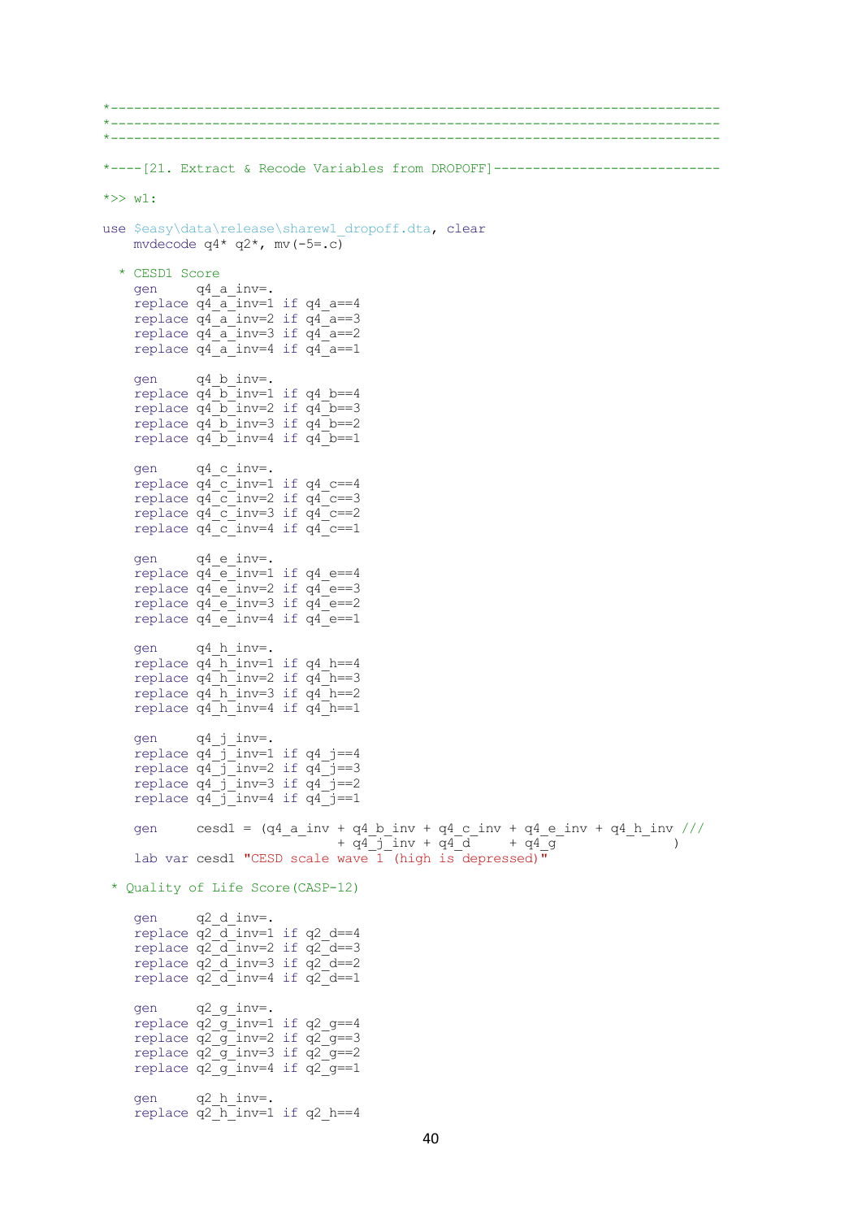```
*------------------------------------------------------------------------------
*------------------------------------------------------------------------------
*------------------------------------------------------------------------------

*----[21. Extract & Recode Variables from DROPOFF]-----------------------------

*>> w1:

use $easy\data\release\sharew1_dropoff.dta, clear
    mvdecode q4* q2*, mv(-5=.c)

  * CESD1 Score
    gen     q4_a_inv=.
    replace q4_a_inv=1 if q4_a==4
    replace q4_a_inv=2 if q4_a==3
    replace q4_a_inv=3 if q4_a==2
    replace q4_a_inv=4 if q4_a==1

    gen     q4_b_inv=.
    replace q4_b_inv=1 if q4_b==4
    replace q4_b_inv=2 if q4_b==3
    replace q4_b_inv=3 if q4_b==2
    replace q4_b_inv=4 if q4_b==1

    gen     q4_c_inv=.
    replace q4_c_inv=1 if q4_c==4
    replace q4_c_inv=2 if q4_c==3
    replace q4_c_inv=3 if q4_c==2
    replace q4_c_inv=4 if q4_c==1

    gen     q4_e_inv=.
    replace q4_e_inv=1 if q4_e==4
    replace q4_e_inv=2 if q4_e==3
    replace q4_e_inv=3 if q4_e==2
    replace q4_e_inv=4 if q4_e==1

    gen     q4_h_inv=.
    replace q4_h_inv=1 if q4_h==4
    replace q4_h_inv=2 if q4_h==3
    replace q4_h_inv=3 if q4_h==2
    replace q4_h_inv=4 if q4_h==1

    gen     q4_j_inv=.
    replace q4_j_inv=1 if q4_j==4
    replace q4_j_inv=2 if q4_j==3
    replace q4_j_inv=3 if q4_j==2
    replace q4_j_inv=4 if q4_j==1

    gen     cesd1 = (q4_a_inv + q4_b_inv + q4_c_inv + q4_e_inv + q4_h_inv ///
                     + q4_j_inv + q4_d     + q4_g                 )
    lab var cesd1 "CESD scale wave 1 (high is depressed)"

 * Quality of Life Score(CASP-12)

    gen     q2_d_inv=.
    replace q2_d_inv=1 if q2_d==4
    replace q2_d_inv=2 if q2_d==3
    replace q2_d_inv=3 if q2_d==2
    replace q2_d_inv=4 if q2_d==1

    gen     q2_g_inv=.
    replace q2_g_inv=1 if q2_g==4
    replace q2_g_inv=2 if q2_g==3
    replace q2_g_inv=3 if q2_g==2
    replace q2_g_inv=4 if q2_g==1

    gen     q2_h_inv=.
    replace q2_h_inv=1 if q2_h==4
```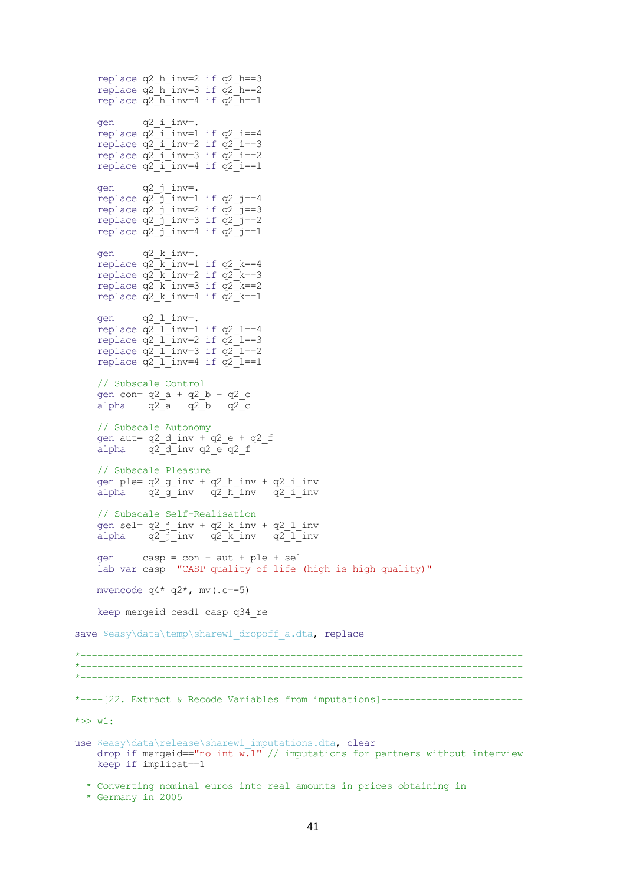```
    replace q2_h_inv=2 if q2_h==3
    replace q2_h_inv=3 if q2_h==2
    replace q2_h_inv=4 if q2_h==1

    gen     q2_i_inv=.
    replace q2_i_inv=1 if q2_i==4
    replace q2_i_inv=2 if q2_i==3
    replace q2_i_inv=3 if q2_i==2
    replace q2_i_inv=4 if q2_i==1

    gen     q2_j_inv=.
    replace q2_j_inv=1 if q2_j==4
    replace q2_j_inv=2 if q2_j==3
    replace q2_j_inv=3 if q2_j==2
    replace q2_j_inv=4 if q2_j==1

    gen     q2_k_inv=.
    replace q2_k_inv=1 if q2_k==4
    replace q2_k_inv=2 if q2_k==3
    replace q2_k_inv=3 if q2_k==2
    replace q2_k_inv=4 if q2_k==1

    gen     q2_l_inv=.
    replace q2_l_inv=1 if q2_l==4
    replace q2_l_inv=2 if q2_l==3
    replace q2_l_inv=3 if q2_l==2
    replace q2_l_inv=4 if q2_l==1

    // Subscale Control
    gen con= q2_a + q2_b + q2_c
    alpha    q2_a   q2_b   q2_c

    // Subscale Autonomy
    gen aut= q2_d_inv + q2_e + q2_f
    alpha    q2_d_inv q2_e q2_f

    // Subscale Pleasure
    gen ple= q2_g_inv + q2_h_inv + q2_i_inv
    alpha    q2_g_inv   q2_h_inv   q2_i_inv

    // Subscale Self-Realisation
    gen sel= q2_j_inv + q2_k_inv + q2_l_inv
    alpha    q2_j_inv   q2_k_inv   q2_l_inv

    gen     casp = con + aut + ple + sel
    lab var casp  "CASP quality of life (high is high quality)"

    mvencode q4* q2*, mv(.c=-5)

    keep mergeid cesd1 casp q34_re

save $easy\data\temp\sharew1_dropoff_a.dta, replace

*-----------------------------------------------------------------------------
*-----------------------------------------------------------------------------
*-----------------------------------------------------------------------------

*----[22. Extract & Recode Variables from imputations]-------------------------

*>> w1:

use $easy\data\release\sharew1_imputations.dta, clear
    drop if mergeid=="no int w.1" // imputations for partners without interview
    keep if implicat==1

  * Converting nominal euros into real amounts in prices obtaining in
  * Germany in 2005
```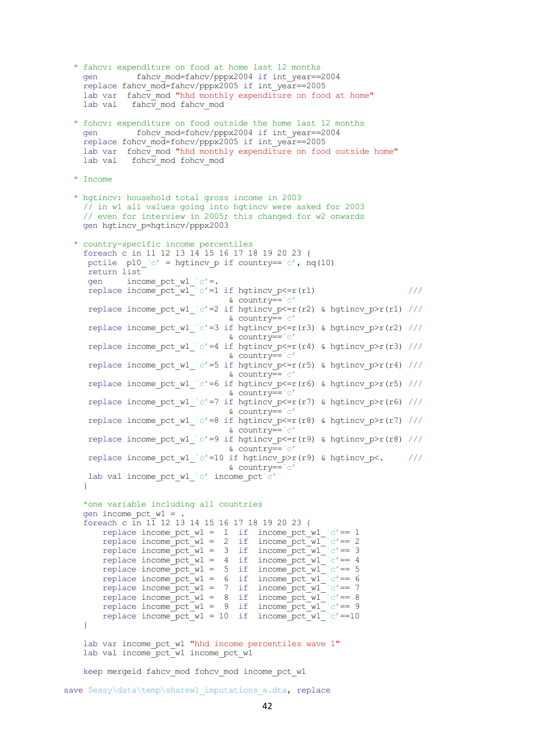```
* fahcv: expenditure on food at home last 12 months
  gen        fahcv_mod=fahcv/pppx2004 if int_year==2004
  replace fahcv_mod=fahcv/pppx2005 if int_year==2005
  lab var  fahcv_mod "hhd monthly expenditure on food at home"
  lab val   fahcv_mod fahcv_mod

* fohcv: expenditure on food outside the home last 12 months
  gen        fohcv_mod=fohcv/pppx2004 if int_year==2004
  replace fohcv_mod=fohcv/pppx2005 if int_year==2005
  lab var  fohcv_mod "hhd monthly expenditure on food outside home"
  lab val   fohcv_mod fohcv_mod

* Income

* hgtincv: household total gross income in 2003
  // in w1 all values going into hgtincv were asked for 2003
  // even for interview in 2005; this changed for w2 onwards
  gen hgtincv_p=hgtincv/pppx2003

* country-specific income percentiles
  foreach c in 11 12 13 14 15 16 17 18 19 20 23 {
   pctile  p10_`c' = hgtincv_p if country==`c', nq(10)
   return list
   gen     income_pct_w1_`c'=.
   replace income_pct_w1_`c'=1 if hgtincv_p<=r(r1)                     ///
                                & country==`c'
   replace income_pct_w1_`c'=2 if hgtincv_p<=r(r2) & hgtincv_p>r(r1) ///
                                & country==`c'
   replace income_pct_w1_`c'=3 if hgtincv_p<=r(r3) & hgtincv_p>r(r2) ///
                                & country==`c'
   replace income_pct_w1_`c'=4 if hgtincv_p<=r(r4) & hgtincv_p>r(r3) ///
                                & country==`c'
   replace income_pct_w1_`c'=5 if hgtincv_p<=r(r5) & hgtincv_p>r(r4) ///
                                & country==`c'
   replace income_pct_w1_`c'=6 if hgtincv_p<=r(r6) & hgtincv_p>r(r5) ///
                                & country==`c'
   replace income_pct_w1_`c'=7 if hgtincv_p<=r(r7) & hgtincv_p>r(r6) ///
                                & country==`c'
   replace income_pct_w1_`c'=8 if hgtincv_p<=r(r8) & hgtincv_p>r(r7) ///
                                & country==`c'
   replace income_pct_w1_`c'=9 if hgtincv_p<=r(r9) & hgtincv_p>r(r8) ///
                                & country==`c'
   replace income_pct_w1_`c'=10 if hgtincv_p>r(r9) & hgtincv_p<.     ///
                                & country==`c'
   lab val income_pct_w1_`c' income_pct`c'
  }

  *one variable including all countries
  gen income_pct_w1 = .
  foreach c in 11 12 13 14 15 16 17 18 19 20 23 {
      replace income_pct_w1 =  1  if  income_pct_w1_`c'== 1
      replace income_pct_w1 =  2  if  income_pct_w1_`c'== 2
      replace income_pct_w1 =  3  if  income_pct_w1_`c'== 3
      replace income_pct_w1 =  4  if  income_pct_w1_`c'== 4
      replace income_pct_w1 =  5  if  income_pct_w1_`c'== 5
      replace income_pct_w1 =  6  if  income_pct_w1_`c'== 6
      replace income_pct_w1 =  7  if  income_pct_w1_`c'== 7
      replace income_pct_w1 =  8  if  income_pct_w1_`c'== 8
      replace income_pct_w1 =  9  if  income_pct_w1_`c'== 9
      replace income_pct_w1 = 10  if  income_pct_w1_`c'==10
  }

  lab var income_pct_w1 "hhd income percentiles wave 1"
  lab val income_pct_w1 income_pct_w1

  keep mergeid fahcv_mod fohcv_mod income_pct_w1

save $easy\data\temp\sharew1_imputations_a.dta, replace
```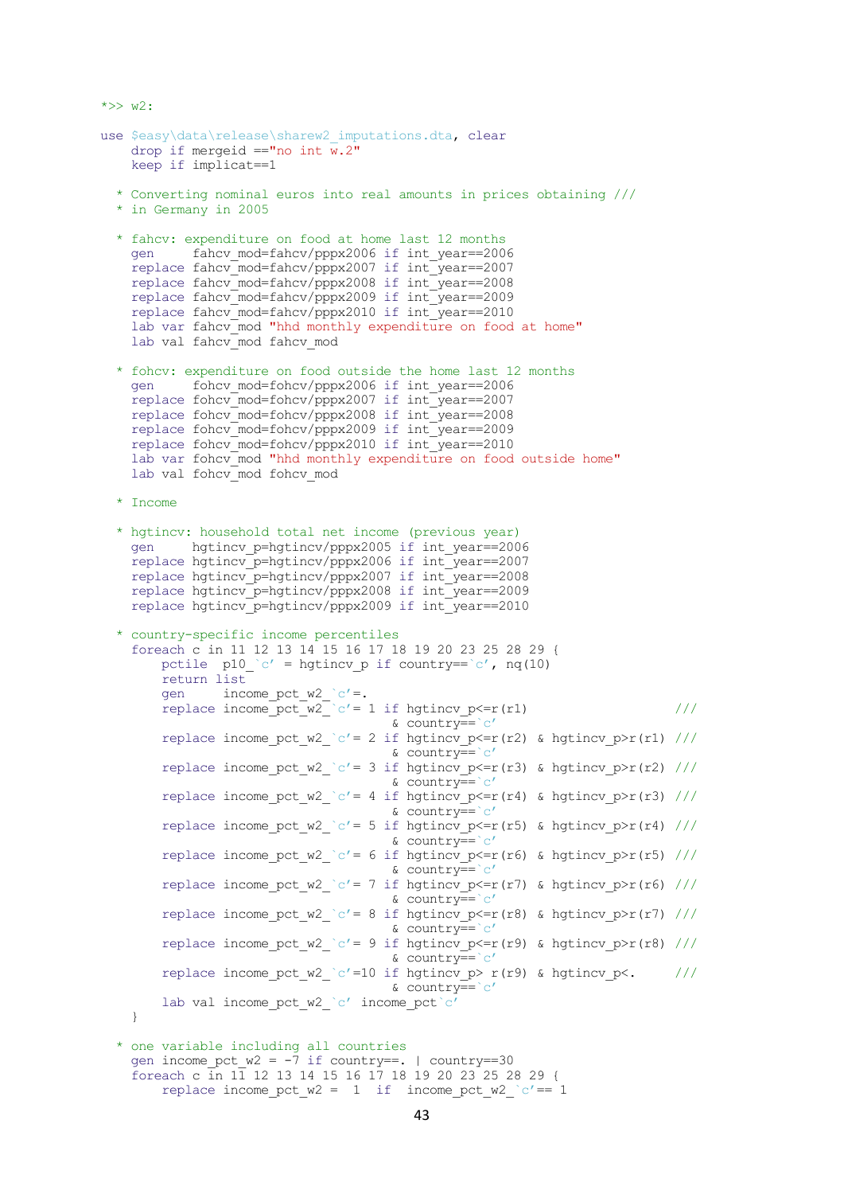```
*>> w2:

use $easy\data\release\sharew2_imputations.dta, clear
    drop if mergeid =="no int w.2"
    keep if implicat==1

  * Converting nominal euros into real amounts in prices obtaining ///
  * in Germany in 2005

  * fahcv: expenditure on food at home last 12 months
    gen     fahcv_mod=fahcv/pppx2006 if int_year==2006
    replace fahcv_mod=fahcv/pppx2007 if int_year==2007
    replace fahcv_mod=fahcv/pppx2008 if int_year==2008
    replace fahcv_mod=fahcv/pppx2009 if int_year==2009
    replace fahcv_mod=fahcv/pppx2010 if int_year==2010
    lab var fahcv_mod "hhd monthly expenditure on food at home"
    lab val fahcv_mod fahcv_mod

  * fohcv: expenditure on food outside the home last 12 months
    gen     fohcv_mod=fohcv/pppx2006 if int_year==2006
    replace fohcv_mod=fohcv/pppx2007 if int_year==2007
    replace fohcv_mod=fohcv/pppx2008 if int_year==2008
    replace fohcv_mod=fohcv/pppx2009 if int_year==2009
    replace fohcv_mod=fohcv/pppx2010 if int_year==2010
    lab var fohcv_mod "hhd monthly expenditure on food outside home"
    lab val fohcv_mod fohcv_mod

  * Income

  * hgtincv: household total net income (previous year)
    gen     hgtincv_p=hgtincv/pppx2005 if int_year==2006
    replace hgtincv_p=hgtincv/pppx2006 if int_year==2007
    replace hgtincv_p=hgtincv/pppx2007 if int_year==2008
    replace hgtincv_p=hgtincv/pppx2008 if int_year==2009
    replace hgtincv_p=hgtincv/pppx2009 if int_year==2010

  * country-specific income percentiles
    foreach c in 11 12 13 14 15 16 17 18 19 20 23 25 28 29 {
        pctile  p10_`c' = hgtincv_p if country==`c', nq(10)
        return list
        gen     income_pct_w2_`c'=.
        replace income_pct_w2_`c'= 1 if hgtincv_p<=r(r1)                 ///
                                    & country==`c'
        replace income_pct_w2_`c'= 2 if hgtincv_p<=r(r2) & hgtincv_p>r(r1) ///
                                    & country==`c'
        replace income_pct_w2_`c'= 3 if hgtincv_p<=r(r3) & hgtincv_p>r(r2) ///
                                    & country==`c'
        replace income_pct_w2_`c'= 4 if hgtincv_p<=r(r4) & hgtincv_p>r(r3) ///
                                    & country==`c'
        replace income_pct_w2_`c'= 5 if hgtincv_p<=r(r5) & hgtincv_p>r(r4) ///
                                    & country==`c'
        replace income_pct_w2_`c'= 6 if hgtincv_p<=r(r6) & hgtincv_p>r(r5) ///
                                    & country==`c'
        replace income_pct_w2_`c'= 7 if hgtincv_p<=r(r7) & hgtincv_p>r(r6) ///
                                    & country==`c'
        replace income_pct_w2_`c'= 8 if hgtincv_p<=r(r8) & hgtincv_p>r(r7) ///
                                    & country==`c'
        replace income_pct_w2_`c'= 9 if hgtincv_p<=r(r9) & hgtincv_p>r(r8) ///
                                    & country==`c'
        replace income_pct_w2_`c'=10 if hgtincv_p> r(r9) & hgtincv_p<.     ///
                                    & country==`c'
        lab val income_pct_w2_`c' income_pct`c'
    }

  * one variable including all countries
    gen income_pct_w2 = -7 if country==. | country==30
    foreach c in 11 12 13 14 15 16 17 18 19 20 23 25 28 29 {
        replace income_pct_w2 =  1  if  income_pct_w2_`c'== 1
```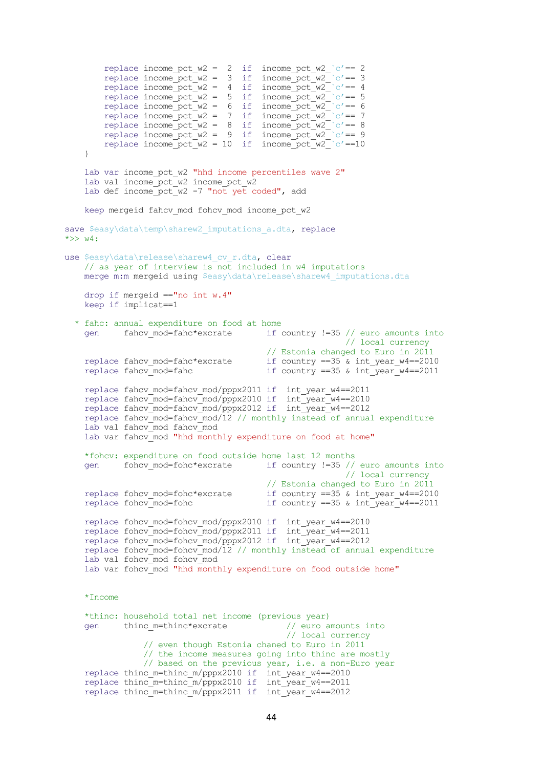```
        replace income_pct_w2 =  2  if  income_pct_w2_`c'== 2
        replace income_pct_w2 =  3  if  income_pct_w2_`c'== 3
        replace income_pct_w2 =  4  if  income_pct_w2_`c'== 4
        replace income_pct_w2 =  5  if  income_pct_w2_`c'== 5
        replace income_pct_w2 =  6  if  income_pct_w2_`c'== 6
        replace income_pct_w2 =  7  if  income_pct_w2_`c'== 7
        replace income_pct_w2 =  8  if  income_pct_w2_`c'== 8
        replace income_pct_w2 =  9  if  income_pct_w2_`c'== 9
        replace income_pct_w2 = 10  if  income_pct_w2_`c'==10
    }

    lab var income_pct_w2 "hhd income percentiles wave 2"
    lab val income_pct_w2 income_pct_w2
    lab def income_pct_w2 -7 "not yet coded", add

    keep mergeid fahcv_mod fohcv_mod income_pct_w2

save $easy\data\temp\sharew2_imputations_a.dta, replace
*>> w4:

use $easy\data\release\sharew4_cv_r.dta, clear
    // as year of interview is not included in w4 imputations
    merge m:m mergeid using $easy\data\release\sharew4_imputations.dta

    drop if mergeid =="no int w.4"
    keep if implicat==1

  * fahc: annual expenditure on food at home
    gen     fahcv_mod=fahc*excrate       if country !=35 // euro amounts into
                                                         // local currency
                                         // Estonia changed to Euro in 2011
    replace fahcv_mod=fahc*excrate       if country ==35 & int_year_w4==2010
    replace fahcv_mod=fahc               if country ==35 & int_year_w4==2011

    replace fahcv_mod=fahcv_mod/pppx2011 if  int_year_w4==2011
    replace fahcv_mod=fahcv_mod/pppx2010 if  int_year_w4==2010
    replace fahcv_mod=fahcv_mod/pppx2012 if  int_year_w4==2012
    replace fahcv_mod=fahcv_mod/12 // monthly instead of annual expenditure
    lab val fahcv_mod fahcv_mod
    lab var fahcv_mod "hhd monthly expenditure on food at home"

    *fohcv: expenditure on food outside home last 12 months
    gen     fohcv_mod=fohc*excrate       if country !=35 // euro amounts into
                                                         // local currency
                                         // Estonia changed to Euro in 2011
    replace fohcv_mod=fohc*excrate       if country ==35 & int_year_w4==2010
    replace fohcv_mod=fohc               if country ==35 & int_year_w4==2011

    replace fohcv_mod=fohcv_mod/pppx2010 if  int_year_w4==2010
    replace fohcv_mod=fohcv_mod/pppx2011 if  int_year_w4==2011
    replace fohcv_mod=fohcv_mod/pppx2012 if  int_year_w4==2012
    replace fohcv_mod=fohcv_mod/12 // monthly instead of annual expenditure
    lab val fohcv_mod fohcv_mod
    lab var fohcv_mod "hhd monthly expenditure on food outside home"


    *Income

    *thinc: household total net income (previous year)
    gen     thinc_m=thinc*excrate            // euro amounts into
                                             // local currency
               // even though Estonia chaned to Euro in 2011
               // the income measures going into thinc are mostly
               // based on the previous year, i.e. a non-Euro year
    replace thinc_m=thinc_m/pppx2010 if  int_year_w4==2010
    replace thinc_m=thinc_m/pppx2010 if  int_year_w4==2011
    replace thinc_m=thinc_m/pppx2011 if  int_year_w4==2012
```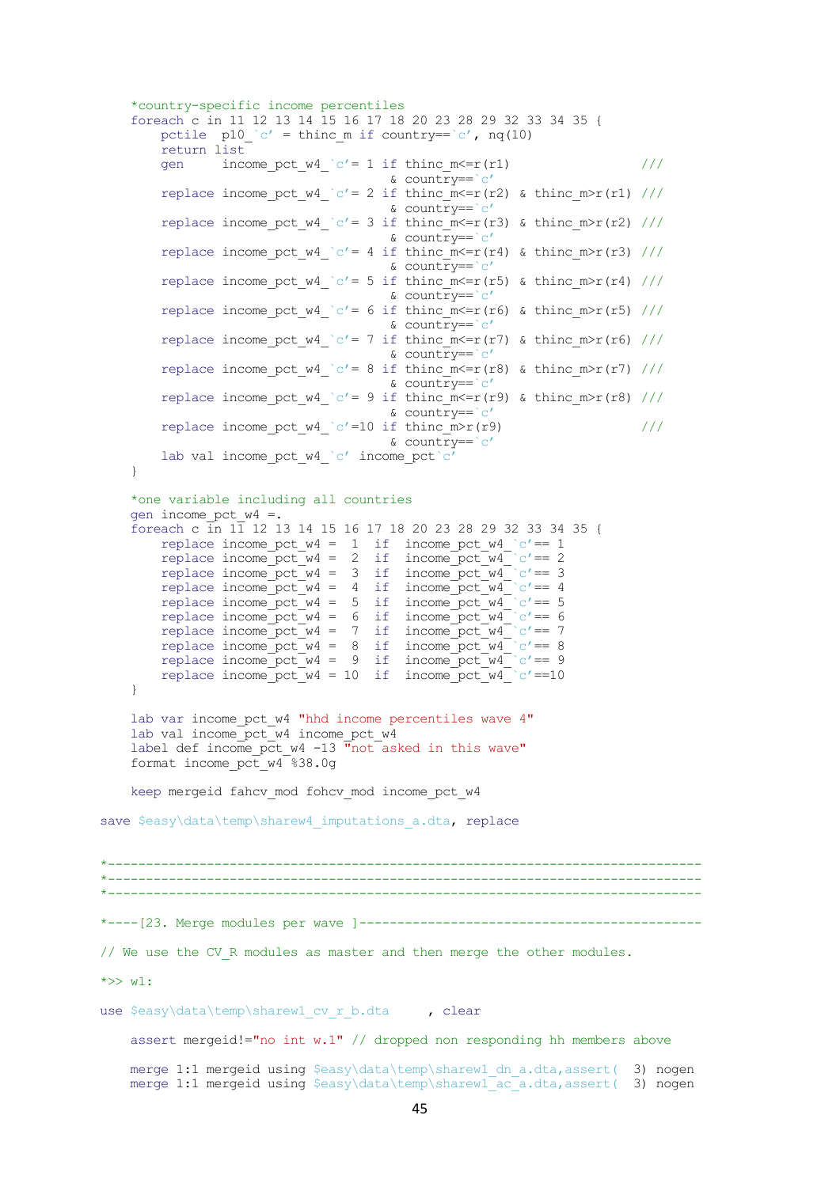```
    *country-specific income percentiles
    foreach c in 11 12 13 14 15 16 17 18 20 23 28 29 32 33 34 35 {
        pctile  p10_`c' = thinc_m if country==`c', nq(10)
        return list
        gen     income_pct_w4_`c'= 1 if thinc_m<=r(r1)                ///
                                   & country==`c'
        replace income_pct_w4_`c'= 2 if thinc_m<=r(r2) & thinc_m>r(r1) ///
                                   & country==`c'
        replace income_pct_w4_`c'= 3 if thinc_m<=r(r3) & thinc_m>r(r2) ///
                                   & country==`c'
        replace income_pct_w4_`c'= 4 if thinc_m<=r(r4) & thinc_m>r(r3) ///
                                   & country==`c'
        replace income_pct_w4_`c'= 5 if thinc_m<=r(r5) & thinc_m>r(r4) ///
                                   & country==`c'
        replace income_pct_w4_`c'= 6 if thinc_m<=r(r6) & thinc_m>r(r5) ///
                                   & country==`c'
        replace income_pct_w4_`c'= 7 if thinc_m<=r(r7) & thinc_m>r(r6) ///
                                   & country==`c'
        replace income_pct_w4_`c'= 8 if thinc_m<=r(r8) & thinc_m>r(r7) ///
                                   & country==`c'
        replace income_pct_w4_`c'= 9 if thinc_m<=r(r9) & thinc_m>r(r8) ///
                                   & country==`c'
        replace income_pct_w4_`c'=10 if thinc_m>r(r9)                 ///
                                   & country==`c'
        lab val income_pct_w4_`c' income_pct`c'
    }

    *one variable including all countries
    gen income_pct_w4 =.
    foreach c in 11 12 13 14 15 16 17 18 20 23 28 29 32 33 34 35 {
        replace income_pct_w4 =  1  if  income_pct_w4_`c'== 1
        replace income_pct_w4 =  2  if  income_pct_w4_`c'== 2
        replace income_pct_w4 =  3  if  income_pct_w4_`c'== 3
        replace income_pct_w4 =  4  if  income_pct_w4_`c'== 4
        replace income_pct_w4 =  5  if  income_pct_w4_`c'== 5
        replace income_pct_w4 =  6  if  income_pct_w4_`c'== 6
        replace income_pct_w4 =  7  if  income_pct_w4_`c'== 7
        replace income_pct_w4 =  8  if  income_pct_w4_`c'== 8
        replace income_pct_w4 =  9  if  income_pct_w4_`c'== 9
        replace income_pct_w4 = 10  if  income_pct_w4_`c'==10
    }

    lab var income_pct_w4 "hhd income percentiles wave 4"
    lab val income_pct_w4 income_pct_w4
    label def income_pct_w4 -13 "not asked in this wave"
    format income_pct_w4 %38.0g

    keep mergeid fahcv_mod fohcv_mod income_pct_w4

save $easy\data\temp\sharew4_imputations_a.dta, replace


*----------------------------------------------------------------------------
*----------------------------------------------------------------------------
*----------------------------------------------------------------------------

*----[23. Merge modules per wave ]-------------------------------------------

// We use the CV_R modules as master and then merge the other modules.

*>> w1:

use $easy\data\temp\sharew1_cv_r_b.dta     , clear

    assert mergeid!="no int w.1" // dropped non responding hh members above

    merge 1:1 mergeid using $easy\data\temp\sharew1_dn_a.dta,assert(  3) nogen
    merge 1:1 mergeid using $easy\data\temp\sharew1_ac_a.dta,assert(  3) nogen
```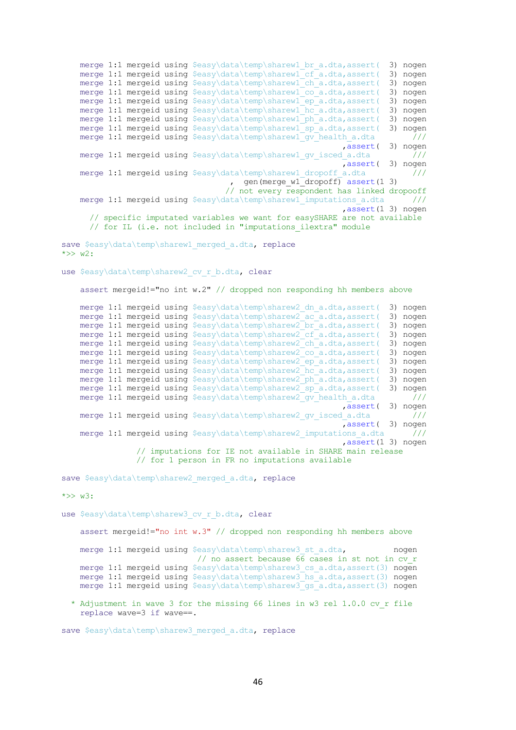```
    merge 1:1 mergeid using $easy\data\temp\sharew1_br_a.dta,assert(  3) nogen
    merge 1:1 mergeid using $easy\data\temp\sharew1_cf_a.dta,assert(  3) nogen
    merge 1:1 mergeid using $easy\data\temp\sharew1_ch_a.dta,assert(  3) nogen
    merge 1:1 mergeid using $easy\data\temp\sharew1_co_a.dta,assert(  3) nogen
    merge 1:1 mergeid using $easy\data\temp\sharew1_ep_a.dta,assert(  3) nogen
    merge 1:1 mergeid using $easy\data\temp\sharew1_hc_a.dta,assert(  3) nogen
    merge 1:1 mergeid using $easy\data\temp\sharew1_ph_a.dta,assert(  3) nogen
    merge 1:1 mergeid using $easy\data\temp\sharew1_sp_a.dta,assert(  3) nogen
    merge 1:1 mergeid using $easy\data\temp\sharew1_gv_health_a.dta        ///
                                                         ,assert(  3) nogen
    merge 1:1 mergeid using $easy\data\temp\sharew1_gv_isced_a.dta         ///
                                                         ,assert(  3) nogen
    merge 1:1 mergeid using $easy\data\temp\sharew1_dropoff_a.dta          ///
                                        ,  gen(merge_w1_dropoff) assert(1 3)
                                       // not every respondent has linked dropooff
    merge 1:1 mergeid using $easy\data\temp\sharew1_imputations_a.dta      ///
                                                         ,assert(1 3) nogen
      // specific imputated variables we want for easySHARE are not available
      // for IL (i.e. not included in "imputations_ilextra" module

save $easy\data\temp\sharew1_merged_a.dta, replace
*>> w2:

use $easy\data\temp\sharew2_cv_r_b.dta, clear

    assert mergeid!="no int w.2" // dropped non responding hh members above

    merge 1:1 mergeid using $easy\data\temp\sharew2_dn_a.dta,assert(  3) nogen
    merge 1:1 mergeid using $easy\data\temp\sharew2_ac_a.dta,assert(  3) nogen
    merge 1:1 mergeid using $easy\data\temp\sharew2_br_a.dta,assert(  3) nogen
    merge 1:1 mergeid using $easy\data\temp\sharew2_cf_a.dta,assert(  3) nogen
    merge 1:1 mergeid using $easy\data\temp\sharew2_ch_a.dta,assert(  3) nogen
    merge 1:1 mergeid using $easy\data\temp\sharew2_co_a.dta,assert(  3) nogen
    merge 1:1 mergeid using $easy\data\temp\sharew2_ep_a.dta,assert(  3) nogen
    merge 1:1 mergeid using $easy\data\temp\sharew2_hc_a.dta,assert(  3) nogen
    merge 1:1 mergeid using $easy\data\temp\sharew2_ph_a.dta,assert(  3) nogen
    merge 1:1 mergeid using $easy\data\temp\sharew2_sp_a.dta,assert(  3) nogen
    merge 1:1 mergeid using $easy\data\temp\sharew2_gv_health_a.dta        ///
                                                         ,assert(  3) nogen
    merge 1:1 mergeid using $easy\data\temp\sharew2_gv_isced_a.dta         ///
                                                         ,assert(  3) nogen
    merge 1:1 mergeid using $easy\data\temp\sharew2_imputations_a.dta      ///
                                                         ,assert(1 3) nogen
                // imputations for IE not available in SHARE main release
                // for 1 person in FR no imputations available

save $easy\data\temp\sharew2_merged_a.dta, replace

*>> w3:

use $easy\data\temp\sharew3_cv_r_b.dta, clear

    assert mergeid!="no int w.3" // dropped non responding hh members above

    merge 1:1 mergeid using $easy\data\temp\sharew3_st_a.dta,          nogen
                             // no assert because 66 cases in st not in cv_r
    merge 1:1 mergeid using $easy\data\temp\sharew3_cs_a.dta,assert(3) nogen
    merge 1:1 mergeid using $easy\data\temp\sharew3_hs_a.dta,assert(3) nogen
    merge 1:1 mergeid using $easy\data\temp\sharew3_gs_a.dta,assert(3) nogen

  * Adjustment in wave 3 for the missing 66 lines in w3 rel 1.0.0 cv_r file
    replace wave=3 if wave==.

save $easy\data\temp\sharew3_merged_a.dta, replace
```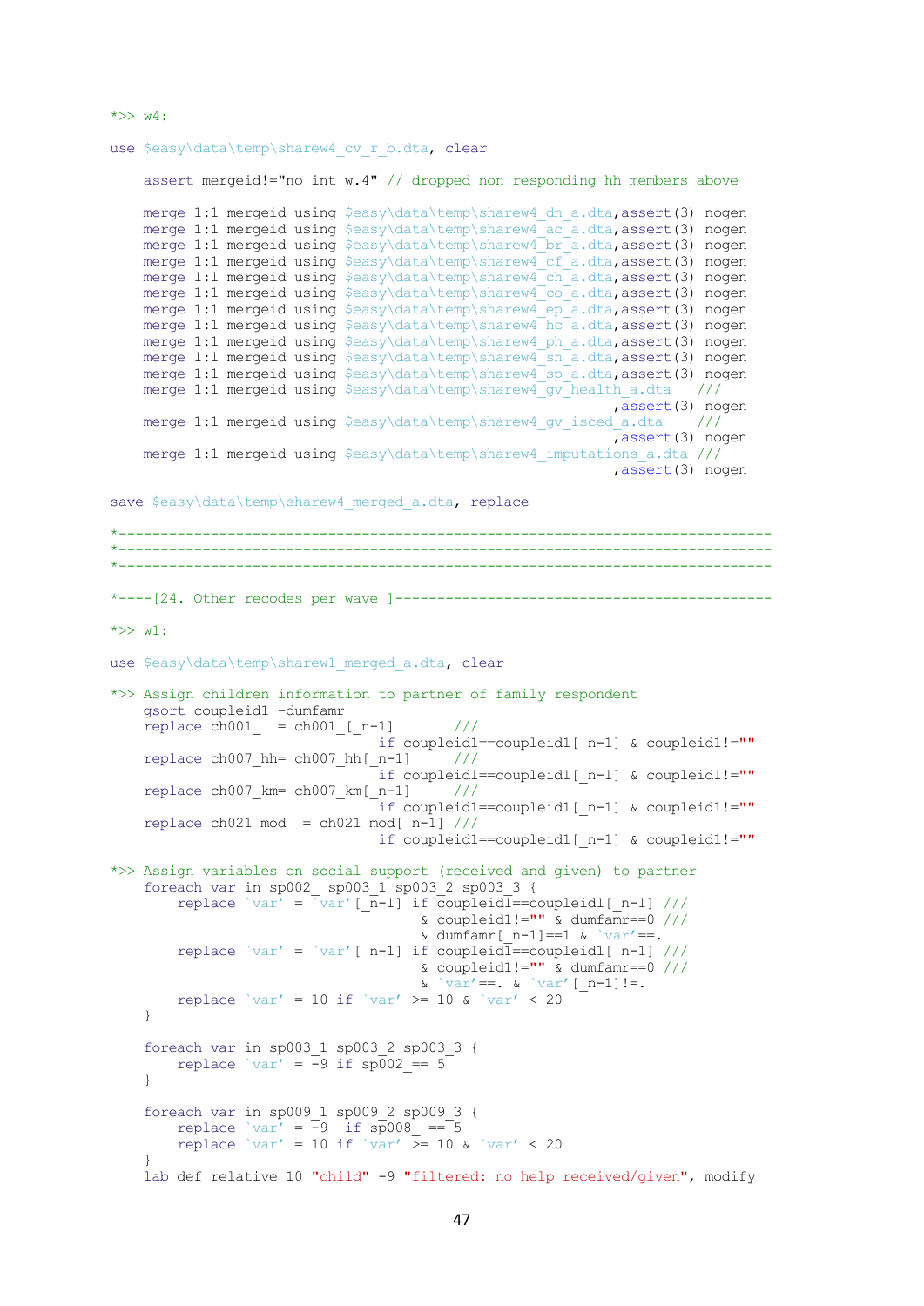```
*>> w4:

use $easy\data\temp\sharew4_cv_r_b.dta, clear

    assert mergeid!="no int w.4" // dropped non responding hh members above

    merge 1:1 mergeid using $easy\data\temp\sharew4_dn_a.dta,assert(3) nogen
    merge 1:1 mergeid using $easy\data\temp\sharew4_ac_a.dta,assert(3) nogen
    merge 1:1 mergeid using $easy\data\temp\sharew4_br_a.dta,assert(3) nogen
    merge 1:1 mergeid using $easy\data\temp\sharew4_cf_a.dta,assert(3) nogen
    merge 1:1 mergeid using $easy\data\temp\sharew4_ch_a.dta,assert(3) nogen
    merge 1:1 mergeid using $easy\data\temp\sharew4_co_a.dta,assert(3) nogen
    merge 1:1 mergeid using $easy\data\temp\sharew4_ep_a.dta,assert(3) nogen
    merge 1:1 mergeid using $easy\data\temp\sharew4_hc_a.dta,assert(3) nogen
    merge 1:1 mergeid using $easy\data\temp\sharew4_ph_a.dta,assert(3) nogen
    merge 1:1 mergeid using $easy\data\temp\sharew4_sn_a.dta,assert(3) nogen
    merge 1:1 mergeid using $easy\data\temp\sharew4_sp_a.dta,assert(3) nogen
    merge 1:1 mergeid using $easy\data\temp\sharew4_gv_health_a.dta   ///
                                                          ,assert(3) nogen
    merge 1:1 mergeid using $easy\data\temp\sharew4_gv_isced_a.dta    ///
                                                          ,assert(3) nogen
    merge 1:1 mergeid using $easy\data\temp\sharew4_imputations_a.dta ///
                                                          ,assert(3) nogen

save $easy\data\temp\sharew4_merged_a.dta, replace

*------------------------------------------------------------------------------
*------------------------------------------------------------------------------
*------------------------------------------------------------------------------

*----[24. Other recodes per wave ]--------------------------------------------

*>> w1:

use $easy\data\temp\sharew1_merged_a.dta, clear

*>> Assign children information to partner of family respondent
    gsort coupleid1 -dumfamr
    replace ch001_  = ch001_[_n-1]        ///
                          if coupleid1==coupleid1[_n-1] & coupleid1!=""
    replace ch007_hh= ch007_hh[_n-1]      ///
                          if coupleid1==coupleid1[_n-1] & coupleid1!=""
    replace ch007_km= ch007_km[_n-1]      ///
                          if coupleid1==coupleid1[_n-1] & coupleid1!=""
    replace ch021_mod  = ch021_mod[_n-1] ///
                          if coupleid1==coupleid1[_n-1] & coupleid1!=""

*>> Assign variables on social support (received and given) to partner
    foreach var in sp002_ sp003_1 sp003_2 sp003_3 {
        replace `var' = `var'[_n-1] if coupleid1==coupleid1[_n-1] ///
                              & coupleid1!="" & dumfamr==0 ///
                              & dumfamr[_n-1]==1 & `var'==.
        replace `var' = `var'[_n-1] if coupleid1==coupleid1[_n-1] ///
                              & coupleid1!="" & dumfamr==0 ///
                              & `var'==. & `var'[_n-1]!=.
        replace `var' = 10 if `var' >= 10 & `var' < 20
    }

    foreach var in sp003_1 sp003_2 sp003_3 {
        replace `var' = -9 if sp002_== 5
    }

    foreach var in sp009_1 sp009_2 sp009_3 {
        replace `var' = -9  if sp008_ == 5
        replace `var' = 10 if `var' >= 10 & `var' < 20
    }
    lab def relative 10 "child" -9 "filtered: no help received/given", modify
```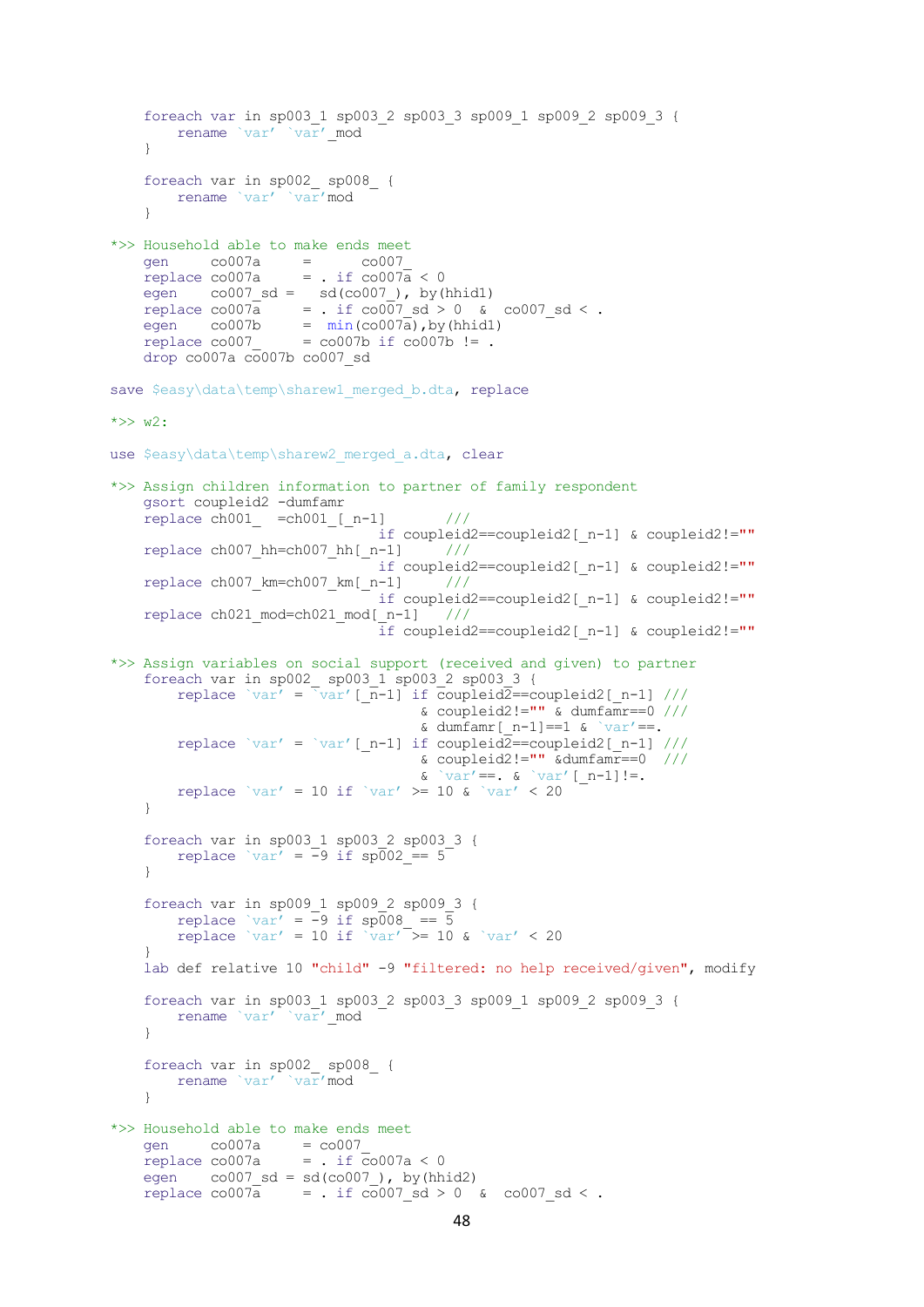```
    foreach var in sp003_1 sp003_2 sp003_3 sp009_1 sp009_2 sp009_3 {
        rename `var' `var'_mod
    }

    foreach var in sp002_ sp008_ {
        rename `var' `var'mod
    }

*>> Household able to make ends meet
    gen     co007a     =      co007_
    replace co007a     = . if co007a < 0
    egen    co007_sd =   sd(co007_), by(hhid1)
    replace co007a     = . if co007_sd > 0  &  co007_sd < .
    egen    co007b     =  min(co007a),by(hhid1)
    replace co007_     = co007b if co007b != .
    drop co007a co007b co007_sd

save $easy\data\temp\sharew1_merged_b.dta, replace

*>> w2:

use $easy\data\temp\sharew2_merged_a.dta, clear

*>> Assign children information to partner of family respondent
    gsort coupleid2 -dumfamr
    replace ch001_  =ch001_[_n-1]       ///
                             if coupleid2==coupleid2[_n-1] & coupleid2!=""
    replace ch007_hh=ch007_hh[_n-1]     ///
                             if coupleid2==coupleid2[_n-1] & coupleid2!=""
    replace ch007_km=ch007_km[_n-1]     ///
                             if coupleid2==coupleid2[_n-1] & coupleid2!=""
    replace ch021_mod=ch021_mod[_n-1]   ///
                             if coupleid2==coupleid2[_n-1] & coupleid2!=""

*>> Assign variables on social support (received and given) to partner
    foreach var in sp002_ sp003_1 sp003_2 sp003_3 {
        replace `var' = `var'[_n-1] if coupleid2==coupleid2[_n-1] ///
                                    & coupleid2!="" & dumfamr==0 ///
                                    & dumfamr[_n-1]==1 & `var'==.
        replace `var' = `var'[_n-1] if coupleid2==coupleid2[_n-1] ///
                                    & coupleid2!="" &dumfamr==0  ///
                                    & `var'==. & `var'[_n-1]!=.
        replace `var' = 10 if `var' >= 10 & `var' < 20
    }

    foreach var in sp003_1 sp003_2 sp003_3 {
        replace `var' = -9 if sp002_== 5
    }

    foreach var in sp009_1 sp009_2 sp009_3 {
        replace `var' = -9 if sp008_  == 5
        replace `var' = 10 if `var' >= 10 & `var' < 20
    }
    lab def relative 10 "child" -9 "filtered: no help received/given", modify

    foreach var in sp003_1 sp003_2 sp003_3 sp009_1 sp009_2 sp009_3 {
        rename `var' `var'_mod
    }

    foreach var in sp002_ sp008_ {
        rename `var' `var'mod
    }

*>> Household able to make ends meet
    gen     co007a     = co007_
    replace co007a     = . if co007a < 0
    egen    co007_sd = sd(co007_), by(hhid2)
    replace co007a     = . if co007_sd > 0  &  co007_sd < .
```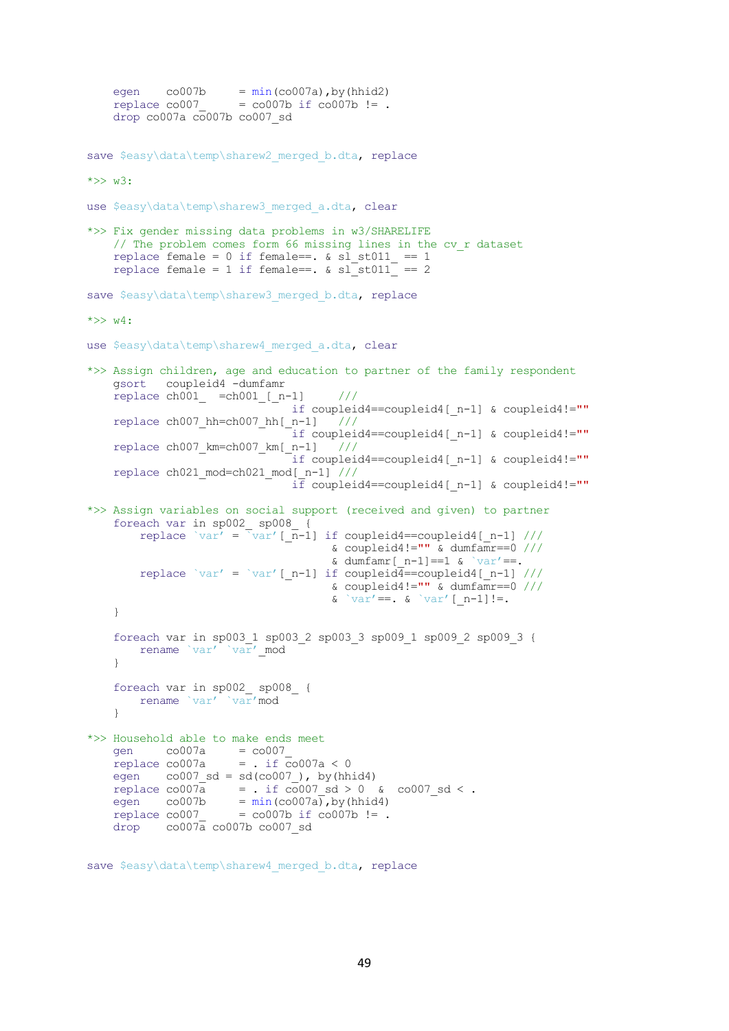```
    egen    co007b     = min(co007a),by(hhid2)
    replace co007_     = co007b if co007b != .
    drop co007a co007b co007_sd


save $easy\data\temp\sharew2_merged_b.dta, replace

*>> w3:

use $easy\data\temp\sharew3_merged_a.dta, clear

*>> Fix gender missing data problems in w3/SHARELIFE
    // The problem comes form 66 missing lines in the cv_r dataset
    replace female = 0 if female==. & sl_st011_ == 1
    replace female = 1 if female==. & sl_st011_ == 2

save $easy\data\temp\sharew3_merged_b.dta, replace

*>> w4:

use $easy\data\temp\sharew4_merged_a.dta, clear

*>> Assign children, age and education to partner of the family respondent
    gsort   coupleid4 -dumfamr
    replace ch001_  =ch001_[_n-1]     ///
                             if coupleid4==coupleid4[_n-1] & coupleid4!=""
    replace ch007_hh=ch007_hh[_n-1]   ///
                             if coupleid4==coupleid4[_n-1] & coupleid4!=""
    replace ch007_km=ch007_km[_n-1]   ///
                             if coupleid4==coupleid4[_n-1] & coupleid4!=""
    replace ch021_mod=ch021_mod[_n-1] ///
                             if coupleid4==coupleid4[_n-1] & coupleid4!=""

*>> Assign variables on social support (received and given) to partner
    foreach var in sp002_ sp008_ {
        replace `var' = `var'[_n-1] if coupleid4==coupleid4[_n-1] ///
                                    & coupleid4!="" & dumfamr==0 ///
                                    & dumfamr[_n-1]==1 & `var'==.
        replace `var' = `var'[_n-1] if coupleid4==coupleid4[_n-1] ///
                                    & coupleid4!="" & dumfamr==0 ///
                                    & `var'==. & `var'[_n-1]!=.
    }

    foreach var in sp003_1 sp003_2 sp003_3 sp009_1 sp009_2 sp009_3 {
        rename `var' `var'_mod
    }

    foreach var in sp002_ sp008_ {
        rename `var' `var'mod
    }

*>> Household able to make ends meet
    gen     co007a     = co007_
    replace co007a     = . if co007a < 0
    egen    co007_sd = sd(co007_), by(hhid4)
    replace co007a     = . if co007_sd > 0  &  co007_sd < .
    egen    co007b     = min(co007a),by(hhid4)
    replace co007_     = co007b if co007b != .
    drop    co007a co007b co007_sd


save $easy\data\temp\sharew4_merged_b.dta, replace
```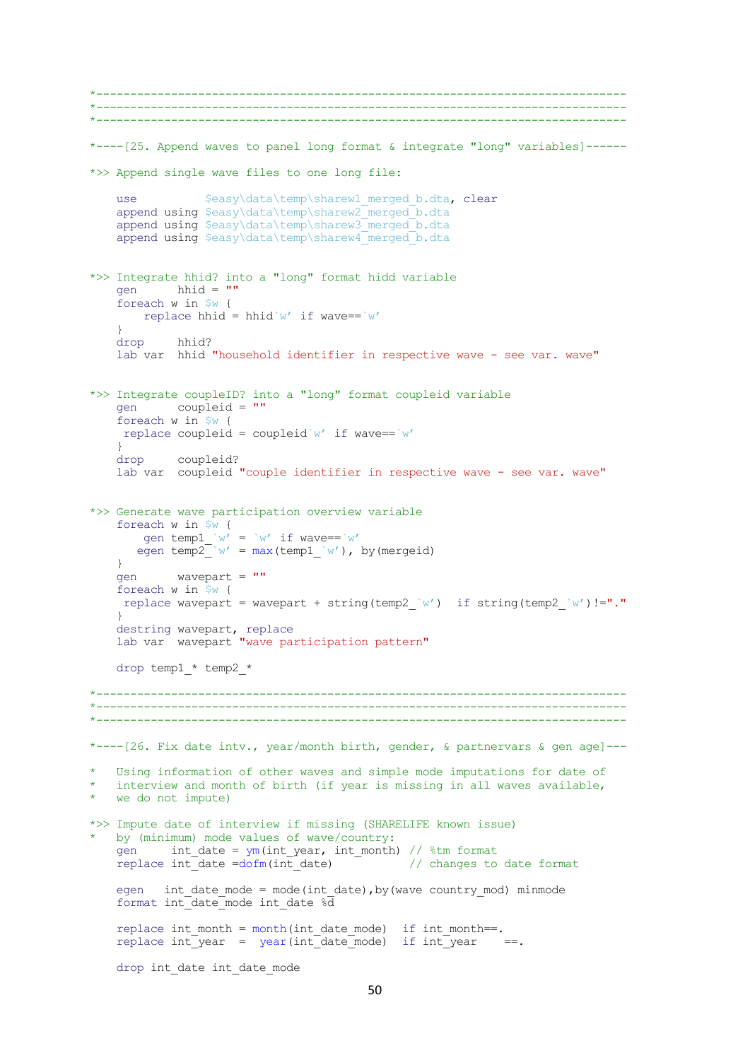```
*------------------------------------------------------------------------------
*------------------------------------------------------------------------------
*------------------------------------------------------------------------------

*----[25. Append waves to panel long format & integrate "long" variables]------

*>> Append single wave files to one long file:

    use          $easy\data\temp\sharew1_merged_b.dta, clear
    append using $easy\data\temp\sharew2_merged_b.dta
    append using $easy\data\temp\sharew3_merged_b.dta
    append using $easy\data\temp\sharew4_merged_b.dta


*>> Integrate hhid? into a "long" format hidd variable
    gen      hhid = ""
    foreach w in $w {
        replace hhid = hhid`w' if wave==`w'
    }
    drop     hhid?
    lab var  hhid "household identifier in respective wave - see var. wave"


*>> Integrate coupleID? into a "long" format coupleid variable
    gen      coupleid = ""
    foreach w in $w {
     replace coupleid = coupleid`w' if wave==`w'
    }
    drop     coupleid?
    lab var  coupleid "couple identifier in respective wave - see var. wave"


*>> Generate wave participation overview variable
    foreach w in $w {
        gen temp1_`w' = `w' if wave==`w'
       egen temp2_`w' = max(temp1_`w'), by(mergeid)
    }
    gen      wavepart = ""
    foreach w in $w {
     replace wavepart = wavepart + string(temp2_`w')  if string(temp2_`w')!="."
    }
    destring wavepart, replace
    lab var  wavepart "wave participation pattern"

    drop temp1_* temp2_*

*------------------------------------------------------------------------------
*------------------------------------------------------------------------------
*------------------------------------------------------------------------------

*----[26. Fix date intv., year/month birth, gender, & partnervars & gen age]---

*   Using information of other waves and simple mode imputations for date of
*   interview and month of birth (if year is missing in all waves available,
*   we do not impute)

*>> Impute date of interview if missing (SHARELIFE known issue)
*   by (minimum) mode values of wave/country:
    gen     int_date = ym(int_year, int_month) // %tm format
    replace int_date =dofm(int_date)           // changes to date format

    egen   int_date_mode = mode(int_date),by(wave country_mod) minmode
    format int_date_mode int_date %d

    replace int_month = month(int_date_mode)  if int_month==.
    replace int_year  =  year(int_date_mode)  if int_year    ==.

    drop int_date int_date_mode
```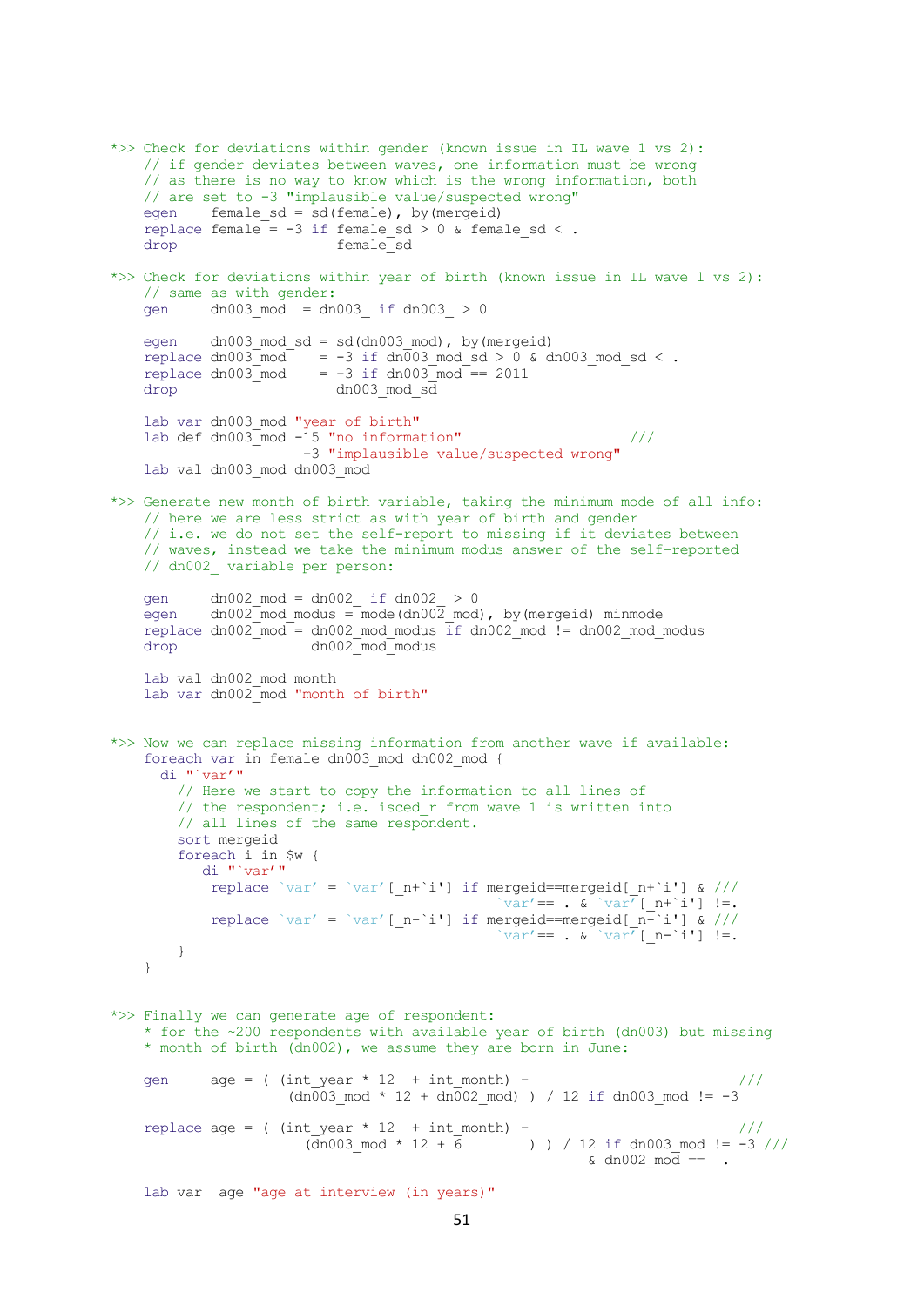```
*>> Check for deviations within gender (known issue in IL wave 1 vs 2):
    // if gender deviates between waves, one information must be wrong
    // as there is no way to know which is the wrong information, both
    // are set to -3 "implausible value/suspected wrong"
    egen    female_sd = sd(female), by(mergeid)
    replace female = -3 if female_sd > 0 & female_sd < .
    drop                   female_sd

*>> Check for deviations within year of birth (known issue in IL wave 1 vs 2):
    // same as with gender:
    gen     dn003_mod  = dn003_ if dn003_ > 0

    egen    dn003_mod_sd = sd(dn003_mod), by(mergeid)
    replace dn003_mod    = -3 if dn003_mod_sd > 0 & dn003_mod_sd < .
    replace dn003_mod    = -3 if dn003_mod == 2011
    drop                   dn003_mod_sd

    lab var dn003_mod "year of birth"
    lab def dn003_mod -15 "no information"                    ///
                      -3 "implausible value/suspected wrong"
    lab val dn003_mod dn003_mod

*>> Generate new month of birth variable, taking the minimum mode of all info:
    // here we are less strict as with year of birth and gender
    // i.e. we do not set the self-report to missing if it deviates between
    // waves, instead we take the minimum modus answer of the self-reported
    // dn002_ variable per person:

    gen     dn002_mod = dn002_ if dn002_ > 0
    egen    dn002_mod_modus = mode(dn002_mod), by(mergeid) minmode
    replace dn002_mod = dn002_mod_modus if dn002_mod != dn002_mod_modus
    drop                dn002_mod_modus

    lab val dn002_mod month
    lab var dn002_mod "month of birth"


*>> Now we can replace missing information from another wave if available:
    foreach var in female dn003_mod dn002_mod {
      di "`var'"
        // Here we start to copy the information to all lines of
        // the respondent; i.e. isced_r from wave 1 is written into
        // all lines of the same respondent.
        sort mergeid
        foreach i in $w {
           di "`var'"
            replace `var' = `var'[_n+`i'] if mergeid==mergeid[_n+`i'] & ///
                                         `var'== . & `var'[_n+`i'] !=.
            replace `var' = `var'[_n-`i'] if mergeid==mergeid[_n-`i'] & ///
                                         `var'== . & `var'[_n-`i'] !=.
        }
    }


*>> Finally we can generate age of respondent:
    * for the ~200 respondents with available year of birth (dn003) but missing
    * month of birth (dn002), we assume they are born in June:

    gen     age = ( (int_year * 12  + int_month) -                       ///
                    (dn003_mod * 12 + dn002_mod) ) / 12 if dn003_mod != -3

    replace age = ( (int_year * 12  + int_month) -                       ///
                      (dn003_mod * 12 + 6        ) ) / 12 if dn003_mod != -3 ///
                                                    & dn002_mod ==  .

    lab var  age "age at interview (in years)"
```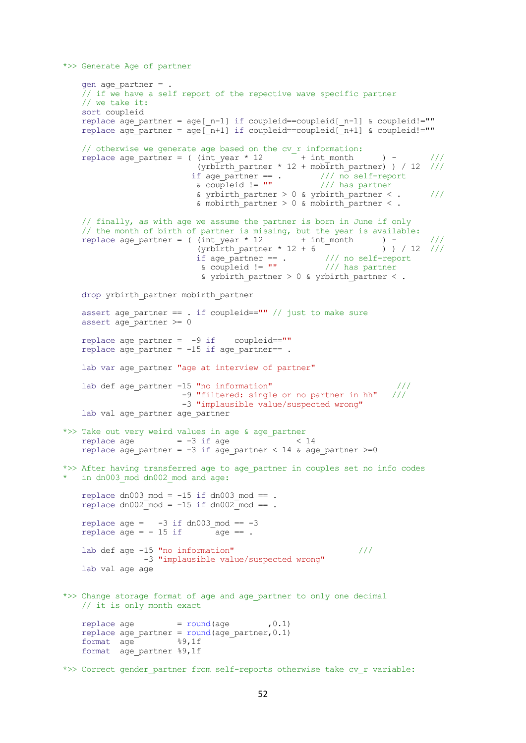```
*>> Generate Age of partner

    gen age_partner = .
    // if we have a self report of the repective wave specific partner
    // we take it:
    sort coupleid
    replace age_partner = age[_n-1] if coupleid==coupleid[_n-1] & coupleid!=""
    replace age_partner = age[_n+1] if coupleid==coupleid[_n+1] & coupleid!=""

    // otherwise we generate age based on the cv_r information:
    replace age_partner = ( (int_year * 12        + int_month      ) -       ///
                            (yrbirth_partner * 12 + mobirth_partner) ) / 12  ///
                           if age_partner == .        /// no self-report
                            & coupleid != ""          /// has partner
                            & yrbirth_partner > 0 & yrbirth_partner < .      ///
                            & mobirth_partner > 0 & mobirth_partner < .

    // finally, as with age we assume the partner is born in June if only
    // the month of birth of partner is missing, but the year is available:
    replace age_partner = ( (int_year * 12        + int_month      ) -       ///
                            (yrbirth_partner * 12 + 6              ) ) / 12  ///
                            if age_partner == .        /// no self-report
                             & coupleid != ""          /// has partner
                             & yrbirth_partner > 0 & yrbirth_partner < .

    drop yrbirth_partner mobirth_partner

    assert age_partner == . if coupleid=="" // just to make sure
    assert age_partner >= 0

    replace age_partner =  -9 if    coupleid==""
    replace age_partner = -15 if age_partner== .

    lab var age_partner "age at interview of partner"

    lab def age_partner -15 "no information"                          ///
                         -9 "filtered: single or no partner in hh"   ///
                         -3 "implausible value/suspected wrong"
    lab val age_partner age_partner

*>> Take out very weird values in age & age_partner
    replace age         = -3 if age             < 14
    replace age_partner = -3 if age_partner < 14 & age_partner >=0

*>> After having transferred age to age_partner in couples set no info codes
*   in dn003_mod dn002_mod and age:

    replace dn003_mod = -15 if dn003_mod == .
    replace dn002_mod = -15 if dn002_mod == .

    replace age =   -3 if dn003_mod == -3
    replace age = - 15 if       age == .

    lab def age -15 "no information"                          ///
                 -3 "implausible value/suspected wrong"
    lab val age age


*>> Change storage format of age and age_partner to only one decimal
    // it is only month exact

    replace age         = round(age        ,0.1)
    replace age_partner = round(age_partner,0.1)
    format  age         %9,1f
    format  age_partner %9,1f

*>> Correct gender_partner from self-reports otherwise take cv_r variable:
```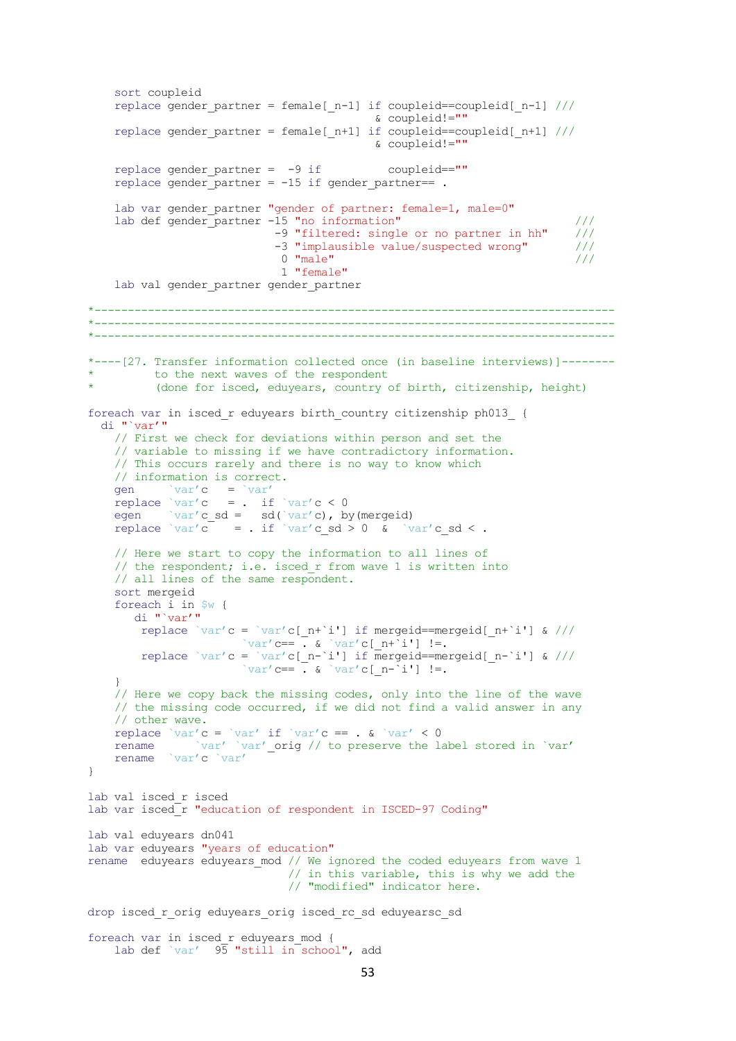```
    sort coupleid
    replace gender_partner = female[_n-1] if coupleid==coupleid[_n-1] ///
                                        & coupleid!=""
    replace gender_partner = female[_n+1] if coupleid==coupleid[_n+1] ///
                                        & coupleid!=""

    replace gender_partner =  -9 if          coupleid==""
    replace gender_partner = -15 if gender_partner== .

    lab var gender_partner "gender of partner: female=1, male=0"
    lab def gender_partner -15 "no information"                        ///
                            -9 "filtered: single or no partner in hh"    ///
                            -3 "implausible value/suspected wrong"       ///
                             0 "male"                                    ///
                             1 "female"
    lab val gender_partner gender_partner

*---------------------------------------------------------------------------
*---------------------------------------------------------------------------
*---------------------------------------------------------------------------

*----[27. Transfer information collected once (in baseline interviews)]--------
*         to the next waves of the respondent
*         (done for isced, eduyears, country of birth, citizenship, height)

foreach var in isced_r eduyears birth_country citizenship ph013_ {
  di "`var'"
    // First we check for deviations within person and set the
    // variable to missing if we have contradictory information.
    // This occurs rarely and there is no way to know which
    // information is correct.
    gen     `var'c   = `var'
    replace `var'c   = .  if `var'c < 0
    egen    `var'c_sd =   sd(`var'c), by(mergeid)
    replace `var'c    = . if `var'c_sd > 0  &  `var'c_sd < .

    // Here we start to copy the information to all lines of
    // the respondent; i.e. isced_r from wave 1 is written into
    // all lines of the same respondent.
    sort mergeid
    foreach i in $w {
       di "`var'"
        replace `var'c = `var'c[_n+`i'] if mergeid==mergeid[_n+`i'] & ///
                      `var'c== . & `var'c[_n+`i'] !=.
        replace `var'c = `var'c[_n-`i'] if mergeid==mergeid[_n-`i'] & ///
                      `var'c== . & `var'c[_n-`i'] !=.
    }
    // Here we copy back the missing codes, only into the line of the wave
    // the missing code occurred, if we did not find a valid answer in any
    // other wave.
    replace `var'c = `var' if `var'c == . & `var' < 0
    rename      `var' `var'_orig // to preserve the label stored in `var'
    rename  `var'c `var'
}

lab val isced_r isced
lab var isced_r "education of respondent in ISCED-97 Coding"

lab val eduyears dn041
lab var eduyears "years of education"
rename  eduyears eduyears_mod // We ignored the coded eduyears from wave 1
                              // in this variable, this is why we add the
                              // "modified" indicator here.

drop isced_r_orig eduyears_orig isced_rc_sd eduyearsc_sd

foreach var in isced_r eduyears_mod {
    lab def `var'  95 "still in school", add
```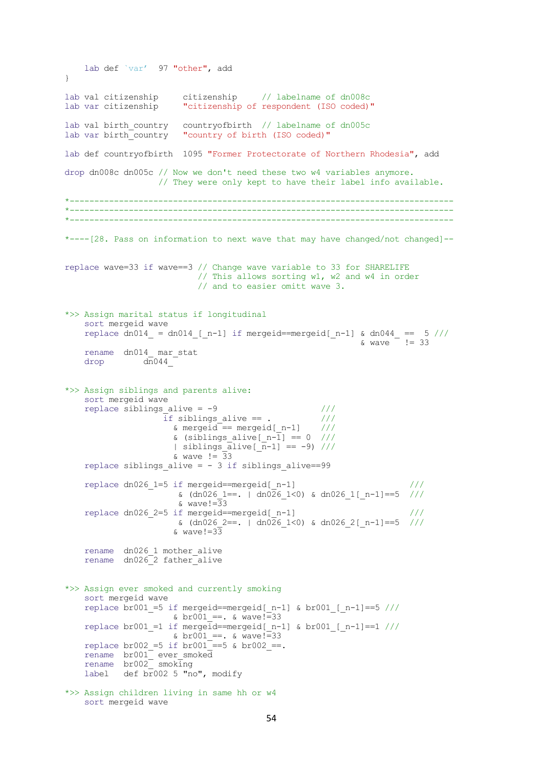```
    lab def `var'  97 "other", add
}

lab val citizenship     citizenship     // labelname of dn008c
lab var citizenship     "citizenship of respondent (ISO coded)"

lab val birth_country   countryofbirth  // labelname of dn005c
lab var birth_country   "country of birth (ISO coded)"

lab def countryofbirth  1095 "Former Protectorate of Northern Rhodesia", add

drop dn008c dn005c // Now we don't need these two w4 variables anymore.
                   // They were only kept to have their label info available.

*-----------------------------------------------------------------------------
*-----------------------------------------------------------------------------
*-----------------------------------------------------------------------------

*----[28. Pass on information to next wave that may have changed/not changed]--


replace wave=33 if wave==3 // Change wave variable to 33 for SHARELIFE
                           // This allows sorting w1, w2 and w4 in order
                           // and to easier omitt wave 3.


*>> Assign marital status if longitudinal
    sort mergeid wave
    replace dn014_ = dn014_[_n-1] if mergeid==mergeid[_n-1] & dn044_ ==  5 ///
                                                             & wave   != 33
    rename  dn014_ mar_stat
    drop        dn044_


*>> Assign siblings and parents alive:
    sort mergeid wave
    replace siblings_alive = -9                     ///
                    if siblings_alive == .          ///
                      & mergeid == mergeid[_n-1]    ///
                      & (siblings_alive[_n-1] == 0  ///
                      | siblings_alive[_n-1] == -9) ///
                      & wave != 33
    replace siblings_alive = - 3 if siblings_alive==99

    replace dn026_1=5 if mergeid==mergeid[_n-1]                       ///
                       & (dn026_1==. | dn026_1<0) & dn026_1[_n-1]==5  ///
                       & wave!=33
    replace dn026_2=5 if mergeid==mergeid[_n-1]                       ///
                       & (dn026_2==. | dn026_1<0) & dn026_2[_n-1]==5  ///
                      & wave!=33

    rename  dn026_1 mother_alive
    rename  dn026_2 father_alive


*>> Assign ever smoked and currently smoking
    sort mergeid wave
    replace br001_=5 if mergeid==mergeid[_n-1] & br001_[_n-1]==5 ///
                      & br001_==. & wave!=33
    replace br001_=1 if mergeid==mergeid[_n-1] & br001_[_n-1]==1 ///
                      & br001_==. & wave!=33
    replace br002_=5 if br001_==5 & br002_==.
    rename  br001_ ever_smoked
    rename  br002_ smoking
    label   def br002 5 "no", modify

*>> Assign children living in same hh or w4
    sort mergeid wave
```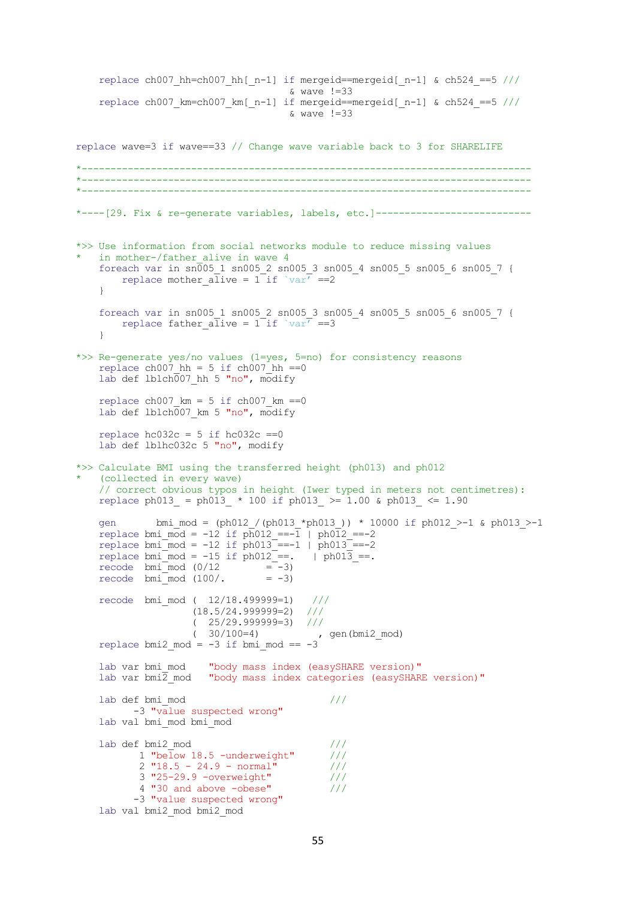```
    replace ch007_hh=ch007_hh[_n-1] if mergeid==mergeid[_n-1] & ch524_==5 ///
                                  & wave !=33
    replace ch007_km=ch007_km[_n-1] if mergeid==mergeid[_n-1] & ch524_==5 ///
                                  & wave !=33


replace wave=3 if wave==33 // Change wave variable back to 3 for SHARELIFE

*----------------------------------------------------------------------------
*----------------------------------------------------------------------------
*----------------------------------------------------------------------------

*----[29. Fix & re-generate variables, labels, etc.]--------------------------


*>> Use information from social networks module to reduce missing values
*   in mother-/father_alive in wave 4
    foreach var in sn005_1 sn005_2 sn005_3 sn005_4 sn005_5 sn005_6 sn005_7 {
        replace mother_alive = 1 if `var' ==2
    }

    foreach var in sn005_1 sn005_2 sn005_3 sn005_4 sn005_5 sn005_6 sn005_7 {
        replace father_alive = 1 if `var' ==3
    }

*>> Re-generate yes/no values (1=yes, 5=no) for consistency reasons
    replace ch007_hh = 5 if ch007_hh ==0
    lab def lblch007_hh 5 "no", modify

    replace ch007_km = 5 if ch007_km ==0
    lab def lblch007_km 5 "no", modify

    replace hc032c = 5 if hc032c ==0
    lab def lblhc032c 5 "no", modify

*>> Calculate BMI using the transferred height (ph013) and ph012
*   (collected in every wave)
    // correct obvious typos in height (Iwer typed in meters not centimetres):
    replace ph013_ = ph013_ * 100 if ph013_ >= 1.00 & ph013_ <= 1.90

    gen       bmi_mod = (ph012_/(ph013_*ph013_)) * 10000 if ph012_>-1 & ph013_>-1
    replace bmi_mod = -12 if ph012_==-1 | ph012_==-2
    replace bmi_mod = -12 if ph013_==-1 | ph013_==-2
    replace bmi_mod = -15 if ph012_==.   | ph013_==.
    recode  bmi_mod (0/12        = -3)
    recode  bmi_mod (100/.       = -3)

    recode  bmi_mod (  12/18.499999=1)   ///
                    (18.5/24.999999=2)  ///
                    (  25/29.999999=3)  ///
                    (  30/100=4)          , gen(bmi2_mod)
    replace bmi2_mod = -3 if bmi_mod == -3

    lab var bmi_mod    "body mass index (easySHARE version)"
    lab var bmi2_mod   "body mass index categories (easySHARE version)"

    lab def bmi_mod                         ///
          -3 "value suspected wrong"
    lab val bmi_mod bmi_mod

    lab def bmi2_mod                        ///
           1 "below 18.5 -underweight"      ///
           2 "18.5 - 24.9 - normal"         ///
           3 "25-29.9 -overweight"          ///
           4 "30 and above -obese"          ///
          -3 "value suspected wrong"
    lab val bmi2_mod bmi2_mod
```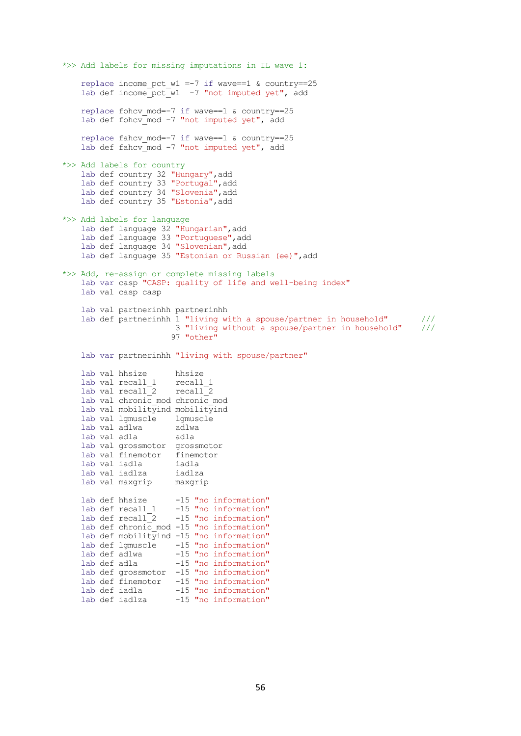```
*>> Add labels for missing imputations in IL wave 1:

    replace income_pct_w1 =-7 if wave==1 & country==25
    lab def income_pct_w1  -7 "not imputed yet", add

    replace fohcv_mod=-7 if wave==1 & country==25
    lab def fohcv_mod -7 "not imputed yet", add

    replace fahcv_mod=-7 if wave==1 & country==25
    lab def fahcv_mod -7 "not imputed yet", add

*>> Add labels for country
    lab def country 32 "Hungary",add
    lab def country 33 "Portugal",add
    lab def country 34 "Slovenia",add
    lab def country 35 "Estonia",add

*>> Add labels for language
    lab def language 32 "Hungarian",add
    lab def language 33 "Portuguese",add
    lab def language 34 "Slovenian",add
    lab def language 35 "Estonian or Russian (ee)",add

*>> Add, re-assign or complete missing labels
    lab var casp "CASP: quality of life and well-being index"
    lab val casp casp

    lab val partnerinhh partnerinhh
    lab def partnerinhh 1 "living with a spouse/partner in household"       ///
                        3 "living without a spouse/partner in household"    ///
                       97 "other"

    lab var partnerinhh "living with spouse/partner"

    lab val hhsize      hhsize
    lab val recall_1    recall_1
    lab val recall_2    recall_2
    lab val chronic_mod chronic_mod
    lab val mobilityind mobilityind
    lab val lgmuscle    lgmuscle
    lab val adlwa       adlwa
    lab val adla        adla
    lab val grossmotor  grossmotor
    lab val finemotor   finemotor
    lab val iadla       iadla
    lab val iadlza      iadlza
    lab val maxgrip     maxgrip

    lab def hhsize      -15 "no information"
    lab def recall_1    -15 "no information"
    lab def recall_2    -15 "no information"
    lab def chronic_mod -15 "no information"
    lab def mobilityind -15 "no information"
    lab def lgmuscle    -15 "no information"
    lab def adlwa       -15 "no information"
    lab def adla        -15 "no information"
    lab def grossmotor  -15 "no information"
    lab def finemotor   -15 "no information"
    lab def iadla       -15 "no information"
    lab def iadlza      -15 "no information"
```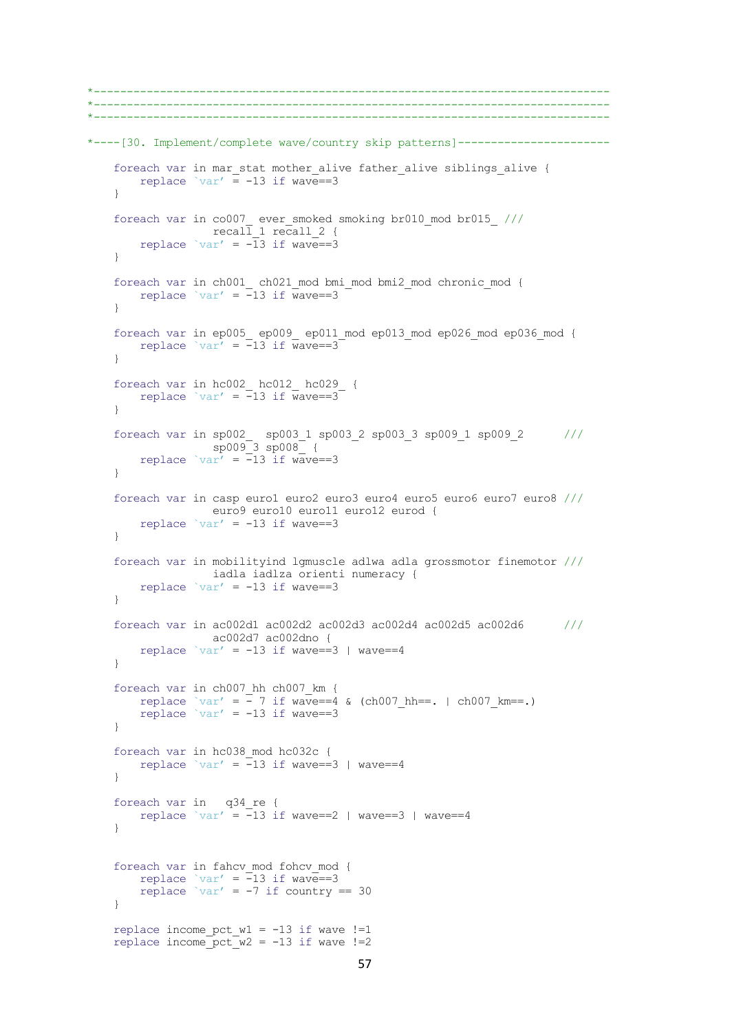```
*----------------------------------------------------------------------------
*----------------------------------------------------------------------------
*----------------------------------------------------------------------------

*----[30. Implement/complete wave/country skip patterns]----------------------

    foreach var in mar_stat mother_alive father_alive siblings_alive {
        replace `var' = -13 if wave==3
    }

    foreach var in co007_ ever_smoked smoking br010_mod br015_ ///
                   recall_1 recall_2 {
        replace `var' = -13 if wave==3
    }

    foreach var in ch001_ ch021_mod bmi_mod bmi2_mod chronic_mod {
        replace `var' = -13 if wave==3
    }

    foreach var in ep005_ ep009_ ep011_mod ep013_mod ep026_mod ep036_mod {
        replace `var' = -13 if wave==3
    }

    foreach var in hc002_ hc012_ hc029_ {
        replace `var' = -13 if wave==3
    }

    foreach var in sp002_  sp003_1 sp003_2 sp003_3 sp009_1 sp009_2      ///
                   sp009_3 sp008_ {
        replace `var' = -13 if wave==3
    }

    foreach var in casp euro1 euro2 euro3 euro4 euro5 euro6 euro7 euro8 ///
                   euro9 euro10 euro11 euro12 eurod {
        replace `var' = -13 if wave==3
    }

    foreach var in mobilityind lgmuscle adlwa adla grossmotor finemotor ///
                   iadla iadlza orienti numeracy {
        replace `var' = -13 if wave==3
    }

    foreach var in ac002d1 ac002d2 ac002d3 ac002d4 ac002d5 ac002d6      ///
                   ac002d7 ac002dno {
        replace `var' = -13 if wave==3 | wave==4
    }

    foreach var in ch007_hh ch007_km {
        replace `var' = - 7 if wave==4 & (ch007_hh==. | ch007_km==.)
        replace `var' = -13 if wave==3
    }

    foreach var in hc038_mod hc032c {
        replace `var' = -13 if wave==3 | wave==4
    }

    foreach var in   q34_re {
        replace `var' = -13 if wave==2 | wave==3 | wave==4
    }


    foreach var in fahcv_mod fohcv_mod {
        replace `var' = -13 if wave==3
        replace `var' = -7 if country == 30
    }

    replace income_pct_w1 = -13 if wave !=1
    replace income_pct_w2 = -13 if wave !=2
```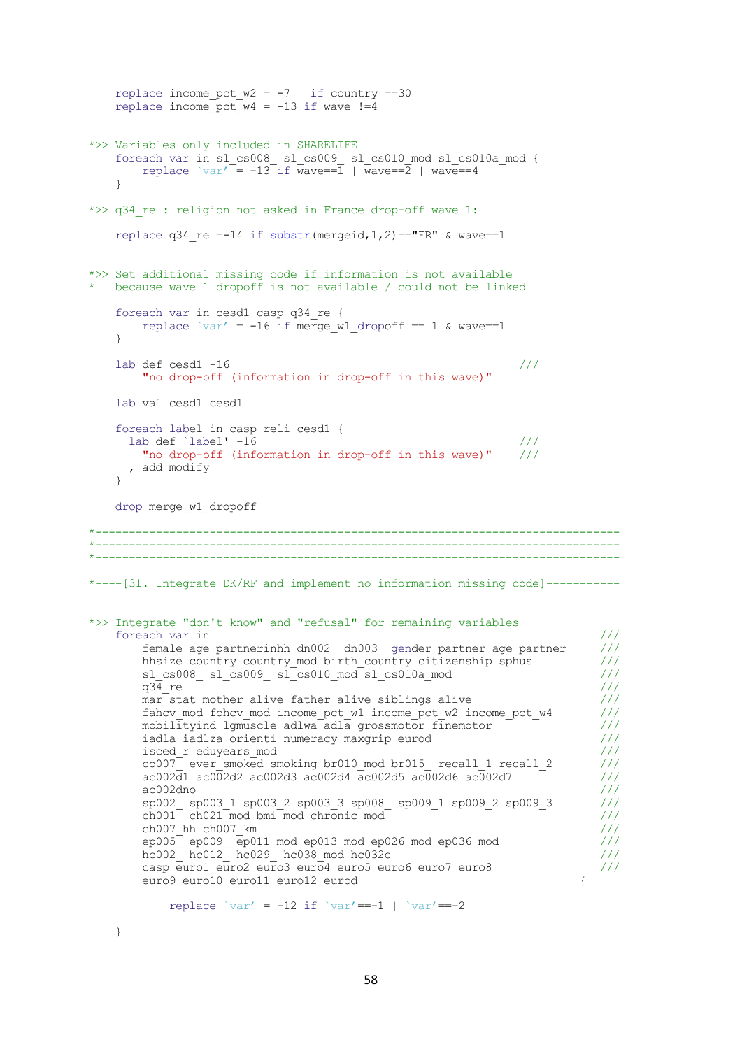```
    replace income_pct_w2 = -7   if country ==30
    replace income_pct_w4 = -13 if wave !=4


*>> Variables only included in SHARELIFE
    foreach var in sl_cs008_ sl_cs009_ sl_cs010_mod sl_cs010a_mod {
        replace `var' = -13 if wave==1 | wave==2 | wave==4
    }

*>> q34_re : religion not asked in France drop-off wave 1:

    replace q34_re =-14 if substr(mergeid,1,2)=="FR" & wave==1


*>> Set additional missing code if information is not available
*   because wave 1 dropoff is not available / could not be linked

    foreach var in cesd1 casp q34_re {
        replace `var' = -16 if merge_w1_dropoff == 1 & wave==1
    }

    lab def cesd1 -16                                                ///
        "no drop-off (information in drop-off in this wave)"

    lab val cesd1 cesd1

    foreach label in casp reli cesd1 {
      lab def `label' -16                                            ///
        "no drop-off (information in drop-off in this wave)"         ///
      , add modify
    }

    drop merge_w1_dropoff

*-----------------------------------------------------------------------------
*-----------------------------------------------------------------------------
*-----------------------------------------------------------------------------

*----[31. Integrate DK/RF and implement no information missing code]-----------


*>> Integrate "don't know" and "refusal" for remaining variables
    foreach var in                                                              ///
        female age partnerinhh dn002_ dn003_ gender_partner age_partner         ///
        hhsize country country_mod birth_country citizenship sphus              ///
        sl_cs008_ sl_cs009_ sl_cs010_mod sl_cs010a_mod                          ///
        q34_re                                                                  ///
        mar_stat mother_alive father_alive siblings_alive                       ///
        fahcv_mod fohcv_mod income_pct_w1 income_pct_w2 income_pct_w4           ///
        mobilityind lgmuscle adlwa adla grossmotor finemotor                    ///
        iadla iadlza orienti numeracy maxgrip eurod                             ///
        isced_r eduyears_mod                                                    ///
        co007_ ever_smoked smoking br010_mod br015_ recall_1 recall_2           ///
        ac002d1 ac002d2 ac002d3 ac002d4 ac002d5 ac002d6 ac002d7                 ///
        ac002dno                                                                ///
        sp002_ sp003_1 sp003_2 sp003_3 sp008_ sp009_1 sp009_2 sp009_3           ///
        ch001_ ch021_mod bmi_mod chronic_mod                                    ///
        ch007_hh ch007_km                                                       ///
        ep005_ ep009_ ep011_mod ep013_mod ep026_mod ep036_mod                   ///
        hc002_ hc012_ hc029_ hc038_mod hc032c                                   ///
        casp euro1 euro2 euro3 euro4 euro5 euro6 euro7 euro8                    ///
        euro9 euro10 euro11 euro12 eurod                                    {

            replace `var' = -12 if `var'==-1 | `var'==-2

    }
```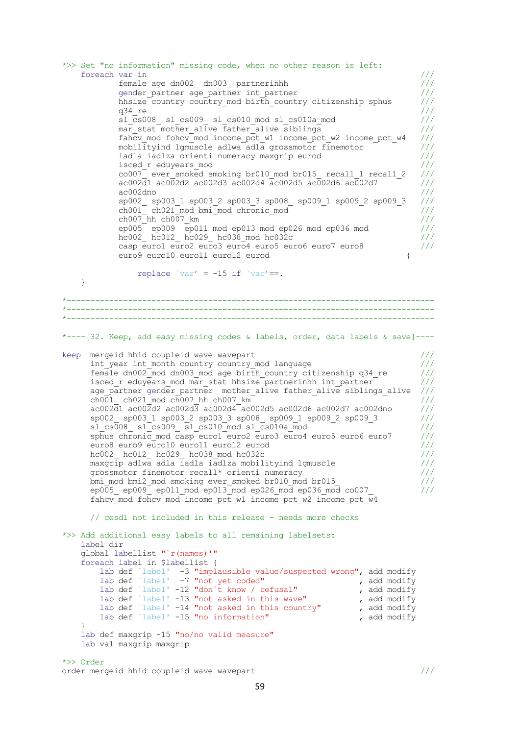```
*>> Set "no information" missing code, when no other reason is left:
    foreach var in                                                         ///
            female age dn002_ dn003_ partnerinhh                           ///
            gender_partner age_partner int_partner                         ///
            hhsize country country_mod birth_country citizenship sphus     ///
            q34_re                                                         ///
            sl_cs008_ sl_cs009_ sl_cs010_mod sl_cs010a_mod                 ///
            mar_stat mother_alive father_alive siblings                    ///
            fahcv_mod fohcv_mod income_pct_w1 income_pct_w2 income_pct_w4  ///
            mobilityind lgmuscle adlwa adla grossmotor finemotor           ///
            iadla iadlza orienti numeracy maxgrip eurod                    ///
            isced_r eduyears_mod                                           ///
            co007_ ever_smoked smoking br010_mod br015_ recall_1 recall_2  ///
            ac002d1 ac002d2 ac002d3 ac002d4 ac002d5 ac002d6 ac002d7        ///
            ac002dno                                                       ///
            sp002_ sp003_1 sp003_2 sp003_3 sp008_ sp009_1 sp009_2 sp009_3  ///
            ch001_ ch021_mod bmi_mod chronic_mod                           ///
            ch007_hh ch007_km                                              ///
            ep005_ ep009_ ep011_mod ep013_mod ep026_mod ep036_mod          ///
            hc002_ hc012_ hc029_ hc038_mod hc032c                          ///
            casp euro1 euro2 euro3 euro4 euro5 euro6 euro7 euro8           ///
            euro9 euro10 euro11 euro12 eurod                           {

                replace `var' = -15 if `var'==.
    }

*------------------------------------------------------------------------------
*------------------------------------------------------------------------------
*------------------------------------------------------------------------------

*----[32. Keep, add easy missing codes & labels, order, data labels & save]----

keep  mergeid hhid coupleid wave wavepart                                  ///
      int_year int_month country country_mod language                      ///
      female dn002_mod dn003_mod age birth_country citizenship q34_re      ///
      isced_r eduyears_mod mar_stat hhsize partnerinhh int_partner         ///
      age_partner gender_partner  mother_alive father_alive siblings_alive ///
      ch001_ ch021_mod ch007_hh ch007_km                                   ///
      ac002d1 ac002d2 ac002d3 ac002d4 ac002d5 ac002d6 ac002d7 ac002dno     ///
      sp002_ sp003_1 sp003_2 sp003_3 sp008_ sp009_1 sp009_2 sp009_3        ///
      sl_cs008_ sl_cs009_ sl_cs010_mod sl_cs010a_mod                       ///
      sphus chronic_mod casp euro1 euro2 euro3 euro4 euro5 euro6 euro7     ///
      euro8 euro9 euro10 euro11 euro12 eurod                               ///
      hc002_ hc012_ hc029_ hc038_mod hc032c                                ///
      maxgrip adlwa adla iadla iadlza mobilityind lgmuscle                 ///
      grossmotor finemotor recall* orienti numeracy                        ///
      bmi_mod bmi2_mod smoking ever_smoked br010_mod br015_                ///
      ep005_ ep009_ ep011_mod ep013_mod ep026_mod ep036_mod co007_         ///
      fahcv_mod fohcv_mod income_pct_w1 income_pct_w2 income_pct_w4

      // cesd1 not included in this release - needs more checks

*>> Add additional easy labels to all remaining labelsets:
    label dir
    global labellist "`r(names)'"
    foreach label in $labellist {
        lab def `label'  -3 "implausible value/suspected wrong", add modify
        lab def `label'  -7 "not yet coded"                    , add modify
        lab def `label' -12 "don´t know / refusal"             , add modify
        lab def `label' -13 "not asked in this wave"           , add modify
        lab def `label' -14 "not asked in this country"        , add modify
        lab def `label' -15 "no information"                   , add modify
    }
    lab def maxgrip -15 "no/no valid measure"
    lab val maxgrip maxgrip

*>> Order
order mergeid hhid coupleid wave wavepart                                  ///
```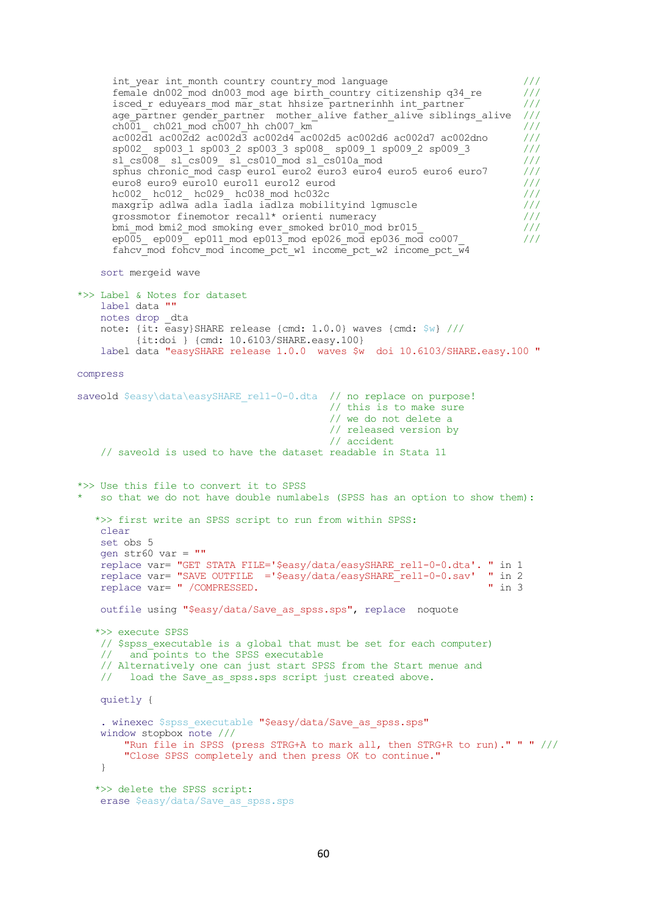```
       int_year int_month country country_mod language                    ///
       female dn002_mod dn003_mod age birth_country citizenship q34_re    ///
       isced_r eduyears_mod mar_stat hhsize partnerinhh int_partner       ///
       age_partner gender_partner  mother_alive father_alive siblings_alive ///
       ch001_ ch021_mod ch007_hh ch007_km                                 ///
       ac002d1 ac002d2 ac002d3 ac002d4 ac002d5 ac002d6 ac002d7 ac002dno   ///
       sp002_ sp003_1 sp003_2 sp003_3 sp008_ sp009_1 sp009_2 sp009_3      ///
       sl_cs008_ sl_cs009_ sl_cs010_mod sl_cs010a_mod                     ///
       sphus chronic_mod casp euro1 euro2 euro3 euro4 euro5 euro6 euro7   ///
       euro8 euro9 euro10 euro11 euro12 eurod                             ///
       hc002_ hc012_ hc029_ hc038_mod hc032c                              ///
       maxgrip adlwa adla iadla iadlza mobilityind lgmuscle               ///
       grossmotor finemotor recall* orienti numeracy                      ///
       bmi_mod bmi2_mod smoking ever_smoked br010_mod br015_              ///
       ep005_ ep009_ ep011_mod ep013_mod ep026_mod ep036_mod co007_       ///
       fahcv_mod fohcv_mod income_pct_w1 income_pct_w2 income_pct_w4

    sort mergeid wave

*>> Label & Notes for dataset
    label data ""
    notes drop _dta
    note: {it: easy}SHARE release {cmd: 1.0.0} waves {cmd: $w} ///
          {it:doi } {cmd: 10.6103/SHARE.easy.100}
    label data "easySHARE release 1.0.0  waves $w  doi 10.6103/SHARE.easy.100 "

compress

saveold $easy\data\easySHARE_rel1-0-0.dta  // no replace on purpose!
                                           // this is to make sure
                                           // we do not delete a
                                           // released version by
                                           // accident
    // saveold is used to have the dataset readable in Stata 11


*>> Use this file to convert it to SPSS
*   so that we do not have double numlabels (SPSS has an option to show them):

   *>> first write an SPSS script to run from within SPSS:
    clear
    set obs 5
    gen str60 var = ""
    replace var= "GET STATA FILE='$easy/data/easySHARE_rel1-0-0.dta'. " in 1
    replace var= "SAVE OUTFILE  ='$easy/data/easySHARE_rel1-0-0.sav'  " in 2
    replace var= " /COMPRESSED.                                        " in 3

    outfile using "$easy/data/Save_as_spss.sps", replace  noquote

   *>> execute SPSS
    // $spss_executable is a global that must be set for each computer)
    //   and points to the SPSS executable
    // Alternatively one can just start SPSS from the Start menue and
    //   load the Save_as_spss.sps script just created above.

    quietly {

    . winexec $spss_executable "$easy/data/Save_as_spss.sps"
    window stopbox note ///
        "Run file in SPSS (press STRG+A to mark all, then STRG+R to run)." " " ///
        "Close SPSS completely and then press OK to continue."
    }

   *>> delete the SPSS script:
    erase $easy/data/Save_as_spss.sps
```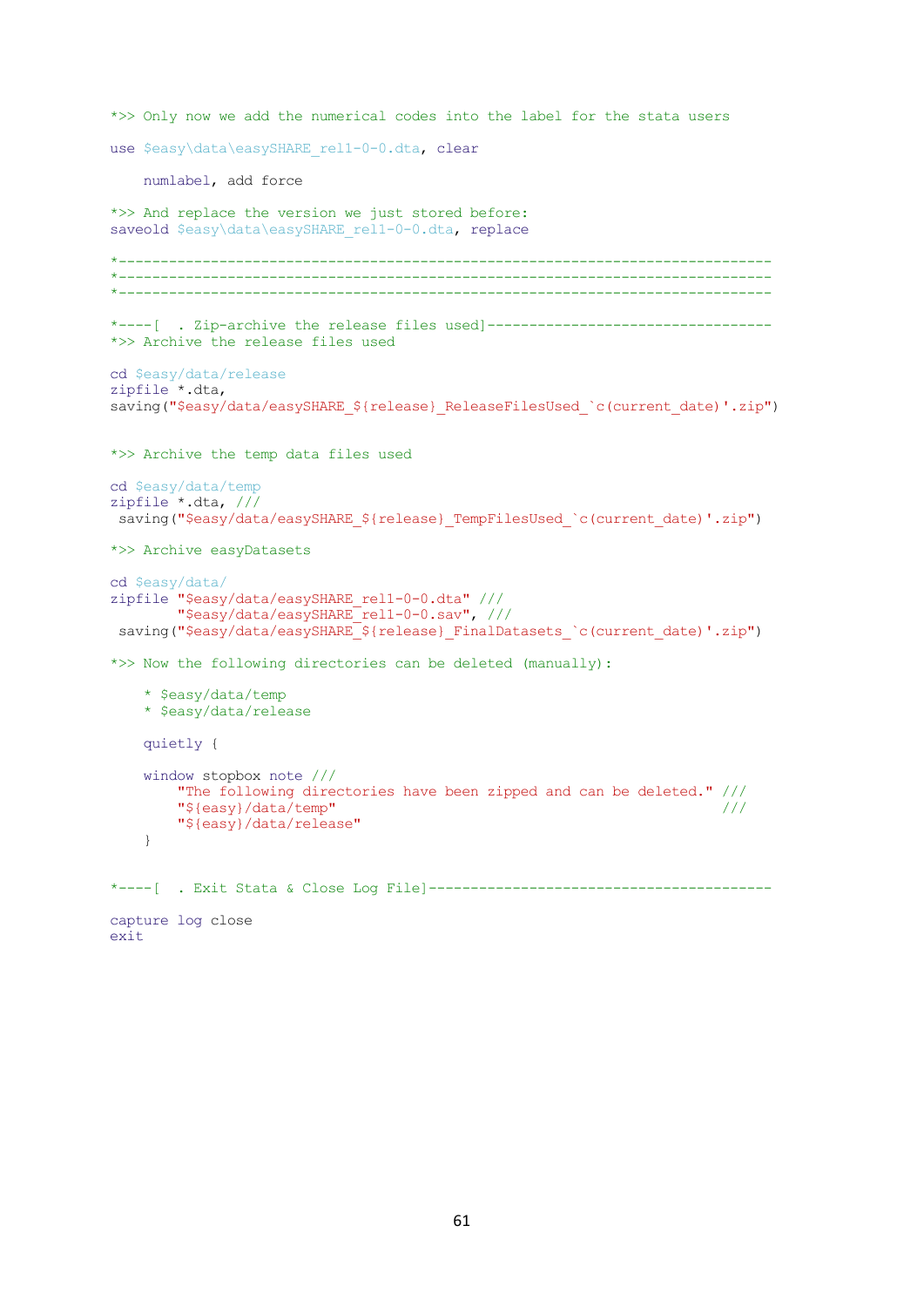```
*>> Only now we add the numerical codes into the label for the stata users

use $easy\data\easySHARE_rel1-0-0.dta, clear

    numlabel, add force

*>> And replace the version we just stored before:
saveold $easy\data\easySHARE_rel1-0-0.dta, replace

*------------------------------------------------------------------------------
*------------------------------------------------------------------------------
*------------------------------------------------------------------------------

*----[  . Zip-archive the release files used]----------------------------------
*>> Archive the release files used

cd $easy/data/release
zipfile *.dta,
saving("$easy/data/easySHARE_${release}_ReleaseFilesUsed_`c(current_date)'.zip")


*>> Archive the temp data files used

cd $easy/data/temp
zipfile *.dta, ///
 saving("$easy/data/easySHARE_${release}_TempFilesUsed_`c(current_date)'.zip")

*>> Archive easyDatasets

cd $easy/data/
zipfile "$easy/data/easySHARE_rel1-0-0.dta" ///
        "$easy/data/easySHARE_rel1-0-0.sav", ///
 saving("$easy/data/easySHARE_${release}_FinalDatasets_`c(current_date)'.zip")

*>> Now the following directories can be deleted (manually):

    * $easy/data/temp
    * $easy/data/release

    quietly {

    window stopbox note ///
        "The following directories have been zipped and can be deleted." ///
        "${easy}/data/temp"                                              ///
        "${easy}/data/release"
    }


*----[  . Exit Stata & Close Log File]-----------------------------------------

capture log close
exit
```